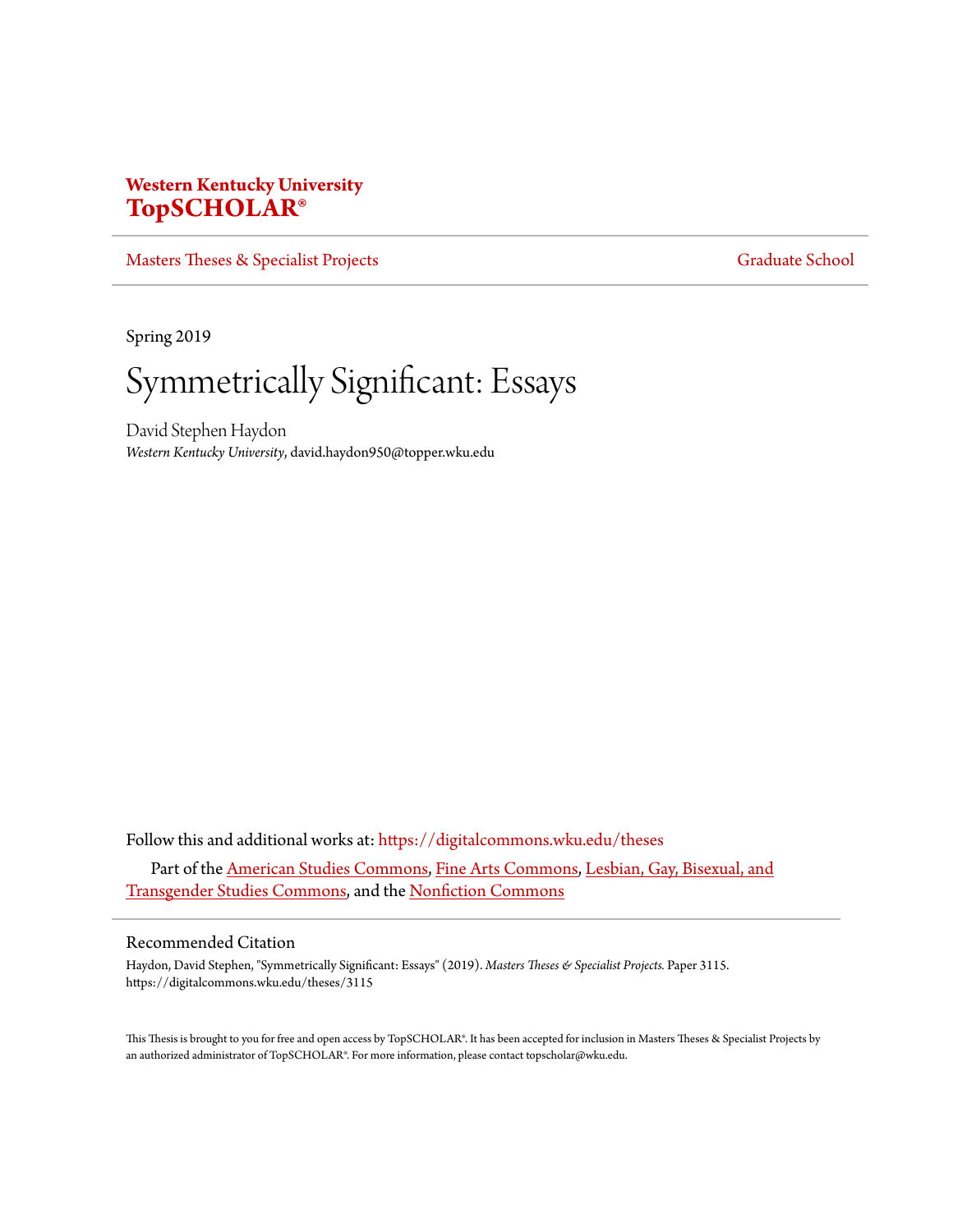**Western Kentucky University**
**TopSCHOLAR®**

Masters Theses & Specialist Projects | Graduate School

Spring 2019

# Symmetrically Significant: Essays

David Stephen Haydon
*Western Kentucky University*, david.haydon950@topper.wku.edu

Follow this and additional works at: https://digitalcommons.wku.edu/theses

Part of the American Studies Commons, Fine Arts Commons, Lesbian, Gay, Bisexual, and Transgender Studies Commons, and the Nonfiction Commons

## Recommended Citation

Haydon, David Stephen, "Symmetrically Significant: Essays" (2019). *Masters Theses & Specialist Projects.* Paper 3115.
https://digitalcommons.wku.edu/theses/3115

This Thesis is brought to you for free and open access by TopSCHOLAR®. It has been accepted for inclusion in Masters Theses & Specialist Projects by an authorized administrator of TopSCHOLAR®. For more information, please contact topscholar@wku.edu.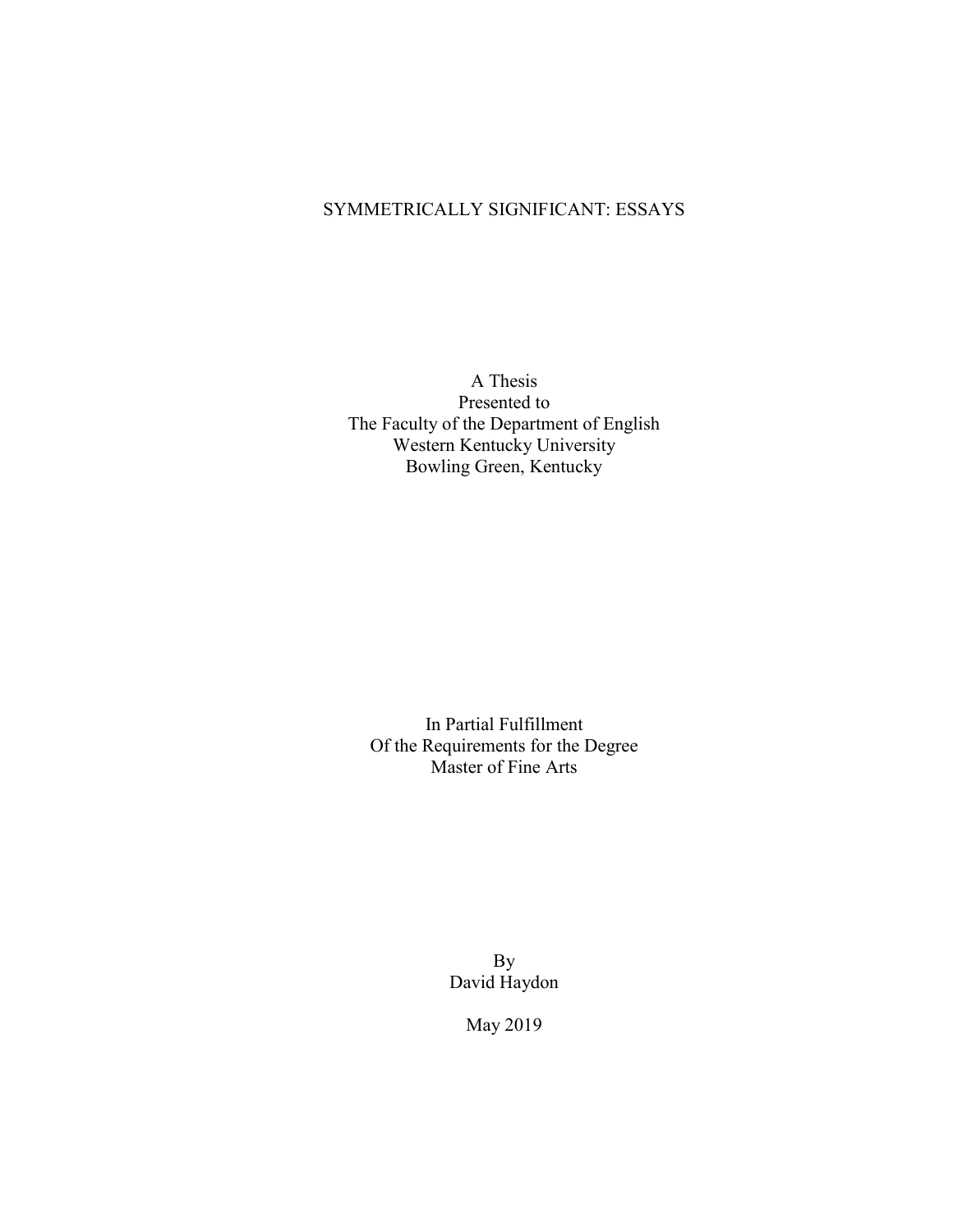# SYMMETRICALLY SIGNIFICANT: ESSAYS

A Thesis
Presented to
The Faculty of the Department of English
Western Kentucky University
Bowling Green, Kentucky

In Partial Fulfillment
Of the Requirements for the Degree
Master of Fine Arts

By
David Haydon

May 2019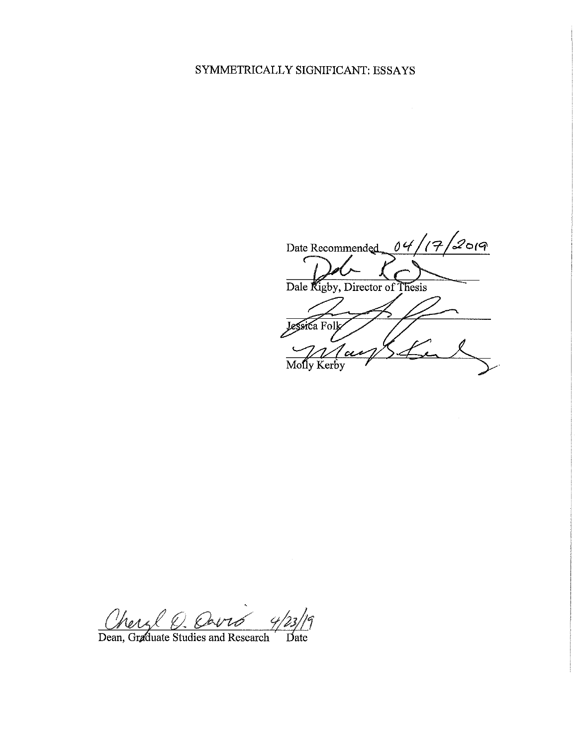SYMMETRICALLY SIGNIFICANT: ESSAYS

Date Recommended 04/17/2019

Dale Rigby, Director of Thesis

Jessica Folk

Molly Kerby

Cheryl D. Davis 4/23/19

Dean, Graduate Studies and Research Date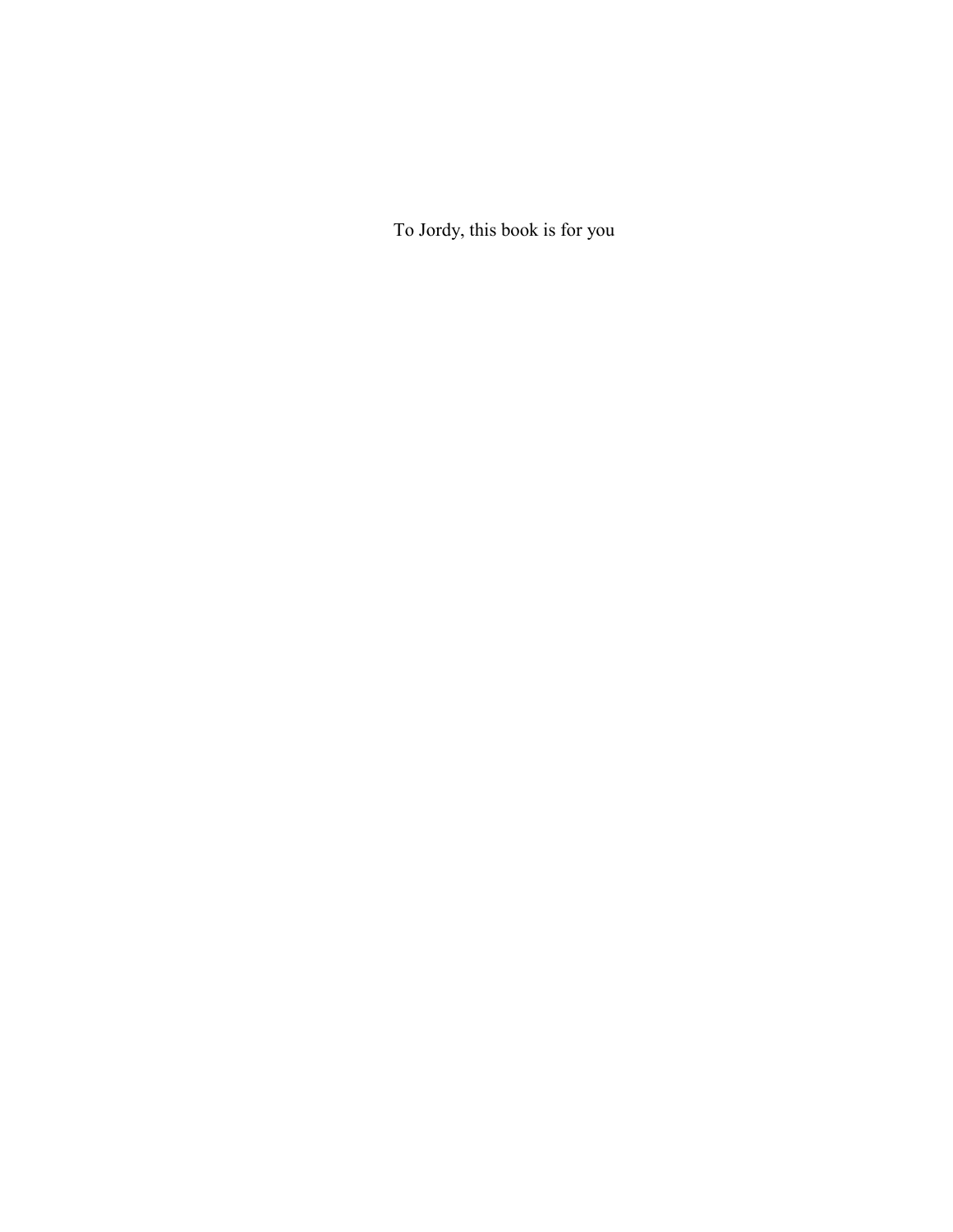To Jordy, this book is for you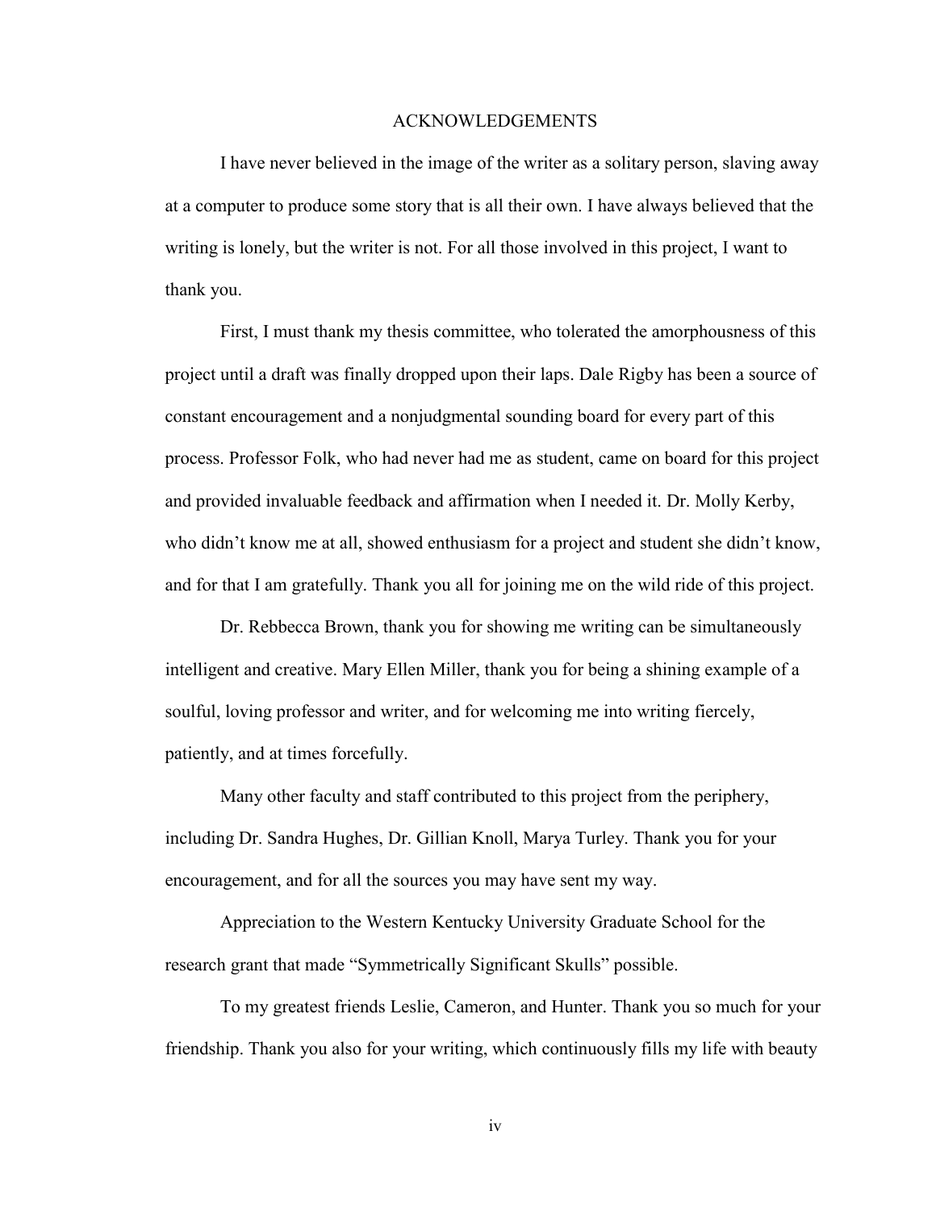# ACKNOWLEDGEMENTS

I have never believed in the image of the writer as a solitary person, slaving away at a computer to produce some story that is all their own. I have always believed that the writing is lonely, but the writer is not. For all those involved in this project, I want to thank you.

First, I must thank my thesis committee, who tolerated the amorphousness of this project until a draft was finally dropped upon their laps. Dale Rigby has been a source of constant encouragement and a nonjudgmental sounding board for every part of this process. Professor Folk, who had never had me as student, came on board for this project and provided invaluable feedback and affirmation when I needed it. Dr. Molly Kerby, who didn't know me at all, showed enthusiasm for a project and student she didn't know, and for that I am gratefully. Thank you all for joining me on the wild ride of this project.

Dr. Rebbecca Brown, thank you for showing me writing can be simultaneously intelligent and creative. Mary Ellen Miller, thank you for being a shining example of a soulful, loving professor and writer, and for welcoming me into writing fiercely, patiently, and at times forcefully.

Many other faculty and staff contributed to this project from the periphery, including Dr. Sandra Hughes, Dr. Gillian Knoll, Marya Turley. Thank you for your encouragement, and for all the sources you may have sent my way.

Appreciation to the Western Kentucky University Graduate School for the research grant that made "Symmetrically Significant Skulls" possible.

To my greatest friends Leslie, Cameron, and Hunter. Thank you so much for your friendship. Thank you also for your writing, which continuously fills my life with beauty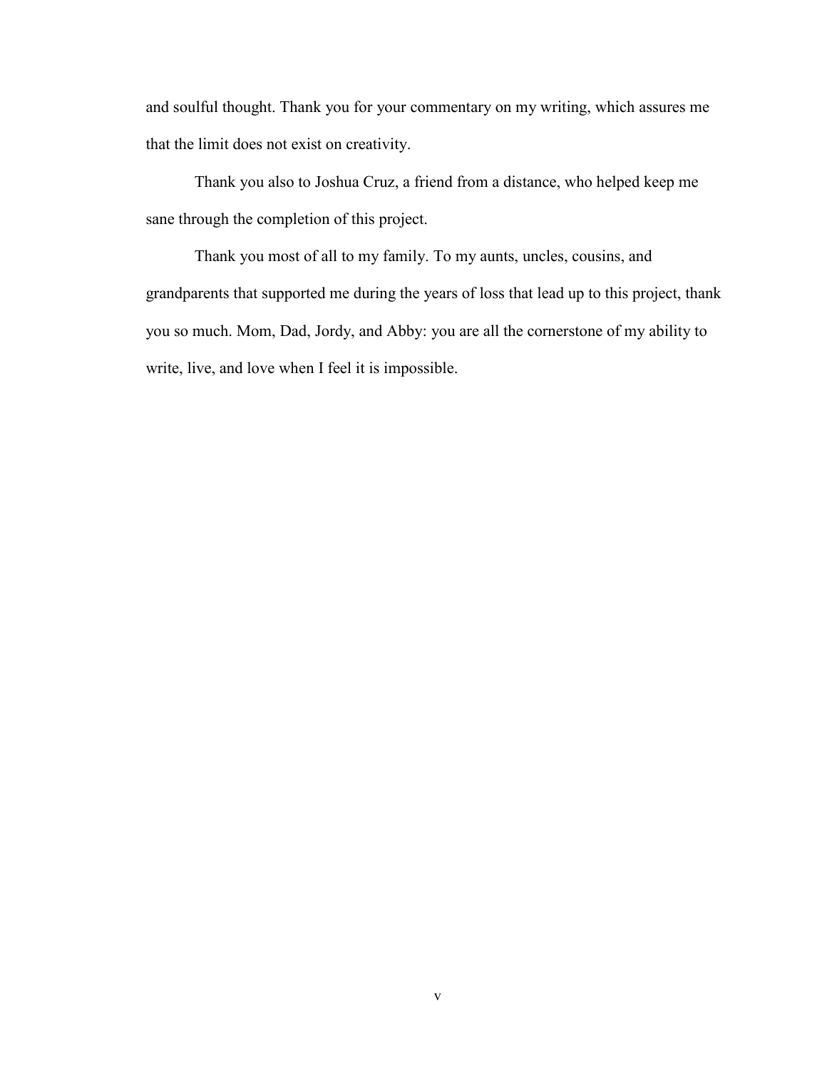and soulful thought. Thank you for your commentary on my writing, which assures me that the limit does not exist on creativity.

Thank you also to Joshua Cruz, a friend from a distance, who helped keep me sane through the completion of this project.

Thank you most of all to my family. To my aunts, uncles, cousins, and grandparents that supported me during the years of loss that lead up to this project, thank you so much. Mom, Dad, Jordy, and Abby: you are all the cornerstone of my ability to write, live, and love when I feel it is impossible.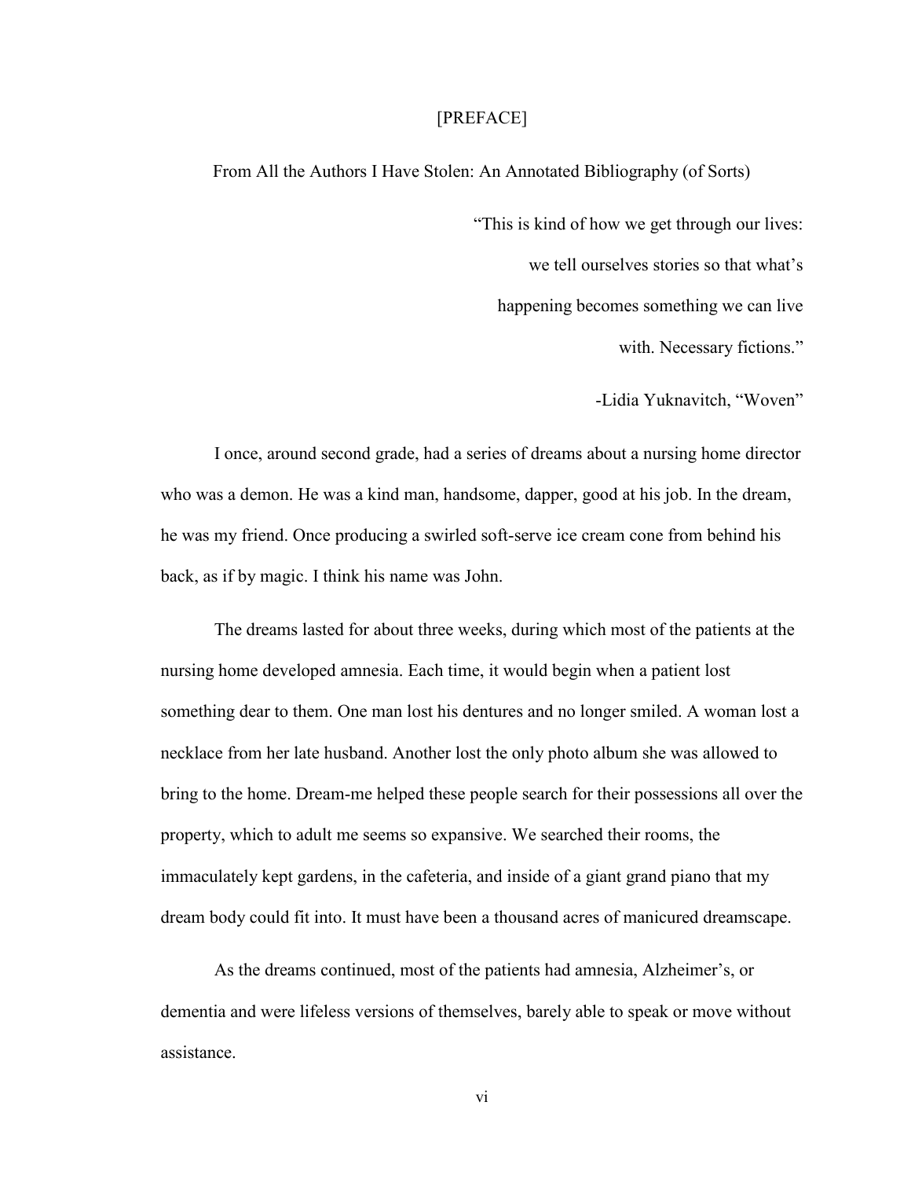# [PREFACE]

## From All the Authors I Have Stolen: An Annotated Bibliography (of Sorts)

> "This is kind of how we get through our lives:
> we tell ourselves stories so that what's
> happening becomes something we can live
> with. Necessary fictions."
>
> -Lidia Yuknavitch, "Woven"

I once, around second grade, had a series of dreams about a nursing home director who was a demon. He was a kind man, handsome, dapper, good at his job. In the dream, he was my friend. Once producing a swirled soft-serve ice cream cone from behind his back, as if by magic. I think his name was John.

The dreams lasted for about three weeks, during which most of the patients at the nursing home developed amnesia. Each time, it would begin when a patient lost something dear to them. One man lost his dentures and no longer smiled. A woman lost a necklace from her late husband. Another lost the only photo album she was allowed to bring to the home. Dream-me helped these people search for their possessions all over the property, which to adult me seems so expansive. We searched their rooms, the immaculately kept gardens, in the cafeteria, and inside of a giant grand piano that my dream body could fit into. It must have been a thousand acres of manicured dreamscape.

As the dreams continued, most of the patients had amnesia, Alzheimer's, or dementia and were lifeless versions of themselves, barely able to speak or move without assistance.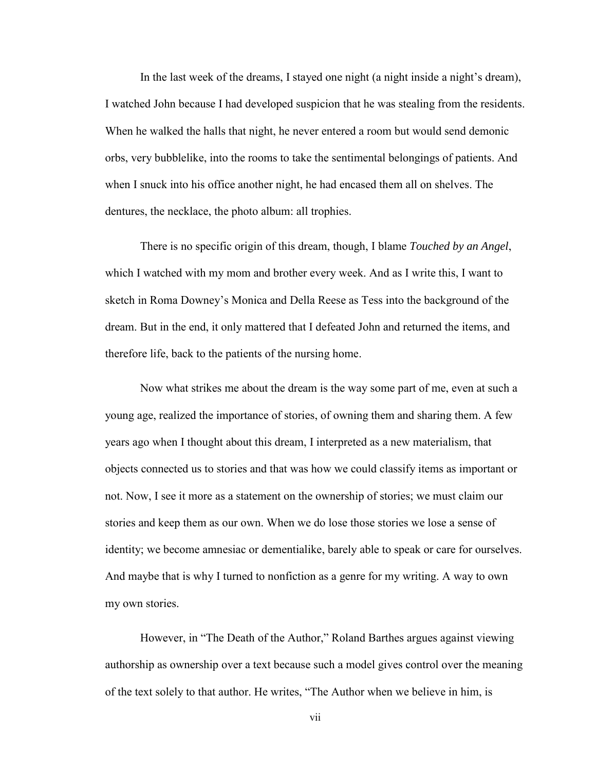In the last week of the dreams, I stayed one night (a night inside a night's dream), I watched John because I had developed suspicion that he was stealing from the residents. When he walked the halls that night, he never entered a room but would send demonic orbs, very bubblelike, into the rooms to take the sentimental belongings of patients. And when I snuck into his office another night, he had encased them all on shelves. The dentures, the necklace, the photo album: all trophies.

There is no specific origin of this dream, though, I blame *Touched by an Angel*, which I watched with my mom and brother every week. And as I write this, I want to sketch in Roma Downey's Monica and Della Reese as Tess into the background of the dream. But in the end, it only mattered that I defeated John and returned the items, and therefore life, back to the patients of the nursing home.

Now what strikes me about the dream is the way some part of me, even at such a young age, realized the importance of stories, of owning them and sharing them. A few years ago when I thought about this dream, I interpreted as a new materialism, that objects connected us to stories and that was how we could classify items as important or not. Now, I see it more as a statement on the ownership of stories; we must claim our stories and keep them as our own. When we do lose those stories we lose a sense of identity; we become amnesiac or dementialike, barely able to speak or care for ourselves. And maybe that is why I turned to nonfiction as a genre for my writing. A way to own my own stories.

However, in "The Death of the Author," Roland Barthes argues against viewing authorship as ownership over a text because such a model gives control over the meaning of the text solely to that author. He writes, "The Author when we believe in him, is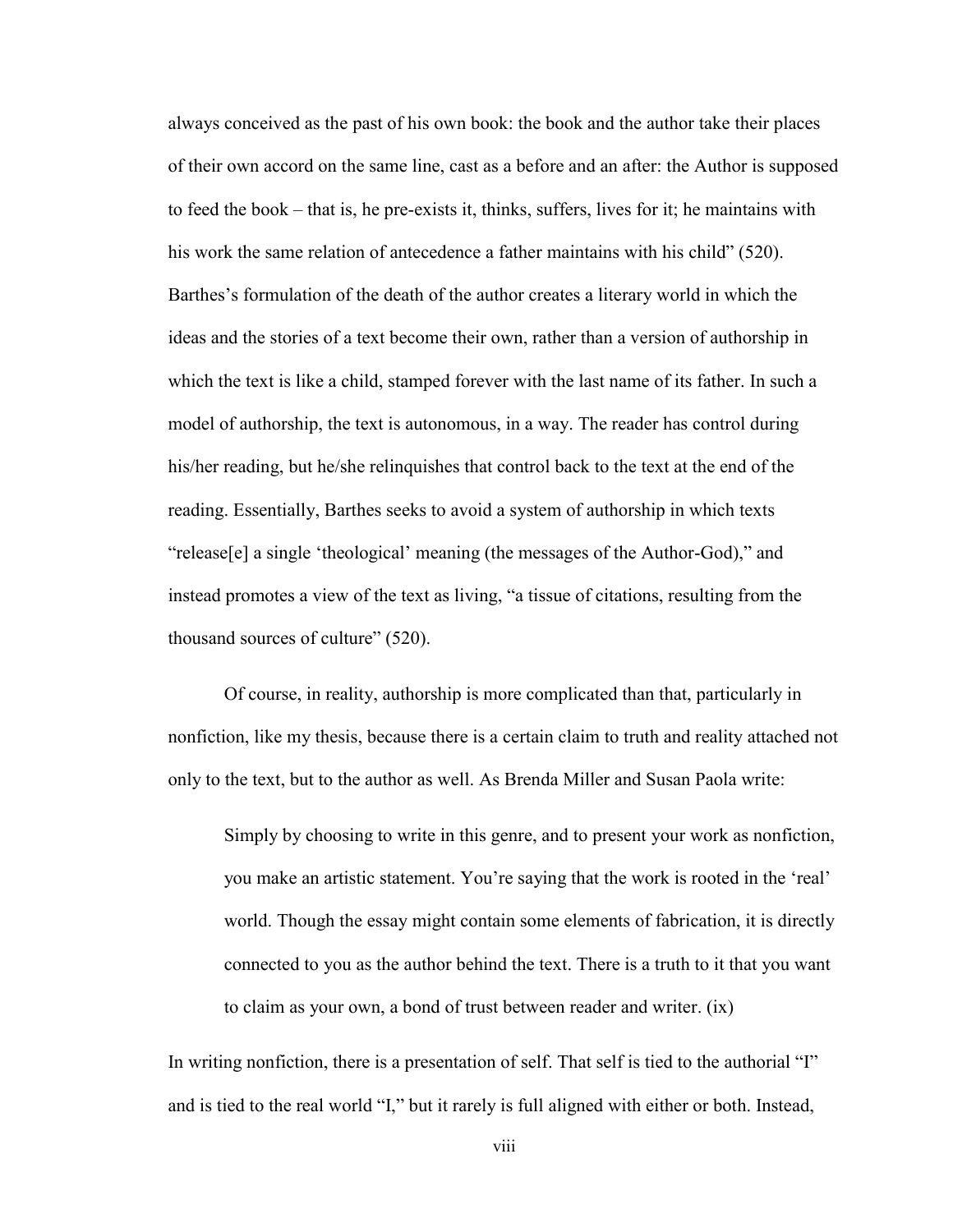always conceived as the past of his own book: the book and the author take their places of their own accord on the same line, cast as a before and an after: the Author is supposed to feed the book – that is, he pre-exists it, thinks, suffers, lives for it; he maintains with his work the same relation of antecedence a father maintains with his child" (520). Barthes's formulation of the death of the author creates a literary world in which the ideas and the stories of a text become their own, rather than a version of authorship in which the text is like a child, stamped forever with the last name of its father. In such a model of authorship, the text is autonomous, in a way. The reader has control during his/her reading, but he/she relinquishes that control back to the text at the end of the reading. Essentially, Barthes seeks to avoid a system of authorship in which texts "release[e] a single 'theological' meaning (the messages of the Author-God)," and instead promotes a view of the text as living, "a tissue of citations, resulting from the thousand sources of culture" (520).

Of course, in reality, authorship is more complicated than that, particularly in nonfiction, like my thesis, because there is a certain claim to truth and reality attached not only to the text, but to the author as well. As Brenda Miller and Susan Paola write:

> Simply by choosing to write in this genre, and to present your work as nonfiction, you make an artistic statement. You're saying that the work is rooted in the 'real' world. Though the essay might contain some elements of fabrication, it is directly connected to you as the author behind the text. There is a truth to it that you want to claim as your own, a bond of trust between reader and writer. (ix)

In writing nonfiction, there is a presentation of self. That self is tied to the authorial "I" and is tied to the real world "I," but it rarely is full aligned with either or both. Instead,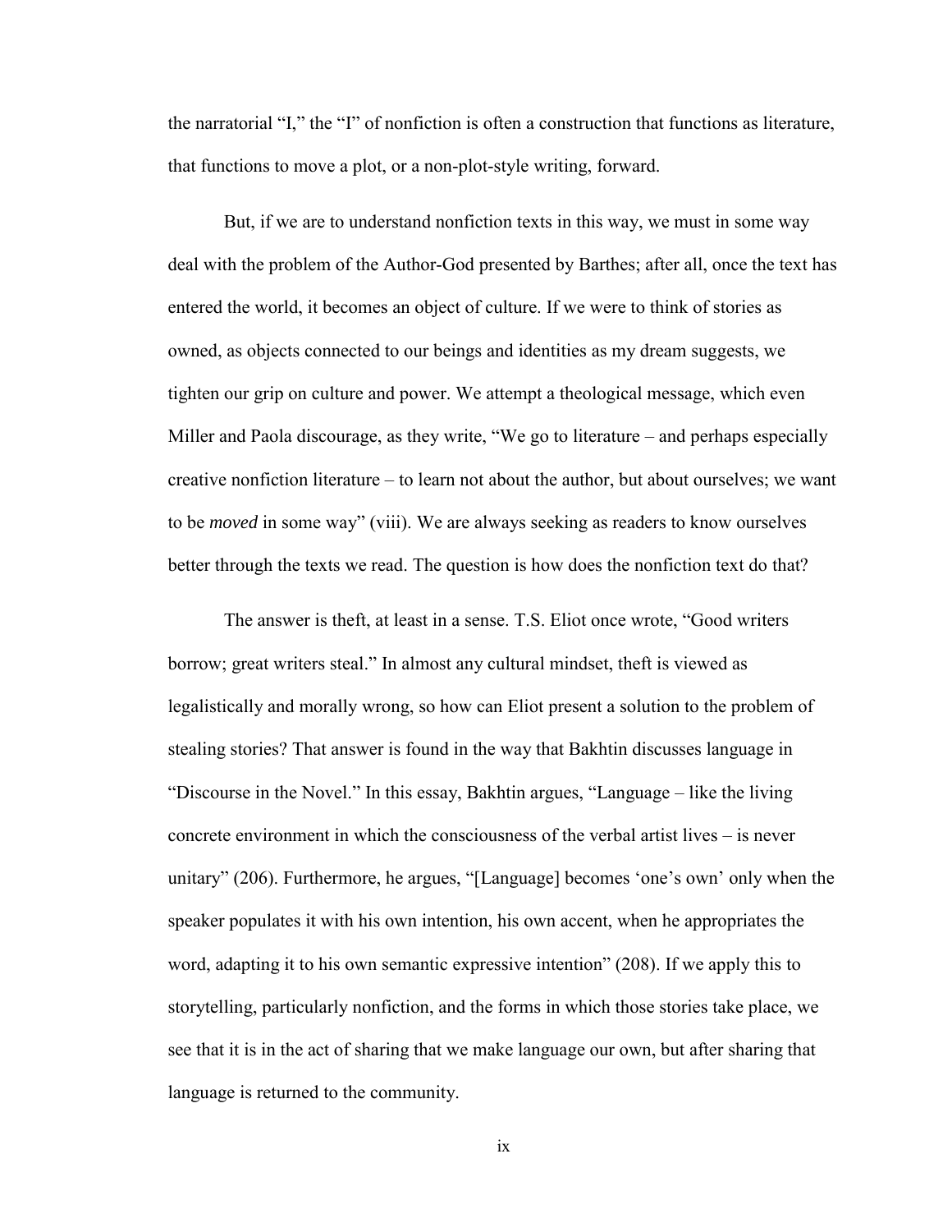the narratorial "I," the "I" of nonfiction is often a construction that functions as literature, that functions to move a plot, or a non-plot-style writing, forward.

But, if we are to understand nonfiction texts in this way, we must in some way deal with the problem of the Author-God presented by Barthes; after all, once the text has entered the world, it becomes an object of culture. If we were to think of stories as owned, as objects connected to our beings and identities as my dream suggests, we tighten our grip on culture and power. We attempt a theological message, which even Miller and Paola discourage, as they write, "We go to literature – and perhaps especially creative nonfiction literature – to learn not about the author, but about ourselves; we want to be *moved* in some way" (viii). We are always seeking as readers to know ourselves better through the texts we read. The question is how does the nonfiction text do that?

The answer is theft, at least in a sense. T.S. Eliot once wrote, "Good writers borrow; great writers steal." In almost any cultural mindset, theft is viewed as legalistically and morally wrong, so how can Eliot present a solution to the problem of stealing stories? That answer is found in the way that Bakhtin discusses language in "Discourse in the Novel." In this essay, Bakhtin argues, "Language – like the living concrete environment in which the consciousness of the verbal artist lives – is never unitary" (206). Furthermore, he argues, "[Language] becomes 'one's own' only when the speaker populates it with his own intention, his own accent, when he appropriates the word, adapting it to his own semantic expressive intention" (208). If we apply this to storytelling, particularly nonfiction, and the forms in which those stories take place, we see that it is in the act of sharing that we make language our own, but after sharing that language is returned to the community.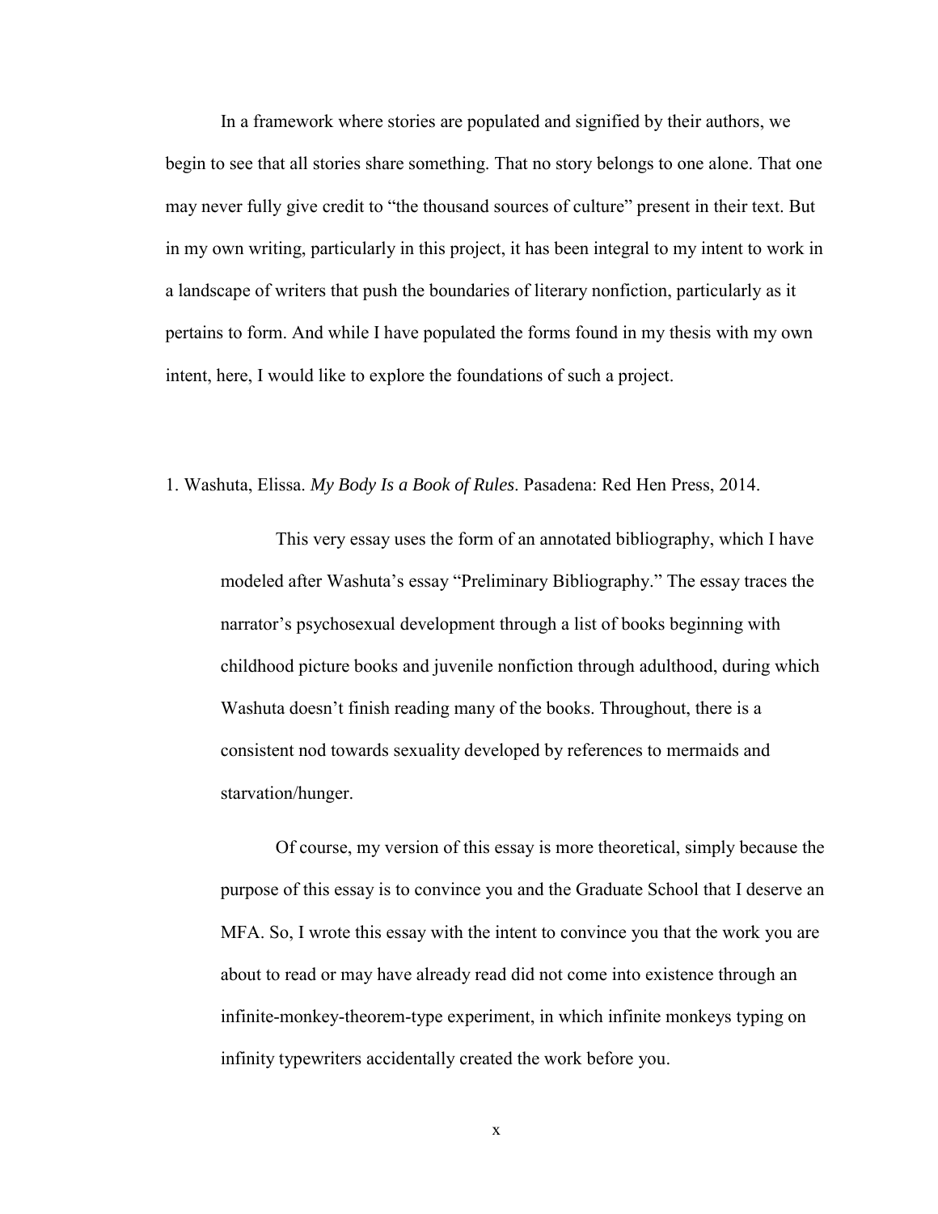In a framework where stories are populated and signified by their authors, we begin to see that all stories share something. That no story belongs to one alone. That one may never fully give credit to "the thousand sources of culture" present in their text. But in my own writing, particularly in this project, it has been integral to my intent to work in a landscape of writers that push the boundaries of literary nonfiction, particularly as it pertains to form. And while I have populated the forms found in my thesis with my own intent, here, I would like to explore the foundations of such a project.

1. Washuta, Elissa. *My Body Is a Book of Rules*. Pasadena: Red Hen Press, 2014.

> This very essay uses the form of an annotated bibliography, which I have modeled after Washuta's essay "Preliminary Bibliography." The essay traces the narrator's psychosexual development through a list of books beginning with childhood picture books and juvenile nonfiction through adulthood, during which Washuta doesn't finish reading many of the books. Throughout, there is a consistent nod towards sexuality developed by references to mermaids and starvation/hunger.
>
> Of course, my version of this essay is more theoretical, simply because the purpose of this essay is to convince you and the Graduate School that I deserve an MFA. So, I wrote this essay with the intent to convince you that the work you are about to read or may have already read did not come into existence through an infinite-monkey-theorem-type experiment, in which infinite monkeys typing on infinity typewriters accidentally created the work before you.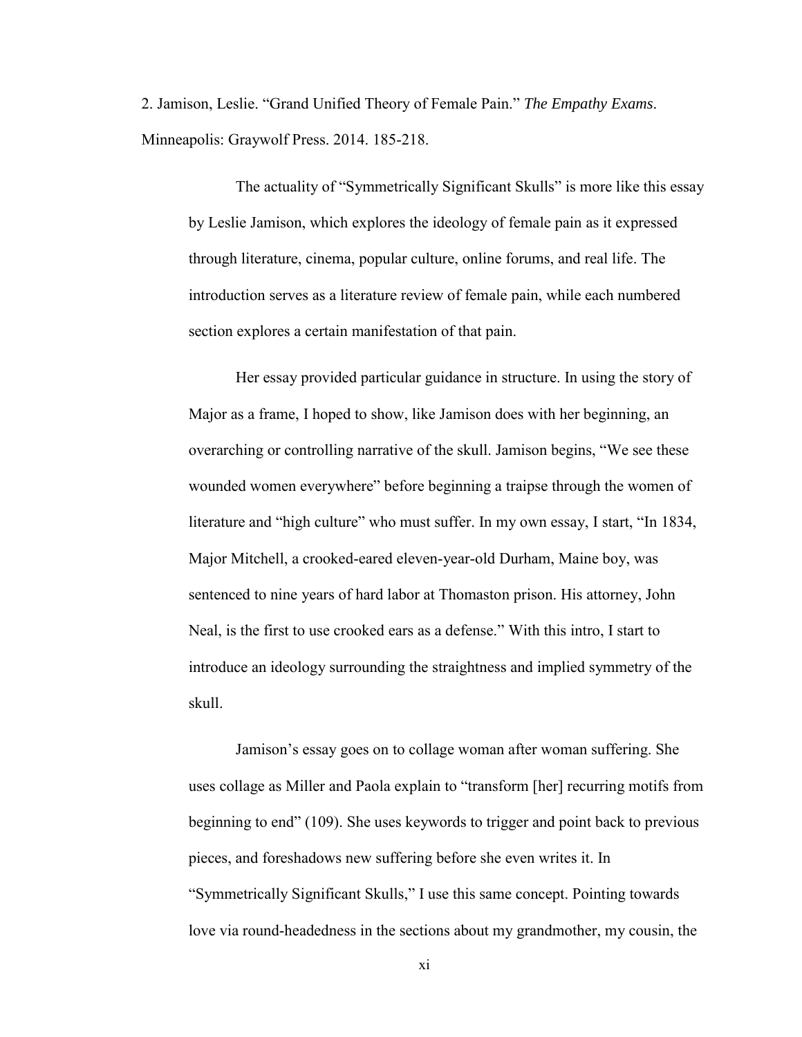2. Jamison, Leslie. “Grand Unified Theory of Female Pain.” *The Empathy Exams*. Minneapolis: Graywolf Press. 2014. 185-218.

The actuality of “Symmetrically Significant Skulls” is more like this essay by Leslie Jamison, which explores the ideology of female pain as it expressed through literature, cinema, popular culture, online forums, and real life. The introduction serves as a literature review of female pain, while each numbered section explores a certain manifestation of that pain.

Her essay provided particular guidance in structure. In using the story of Major as a frame, I hoped to show, like Jamison does with her beginning, an overarching or controlling narrative of the skull. Jamison begins, “We see these wounded women everywhere” before beginning a traipse through the women of literature and “high culture” who must suffer. In my own essay, I start, “In 1834, Major Mitchell, a crooked-eared eleven-year-old Durham, Maine boy, was sentenced to nine years of hard labor at Thomaston prison. His attorney, John Neal, is the first to use crooked ears as a defense.” With this intro, I start to introduce an ideology surrounding the straightness and implied symmetry of the skull.

Jamison’s essay goes on to collage woman after woman suffering. She uses collage as Miller and Paola explain to “transform [her] recurring motifs from beginning to end” (109). She uses keywords to trigger and point back to previous pieces, and foreshadows new suffering before she even writes it. In “Symmetrically Significant Skulls,” I use this same concept. Pointing towards love via round-headedness in the sections about my grandmother, my cousin, the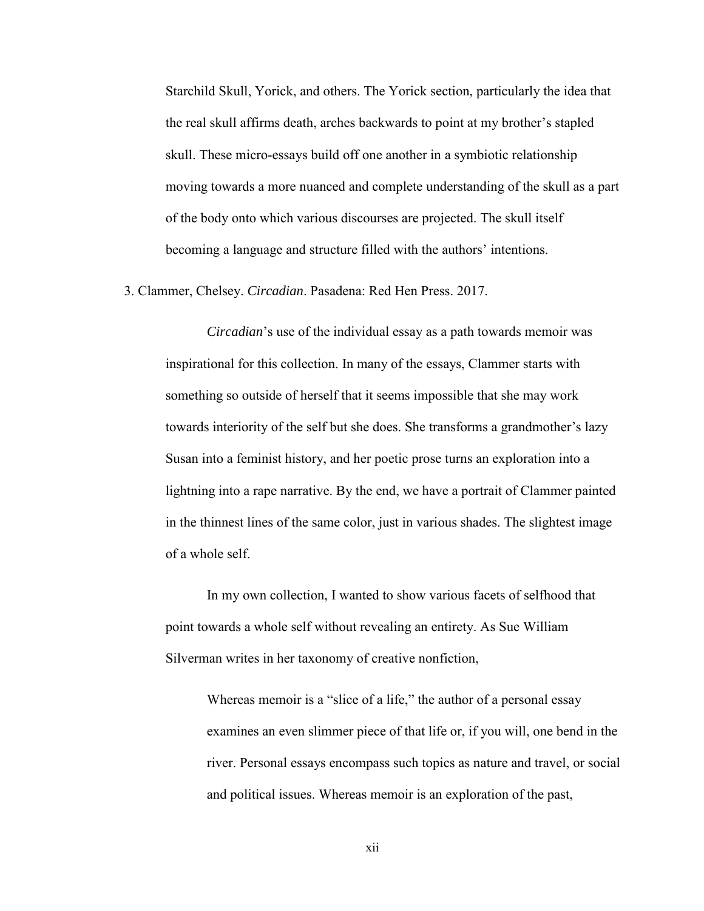Starchild Skull, Yorick, and others. The Yorick section, particularly the idea that the real skull affirms death, arches backwards to point at my brother's stapled skull. These micro-essays build off one another in a symbiotic relationship moving towards a more nuanced and complete understanding of the skull as a part of the body onto which various discourses are projected. The skull itself becoming a language and structure filled with the authors' intentions.

3. Clammer, Chelsey. *Circadian*. Pasadena: Red Hen Press. 2017.

*Circadian*'s use of the individual essay as a path towards memoir was inspirational for this collection. In many of the essays, Clammer starts with something so outside of herself that it seems impossible that she may work towards interiority of the self but she does. She transforms a grandmother's lazy Susan into a feminist history, and her poetic prose turns an exploration into a lightning into a rape narrative. By the end, we have a portrait of Clammer painted in the thinnest lines of the same color, just in various shades. The slightest image of a whole self.

In my own collection, I wanted to show various facets of selfhood that point towards a whole self without revealing an entirety. As Sue William Silverman writes in her taxonomy of creative nonfiction,

> Whereas memoir is a "slice of a life," the author of a personal essay examines an even slimmer piece of that life or, if you will, one bend in the river. Personal essays encompass such topics as nature and travel, or social and political issues. Whereas memoir is an exploration of the past,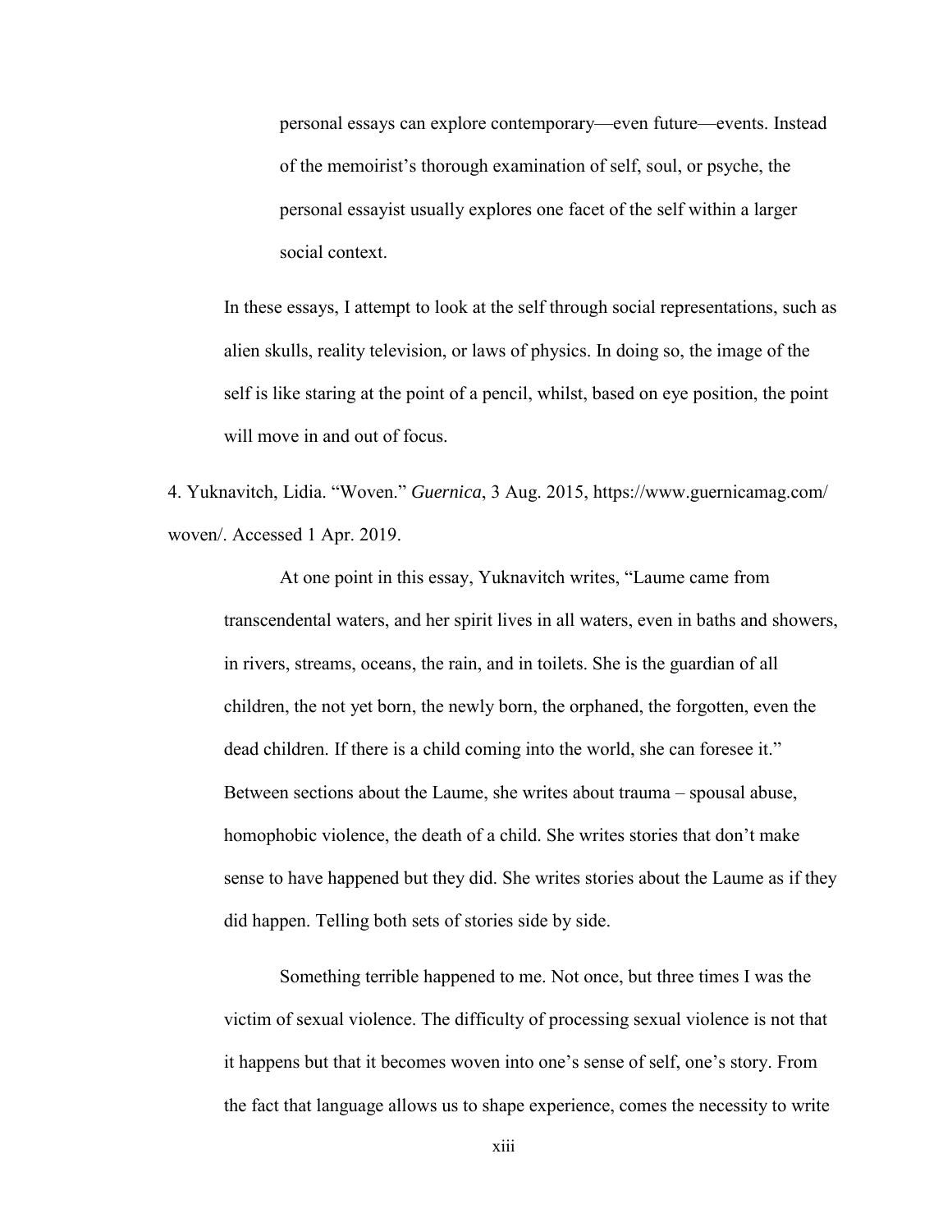> personal essays can explore contemporary—even future—events. Instead of the memoirist's thorough examination of self, soul, or psyche, the personal essayist usually explores one facet of the self within a larger social context.

In these essays, I attempt to look at the self through social representations, such as alien skulls, reality television, or laws of physics. In doing so, the image of the self is like staring at the point of a pencil, whilst, based on eye position, the point will move in and out of focus.

4. Yuknavitch, Lidia. "Woven." *Guernica*, 3 Aug. 2015, https://www.guernicamag.com/woven/. Accessed 1 Apr. 2019.

At one point in this essay, Yuknavitch writes, "Laume came from transcendental waters, and her spirit lives in all waters, even in baths and showers, in rivers, streams, oceans, the rain, and in toilets. She is the guardian of all children, the not yet born, the newly born, the orphaned, the forgotten, even the dead children. If there is a child coming into the world, she can foresee it." Between sections about the Laume, she writes about trauma – spousal abuse, homophobic violence, the death of a child. She writes stories that don't make sense to have happened but they did. She writes stories about the Laume as if they did happen. Telling both sets of stories side by side.

Something terrible happened to me. Not once, but three times I was the victim of sexual violence. The difficulty of processing sexual violence is not that it happens but that it becomes woven into one's sense of self, one's story. From the fact that language allows us to shape experience, comes the necessity to write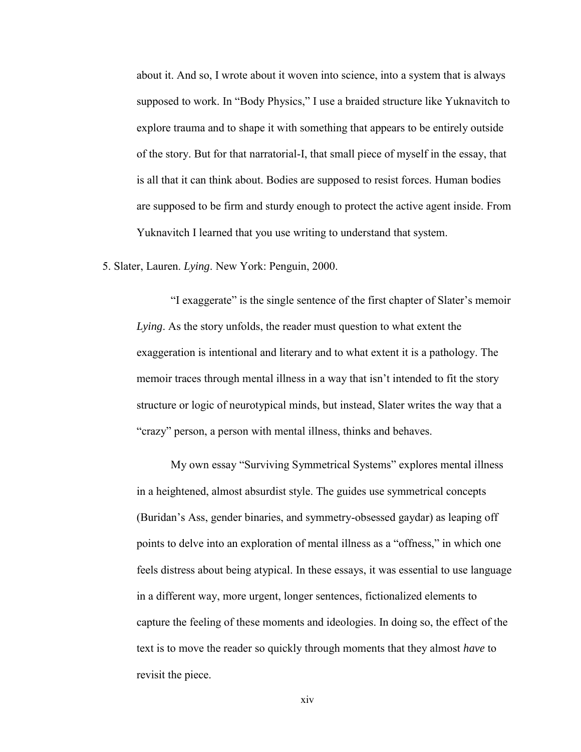about it. And so, I wrote about it woven into science, into a system that is always supposed to work. In "Body Physics," I use a braided structure like Yuknavitch to explore trauma and to shape it with something that appears to be entirely outside of the story. But for that narratorial-I, that small piece of myself in the essay, that is all that it can think about. Bodies are supposed to resist forces. Human bodies are supposed to be firm and sturdy enough to protect the active agent inside. From Yuknavitch I learned that you use writing to understand that system.

5. Slater, Lauren. *Lying*. New York: Penguin, 2000.

"I exaggerate" is the single sentence of the first chapter of Slater's memoir *Lying*. As the story unfolds, the reader must question to what extent the exaggeration is intentional and literary and to what extent it is a pathology. The memoir traces through mental illness in a way that isn't intended to fit the story structure or logic of neurotypical minds, but instead, Slater writes the way that a "crazy" person, a person with mental illness, thinks and behaves.

My own essay "Surviving Symmetrical Systems" explores mental illness in a heightened, almost absurdist style. The guides use symmetrical concepts (Buridan's Ass, gender binaries, and symmetry-obsessed gaydar) as leaping off points to delve into an exploration of mental illness as a "offness," in which one feels distress about being atypical. In these essays, it was essential to use language in a different way, more urgent, longer sentences, fictionalized elements to capture the feeling of these moments and ideologies. In doing so, the effect of the text is to move the reader so quickly through moments that they almost *have* to revisit the piece.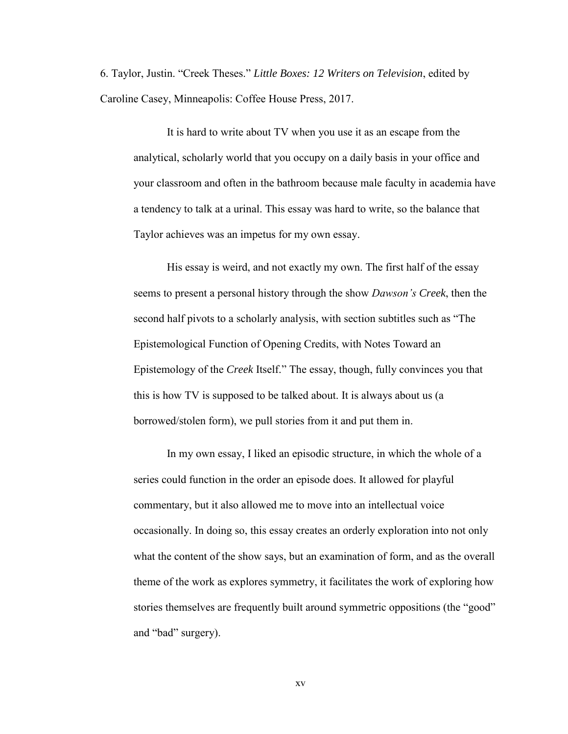6. Taylor, Justin. "Creek Theses." *Little Boxes: 12 Writers on Television*, edited by Caroline Casey, Minneapolis: Coffee House Press, 2017.

It is hard to write about TV when you use it as an escape from the analytical, scholarly world that you occupy on a daily basis in your office and your classroom and often in the bathroom because male faculty in academia have a tendency to talk at a urinal. This essay was hard to write, so the balance that Taylor achieves was an impetus for my own essay.

His essay is weird, and not exactly my own. The first half of the essay seems to present a personal history through the show *Dawson's Creek*, then the second half pivots to a scholarly analysis, with section subtitles such as "The Epistemological Function of Opening Credits, with Notes Toward an Epistemology of the *Creek* Itself." The essay, though, fully convinces you that this is how TV is supposed to be talked about. It is always about us (a borrowed/stolen form), we pull stories from it and put them in.

In my own essay, I liked an episodic structure, in which the whole of a series could function in the order an episode does. It allowed for playful commentary, but it also allowed me to move into an intellectual voice occasionally. In doing so, this essay creates an orderly exploration into not only what the content of the show says, but an examination of form, and as the overall theme of the work as explores symmetry, it facilitates the work of exploring how stories themselves are frequently built around symmetric oppositions (the "good" and "bad" surgery).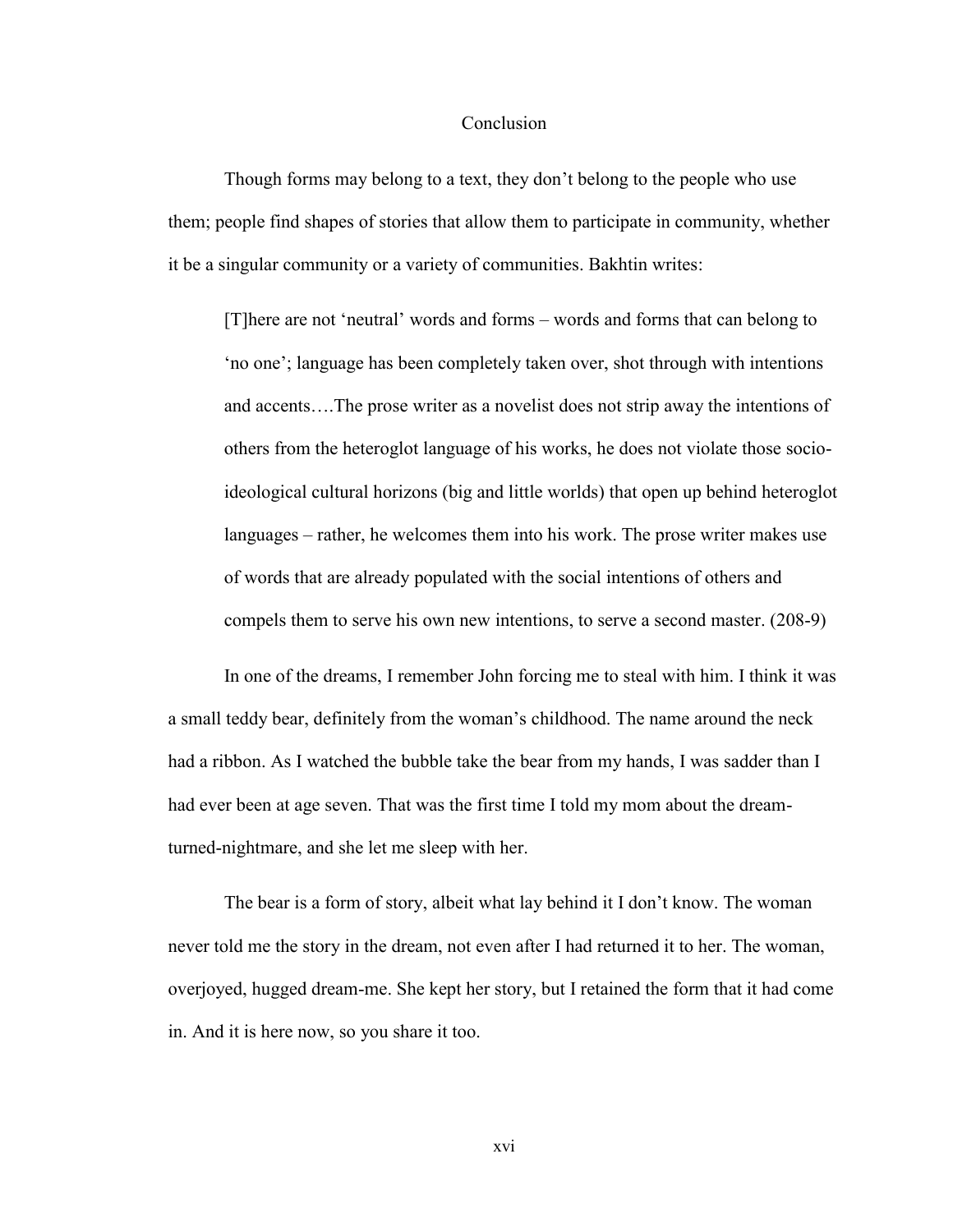# Conclusion

Though forms may belong to a text, they don't belong to the people who use them; people find shapes of stories that allow them to participate in community, whether it be a singular community or a variety of communities. Bakhtin writes:

> [T]here are not 'neutral' words and forms – words and forms that can belong to 'no one'; language has been completely taken over, shot through with intentions and accents….The prose writer as a novelist does not strip away the intentions of others from the heteroglot language of his works, he does not violate those socio-ideological cultural horizons (big and little worlds) that open up behind heteroglot languages – rather, he welcomes them into his work. The prose writer makes use of words that are already populated with the social intentions of others and compels them to serve his own new intentions, to serve a second master. (208-9)

In one of the dreams, I remember John forcing me to steal with him. I think it was a small teddy bear, definitely from the woman's childhood. The name around the neck had a ribbon. As I watched the bubble take the bear from my hands, I was sadder than I had ever been at age seven. That was the first time I told my mom about the dream-turned-nightmare, and she let me sleep with her.

The bear is a form of story, albeit what lay behind it I don't know. The woman never told me the story in the dream, not even after I had returned it to her. The woman, overjoyed, hugged dream-me. She kept her story, but I retained the form that it had come in. And it is here now, so you share it too.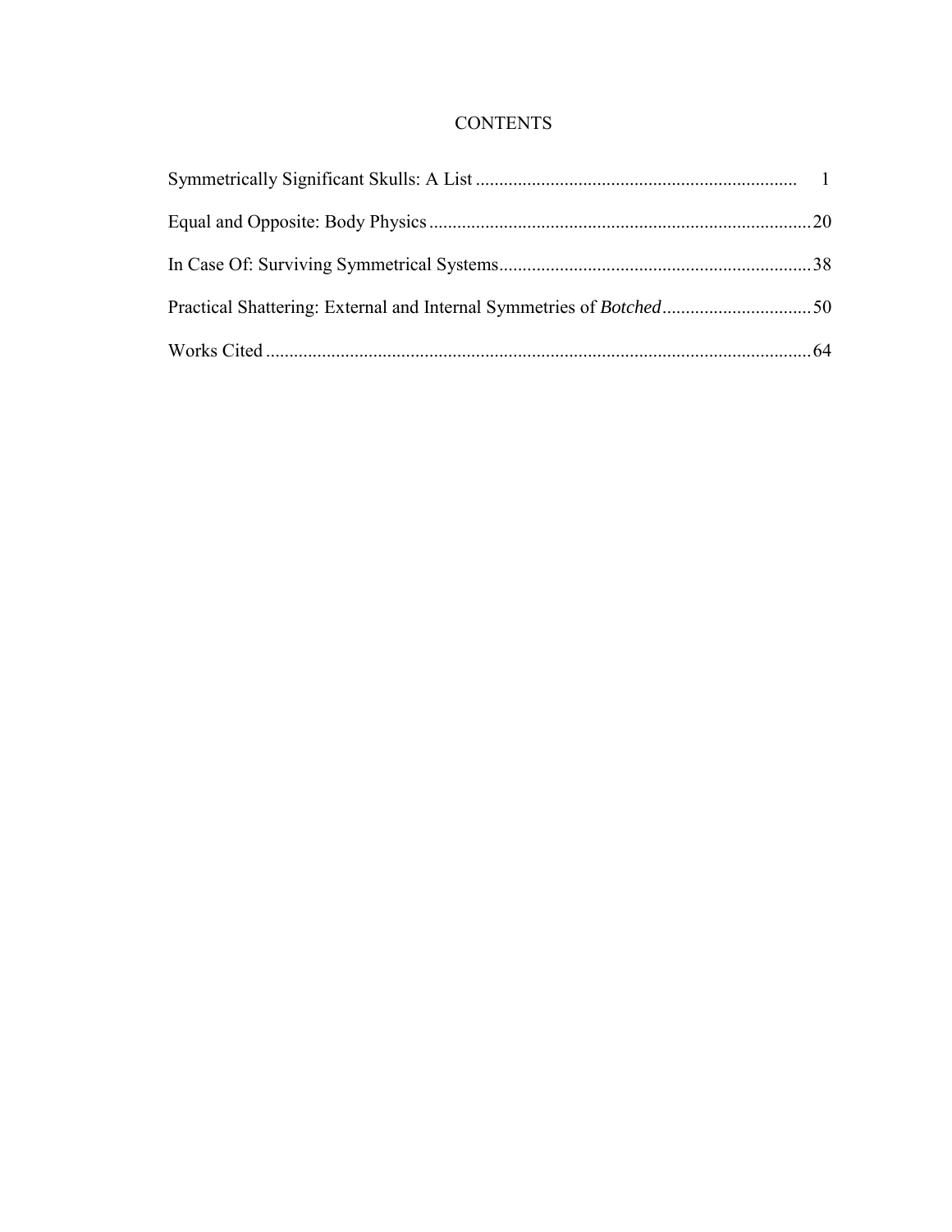# CONTENTS

Symmetrically Significant Skulls: A List .................................................................... 1

Equal and Opposite: Body Physics .................................................................................20

In Case Of: Surviving Symmetrical Systems..................................................................38

Practical Shattering: External and Internal Symmetries of *Botched*................................50

Works Cited ....................................................................................................................64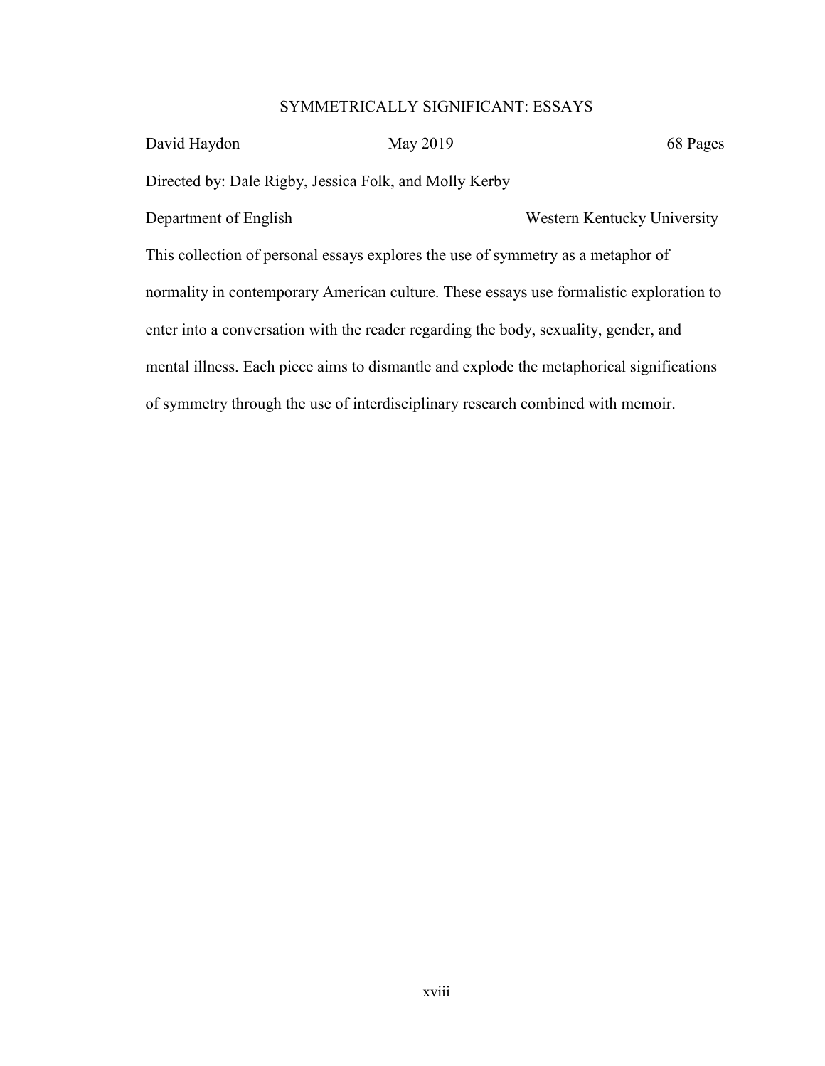# SYMMETRICALLY SIGNIFICANT: ESSAYS

David Haydon          May 2019          68 Pages

Directed by: Dale Rigby, Jessica Folk, and Molly Kerby

Department of English          Western Kentucky University

This collection of personal essays explores the use of symmetry as a metaphor of normality in contemporary American culture. These essays use formalistic exploration to enter into a conversation with the reader regarding the body, sexuality, gender, and mental illness. Each piece aims to dismantle and explode the metaphorical significations of symmetry through the use of interdisciplinary research combined with memoir.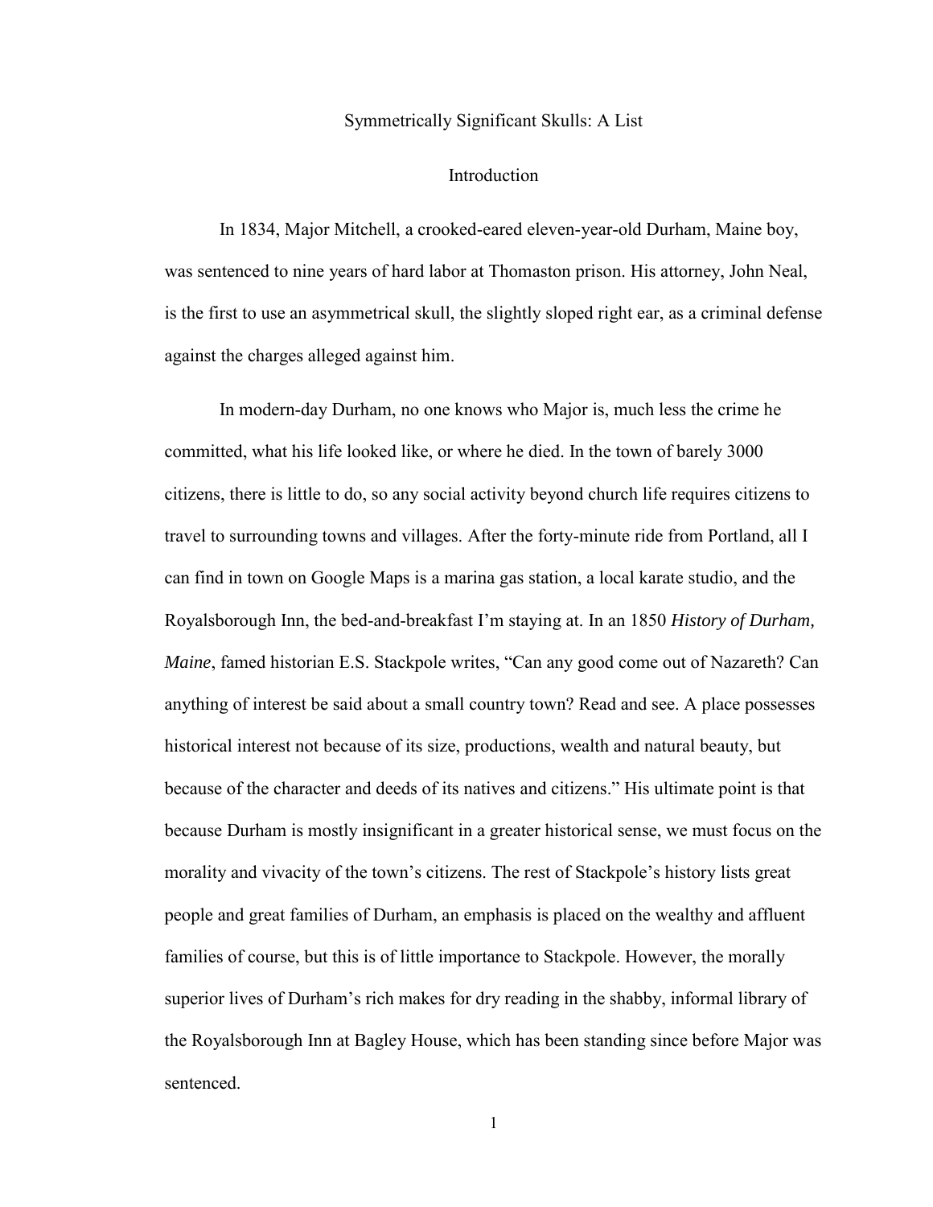# Symmetrically Significant Skulls: A List

## Introduction

In 1834, Major Mitchell, a crooked-eared eleven-year-old Durham, Maine boy, was sentenced to nine years of hard labor at Thomaston prison. His attorney, John Neal, is the first to use an asymmetrical skull, the slightly sloped right ear, as a criminal defense against the charges alleged against him.

In modern-day Durham, no one knows who Major is, much less the crime he committed, what his life looked like, or where he died. In the town of barely 3000 citizens, there is little to do, so any social activity beyond church life requires citizens to travel to surrounding towns and villages. After the forty-minute ride from Portland, all I can find in town on Google Maps is a marina gas station, a local karate studio, and the Royalsborough Inn, the bed-and-breakfast I'm staying at. In an 1850 *History of Durham, Maine*, famed historian E.S. Stackpole writes, "Can any good come out of Nazareth? Can anything of interest be said about a small country town? Read and see. A place possesses historical interest not because of its size, productions, wealth and natural beauty, but because of the character and deeds of its natives and citizens." His ultimate point is that because Durham is mostly insignificant in a greater historical sense, we must focus on the morality and vivacity of the town's citizens. The rest of Stackpole's history lists great people and great families of Durham, an emphasis is placed on the wealthy and affluent families of course, but this is of little importance to Stackpole. However, the morally superior lives of Durham's rich makes for dry reading in the shabby, informal library of the Royalsborough Inn at Bagley House, which has been standing since before Major was sentenced.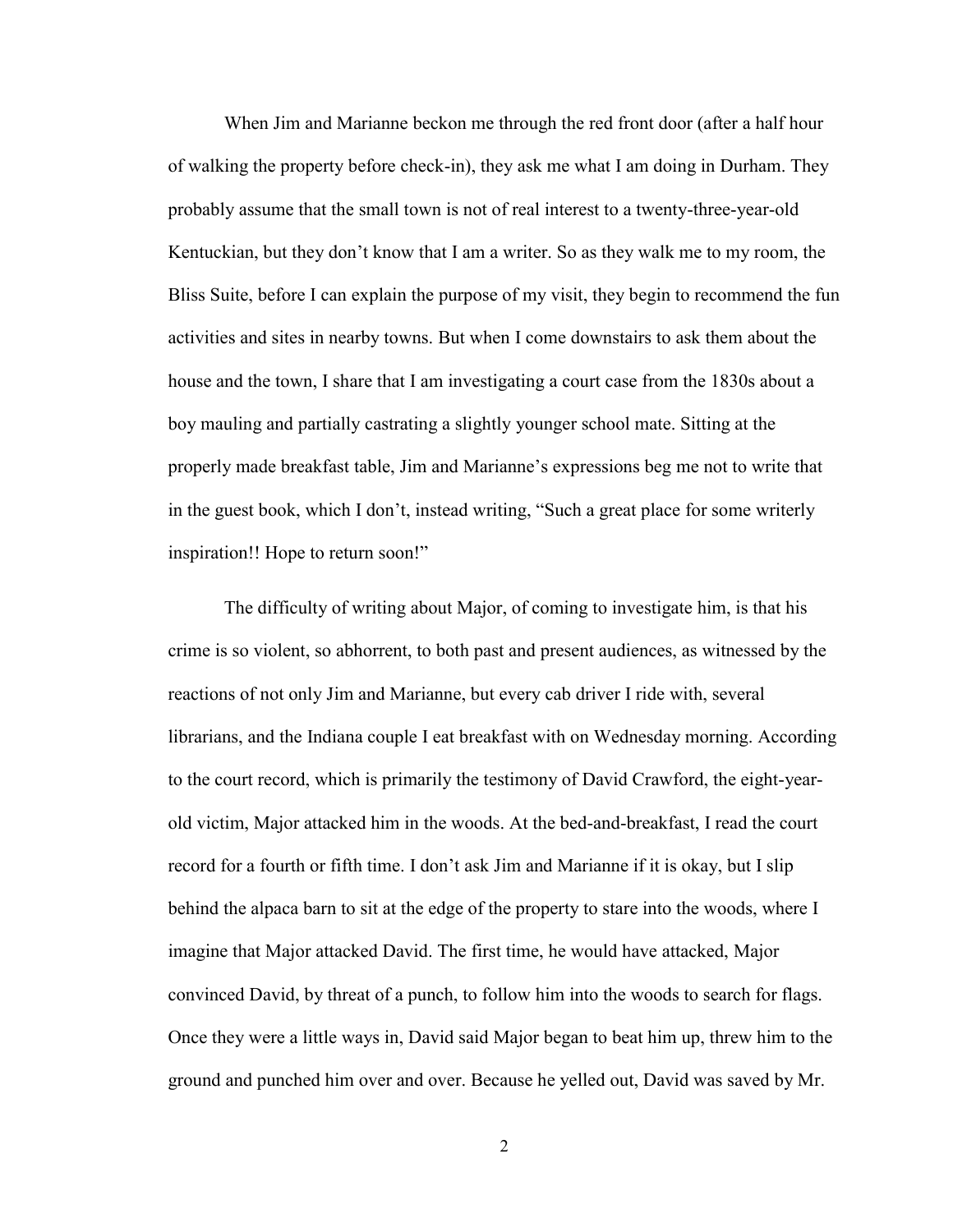When Jim and Marianne beckon me through the red front door (after a half hour of walking the property before check-in), they ask me what I am doing in Durham. They probably assume that the small town is not of real interest to a twenty-three-year-old Kentuckian, but they don't know that I am a writer. So as they walk me to my room, the Bliss Suite, before I can explain the purpose of my visit, they begin to recommend the fun activities and sites in nearby towns. But when I come downstairs to ask them about the house and the town, I share that I am investigating a court case from the 1830s about a boy mauling and partially castrating a slightly younger school mate. Sitting at the properly made breakfast table, Jim and Marianne's expressions beg me not to write that in the guest book, which I don't, instead writing, "Such a great place for some writerly inspiration!! Hope to return soon!"

The difficulty of writing about Major, of coming to investigate him, is that his crime is so violent, so abhorrent, to both past and present audiences, as witnessed by the reactions of not only Jim and Marianne, but every cab driver I ride with, several librarians, and the Indiana couple I eat breakfast with on Wednesday morning. According to the court record, which is primarily the testimony of David Crawford, the eight-year-old victim, Major attacked him in the woods. At the bed-and-breakfast, I read the court record for a fourth or fifth time. I don't ask Jim and Marianne if it is okay, but I slip behind the alpaca barn to sit at the edge of the property to stare into the woods, where I imagine that Major attacked David. The first time, he would have attacked, Major convinced David, by threat of a punch, to follow him into the woods to search for flags. Once they were a little ways in, David said Major began to beat him up, threw him to the ground and punched him over and over. Because he yelled out, David was saved by Mr.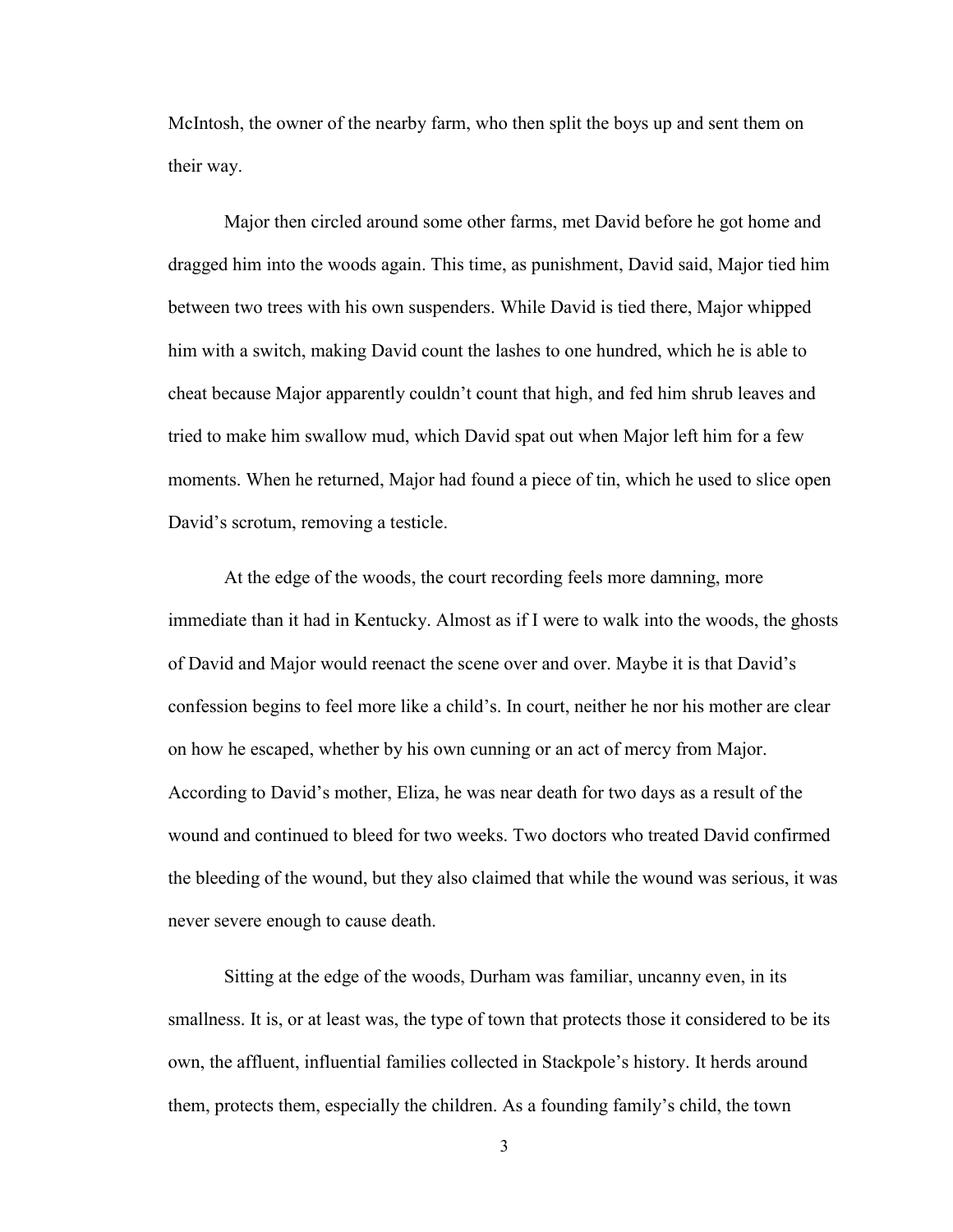McIntosh, the owner of the nearby farm, who then split the boys up and sent them on their way.

Major then circled around some other farms, met David before he got home and dragged him into the woods again. This time, as punishment, David said, Major tied him between two trees with his own suspenders. While David is tied there, Major whipped him with a switch, making David count the lashes to one hundred, which he is able to cheat because Major apparently couldn't count that high, and fed him shrub leaves and tried to make him swallow mud, which David spat out when Major left him for a few moments. When he returned, Major had found a piece of tin, which he used to slice open David's scrotum, removing a testicle.

At the edge of the woods, the court recording feels more damning, more immediate than it had in Kentucky. Almost as if I were to walk into the woods, the ghosts of David and Major would reenact the scene over and over. Maybe it is that David's confession begins to feel more like a child's. In court, neither he nor his mother are clear on how he escaped, whether by his own cunning or an act of mercy from Major. According to David's mother, Eliza, he was near death for two days as a result of the wound and continued to bleed for two weeks. Two doctors who treated David confirmed the bleeding of the wound, but they also claimed that while the wound was serious, it was never severe enough to cause death.

Sitting at the edge of the woods, Durham was familiar, uncanny even, in its smallness. It is, or at least was, the type of town that protects those it considered to be its own, the affluent, influential families collected in Stackpole's history. It herds around them, protects them, especially the children. As a founding family's child, the town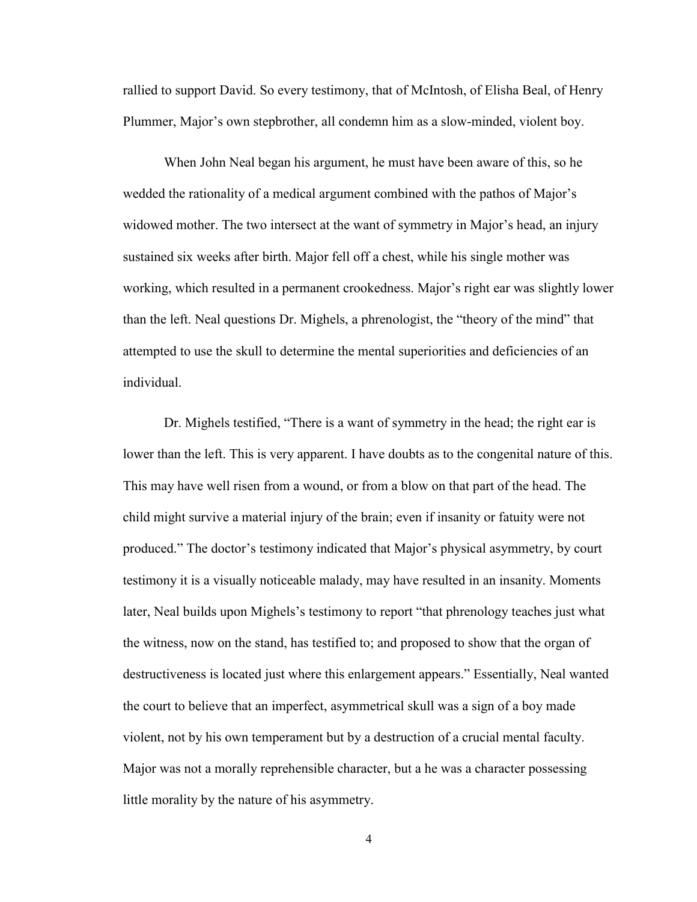rallied to support David. So every testimony, that of McIntosh, of Elisha Beal, of Henry Plummer, Major's own stepbrother, all condemn him as a slow-minded, violent boy.

When John Neal began his argument, he must have been aware of this, so he wedded the rationality of a medical argument combined with the pathos of Major's widowed mother. The two intersect at the want of symmetry in Major's head, an injury sustained six weeks after birth. Major fell off a chest, while his single mother was working, which resulted in a permanent crookedness. Major's right ear was slightly lower than the left. Neal questions Dr. Mighels, a phrenologist, the "theory of the mind" that attempted to use the skull to determine the mental superiorities and deficiencies of an individual.

Dr. Mighels testified, "There is a want of symmetry in the head; the right ear is lower than the left. This is very apparent. I have doubts as to the congenital nature of this. This may have well risen from a wound, or from a blow on that part of the head. The child might survive a material injury of the brain; even if insanity or fatuity were not produced." The doctor's testimony indicated that Major's physical asymmetry, by court testimony it is a visually noticeable malady, may have resulted in an insanity. Moments later, Neal builds upon Mighels's testimony to report "that phrenology teaches just what the witness, now on the stand, has testified to; and proposed to show that the organ of destructiveness is located just where this enlargement appears." Essentially, Neal wanted the court to believe that an imperfect, asymmetrical skull was a sign of a boy made violent, not by his own temperament but by a destruction of a crucial mental faculty. Major was not a morally reprehensible character, but a he was a character possessing little morality by the nature of his asymmetry.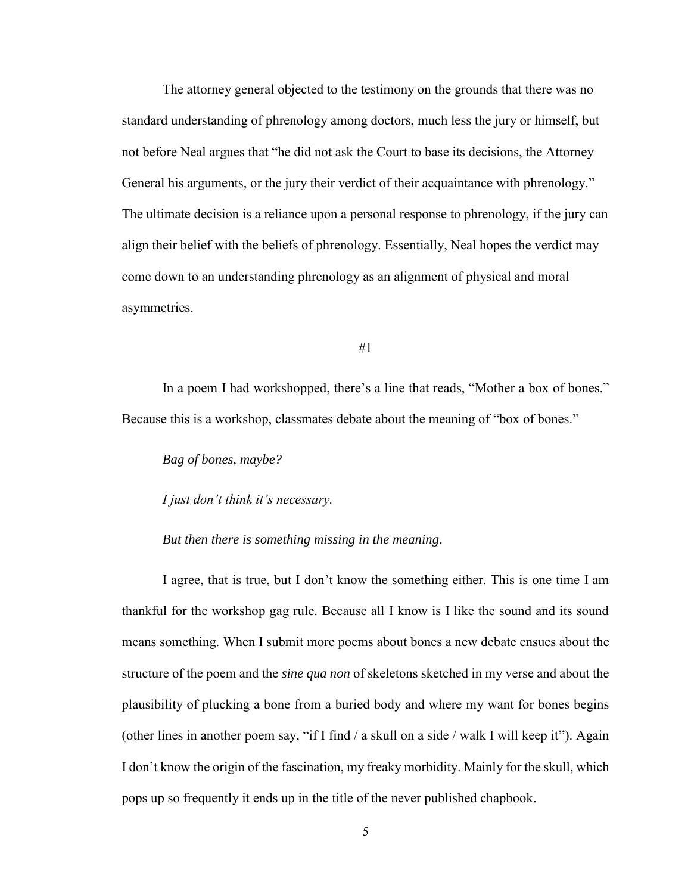The attorney general objected to the testimony on the grounds that there was no standard understanding of phrenology among doctors, much less the jury or himself, but not before Neal argues that "he did not ask the Court to base its decisions, the Attorney General his arguments, or the jury their verdict of their acquaintance with phrenology." The ultimate decision is a reliance upon a personal response to phrenology, if the jury can align their belief with the beliefs of phrenology. Essentially, Neal hopes the verdict may come down to an understanding phrenology as an alignment of physical and moral asymmetries.

#1

In a poem I had workshopped, there's a line that reads, "Mother a box of bones." Because this is a workshop, classmates debate about the meaning of "box of bones."

*Bag of bones, maybe?*

*I just don't think it's necessary.*

*But then there is something missing in the meaning*.

I agree, that is true, but I don't know the something either. This is one time I am thankful for the workshop gag rule. Because all I know is I like the sound and its sound means something. When I submit more poems about bones a new debate ensues about the structure of the poem and the *sine qua non* of skeletons sketched in my verse and about the plausibility of plucking a bone from a buried body and where my want for bones begins (other lines in another poem say, "if I find / a skull on a side / walk I will keep it"). Again I don't know the origin of the fascination, my freaky morbidity. Mainly for the skull, which pops up so frequently it ends up in the title of the never published chapbook.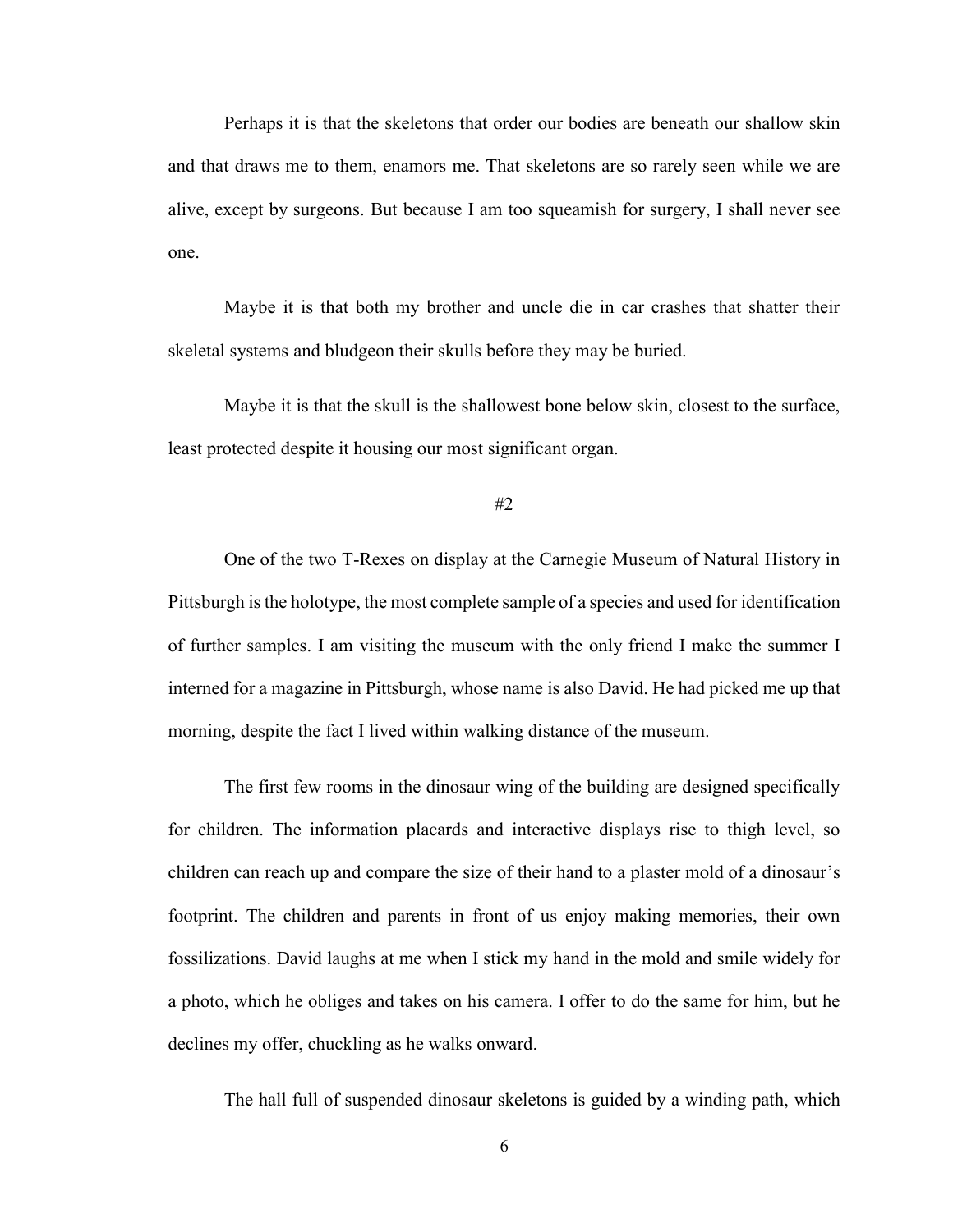Perhaps it is that the skeletons that order our bodies are beneath our shallow skin and that draws me to them, enamors me. That skeletons are so rarely seen while we are alive, except by surgeons. But because I am too squeamish for surgery, I shall never see one.

Maybe it is that both my brother and uncle die in car crashes that shatter their skeletal systems and bludgeon their skulls before they may be buried.

Maybe it is that the skull is the shallowest bone below skin, closest to the surface, least protected despite it housing our most significant organ.

#2

One of the two T-Rexes on display at the Carnegie Museum of Natural History in Pittsburgh is the holotype, the most complete sample of a species and used for identification of further samples. I am visiting the museum with the only friend I make the summer I interned for a magazine in Pittsburgh, whose name is also David. He had picked me up that morning, despite the fact I lived within walking distance of the museum.

The first few rooms in the dinosaur wing of the building are designed specifically for children. The information placards and interactive displays rise to thigh level, so children can reach up and compare the size of their hand to a plaster mold of a dinosaur's footprint. The children and parents in front of us enjoy making memories, their own fossilizations. David laughs at me when I stick my hand in the mold and smile widely for a photo, which he obliges and takes on his camera. I offer to do the same for him, but he declines my offer, chuckling as he walks onward.

The hall full of suspended dinosaur skeletons is guided by a winding path, which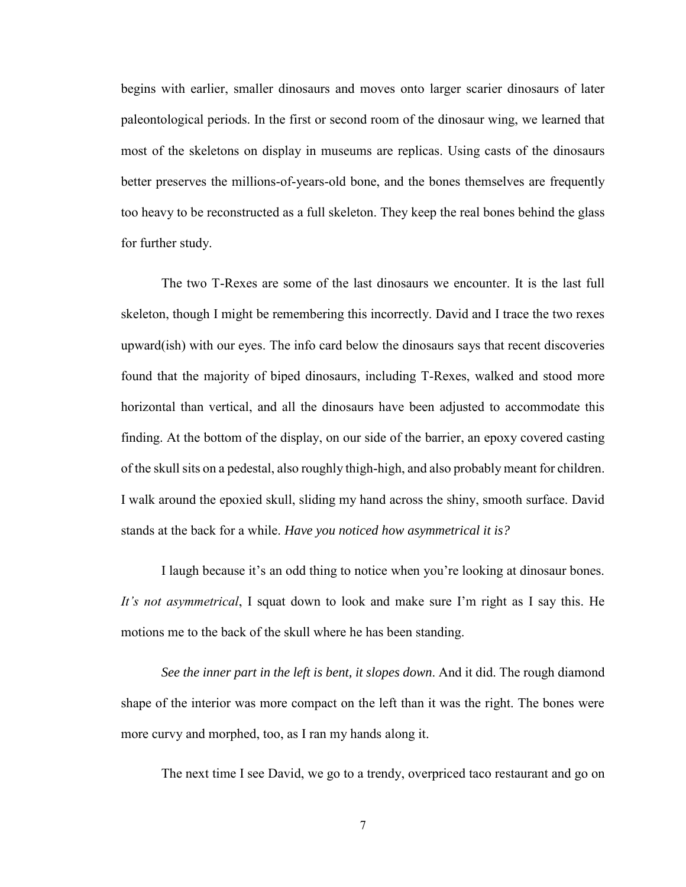begins with earlier, smaller dinosaurs and moves onto larger scarier dinosaurs of later paleontological periods. In the first or second room of the dinosaur wing, we learned that most of the skeletons on display in museums are replicas. Using casts of the dinosaurs better preserves the millions-of-years-old bone, and the bones themselves are frequently too heavy to be reconstructed as a full skeleton. They keep the real bones behind the glass for further study.

The two T-Rexes are some of the last dinosaurs we encounter. It is the last full skeleton, though I might be remembering this incorrectly. David and I trace the two rexes upward(ish) with our eyes. The info card below the dinosaurs says that recent discoveries found that the majority of biped dinosaurs, including T-Rexes, walked and stood more horizontal than vertical, and all the dinosaurs have been adjusted to accommodate this finding. At the bottom of the display, on our side of the barrier, an epoxy covered casting of the skull sits on a pedestal, also roughly thigh-high, and also probably meant for children. I walk around the epoxied skull, sliding my hand across the shiny, smooth surface. David stands at the back for a while. *Have you noticed how asymmetrical it is?*

I laugh because it's an odd thing to notice when you're looking at dinosaur bones. *It's not asymmetrical*, I squat down to look and make sure I'm right as I say this. He motions me to the back of the skull where he has been standing.

*See the inner part in the left is bent, it slopes down.* And it did. The rough diamond shape of the interior was more compact on the left than it was the right. The bones were more curvy and morphed, too, as I ran my hands along it.

The next time I see David, we go to a trendy, overpriced taco restaurant and go on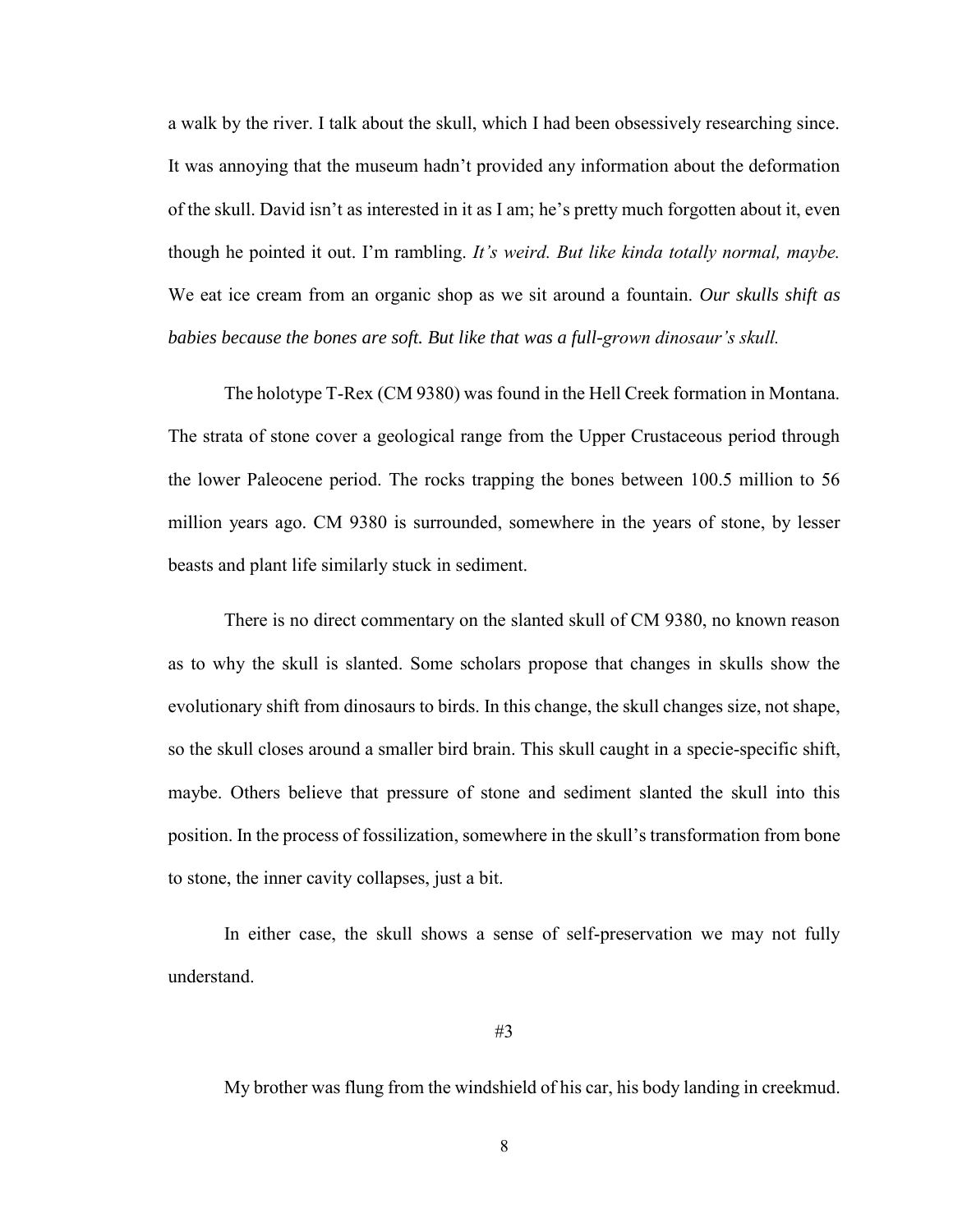a walk by the river. I talk about the skull, which I had been obsessively researching since. It was annoying that the museum hadn't provided any information about the deformation of the skull. David isn't as interested in it as I am; he's pretty much forgotten about it, even though he pointed it out. I'm rambling. *It's weird. But like kinda totally normal, maybe.* We eat ice cream from an organic shop as we sit around a fountain. *Our skulls shift as babies because the bones are soft. But like that was a full-grown dinosaur's skull.*

The holotype T-Rex (CM 9380) was found in the Hell Creek formation in Montana. The strata of stone cover a geological range from the Upper Crustaceous period through the lower Paleocene period. The rocks trapping the bones between 100.5 million to 56 million years ago. CM 9380 is surrounded, somewhere in the years of stone, by lesser beasts and plant life similarly stuck in sediment.

There is no direct commentary on the slanted skull of CM 9380, no known reason as to why the skull is slanted. Some scholars propose that changes in skulls show the evolutionary shift from dinosaurs to birds. In this change, the skull changes size, not shape, so the skull closes around a smaller bird brain. This skull caught in a specie-specific shift, maybe. Others believe that pressure of stone and sediment slanted the skull into this position. In the process of fossilization, somewhere in the skull's transformation from bone to stone, the inner cavity collapses, just a bit.

In either case, the skull shows a sense of self-preservation we may not fully understand.

#3

My brother was flung from the windshield of his car, his body landing in creekmud.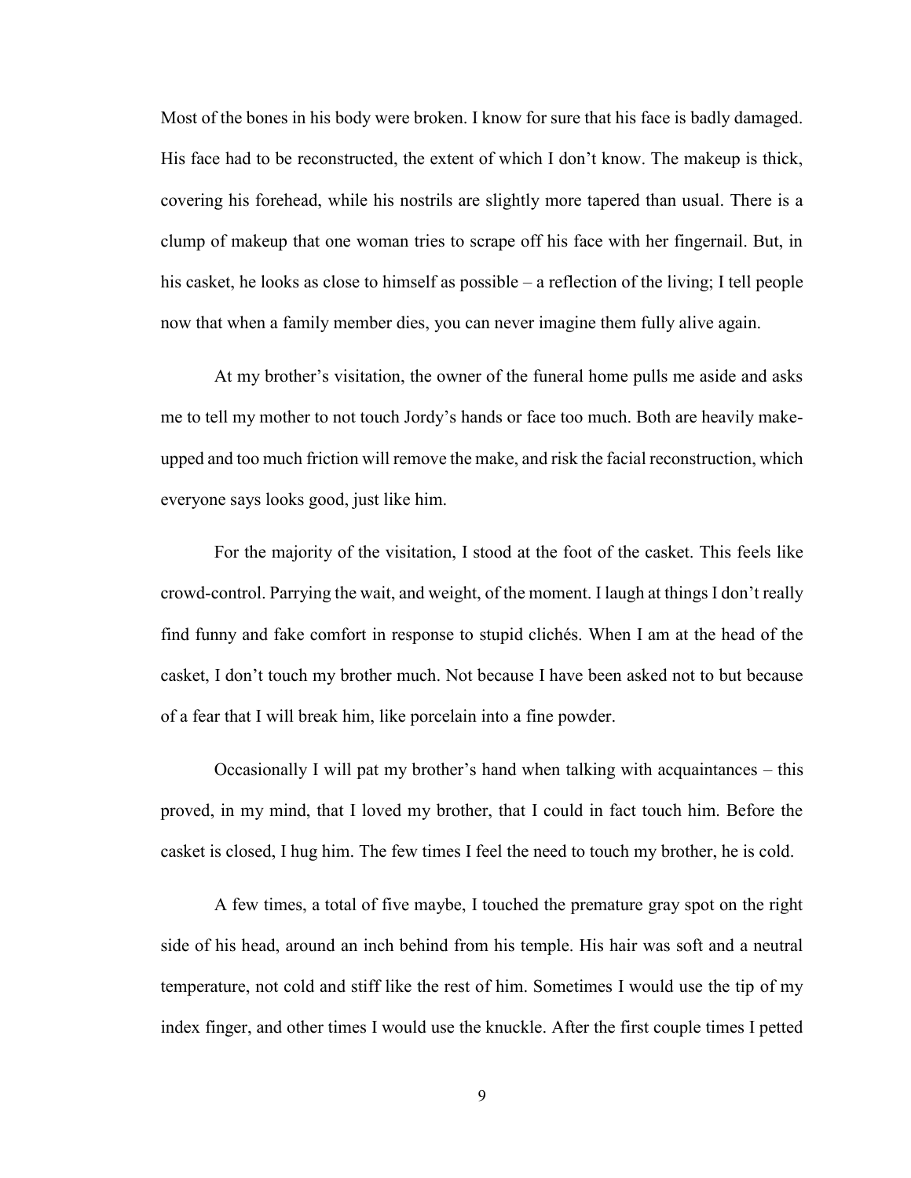Most of the bones in his body were broken. I know for sure that his face is badly damaged. His face had to be reconstructed, the extent of which I don't know. The makeup is thick, covering his forehead, while his nostrils are slightly more tapered than usual. There is a clump of makeup that one woman tries to scrape off his face with her fingernail. But, in his casket, he looks as close to himself as possible – a reflection of the living; I tell people now that when a family member dies, you can never imagine them fully alive again.

At my brother's visitation, the owner of the funeral home pulls me aside and asks me to tell my mother to not touch Jordy's hands or face too much. Both are heavily make-upped and too much friction will remove the make, and risk the facial reconstruction, which everyone says looks good, just like him.

For the majority of the visitation, I stood at the foot of the casket. This feels like crowd-control. Parrying the wait, and weight, of the moment. I laugh at things I don't really find funny and fake comfort in response to stupid clichés. When I am at the head of the casket, I don't touch my brother much. Not because I have been asked not to but because of a fear that I will break him, like porcelain into a fine powder.

Occasionally I will pat my brother's hand when talking with acquaintances – this proved, in my mind, that I loved my brother, that I could in fact touch him. Before the casket is closed, I hug him. The few times I feel the need to touch my brother, he is cold.

A few times, a total of five maybe, I touched the premature gray spot on the right side of his head, around an inch behind from his temple. His hair was soft and a neutral temperature, not cold and stiff like the rest of him. Sometimes I would use the tip of my index finger, and other times I would use the knuckle. After the first couple times I petted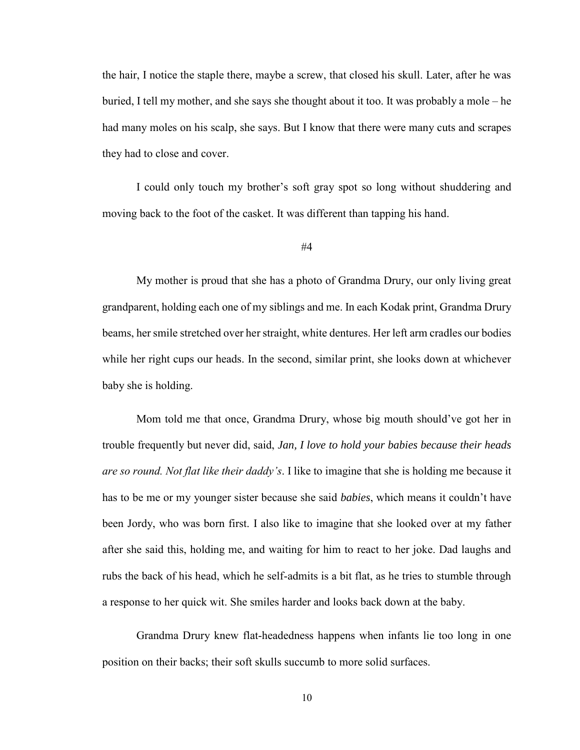the hair, I notice the staple there, maybe a screw, that closed his skull. Later, after he was buried, I tell my mother, and she says she thought about it too. It was probably a mole – he had many moles on his scalp, she says. But I know that there were many cuts and scrapes they had to close and cover.

I could only touch my brother's soft gray spot so long without shuddering and moving back to the foot of the casket. It was different than tapping his hand.

#4

My mother is proud that she has a photo of Grandma Drury, our only living great grandparent, holding each one of my siblings and me. In each Kodak print, Grandma Drury beams, her smile stretched over her straight, white dentures. Her left arm cradles our bodies while her right cups our heads. In the second, similar print, she looks down at whichever baby she is holding.

Mom told me that once, Grandma Drury, whose big mouth should've got her in trouble frequently but never did, said, *Jan, I love to hold your babies because their heads are so round. Not flat like their daddy's*. I like to imagine that she is holding me because it has to be me or my younger sister because she said *babies*, which means it couldn't have been Jordy, who was born first. I also like to imagine that she looked over at my father after she said this, holding me, and waiting for him to react to her joke. Dad laughs and rubs the back of his head, which he self-admits is a bit flat, as he tries to stumble through a response to her quick wit. She smiles harder and looks back down at the baby.

Grandma Drury knew flat-headedness happens when infants lie too long in one position on their backs; their soft skulls succumb to more solid surfaces.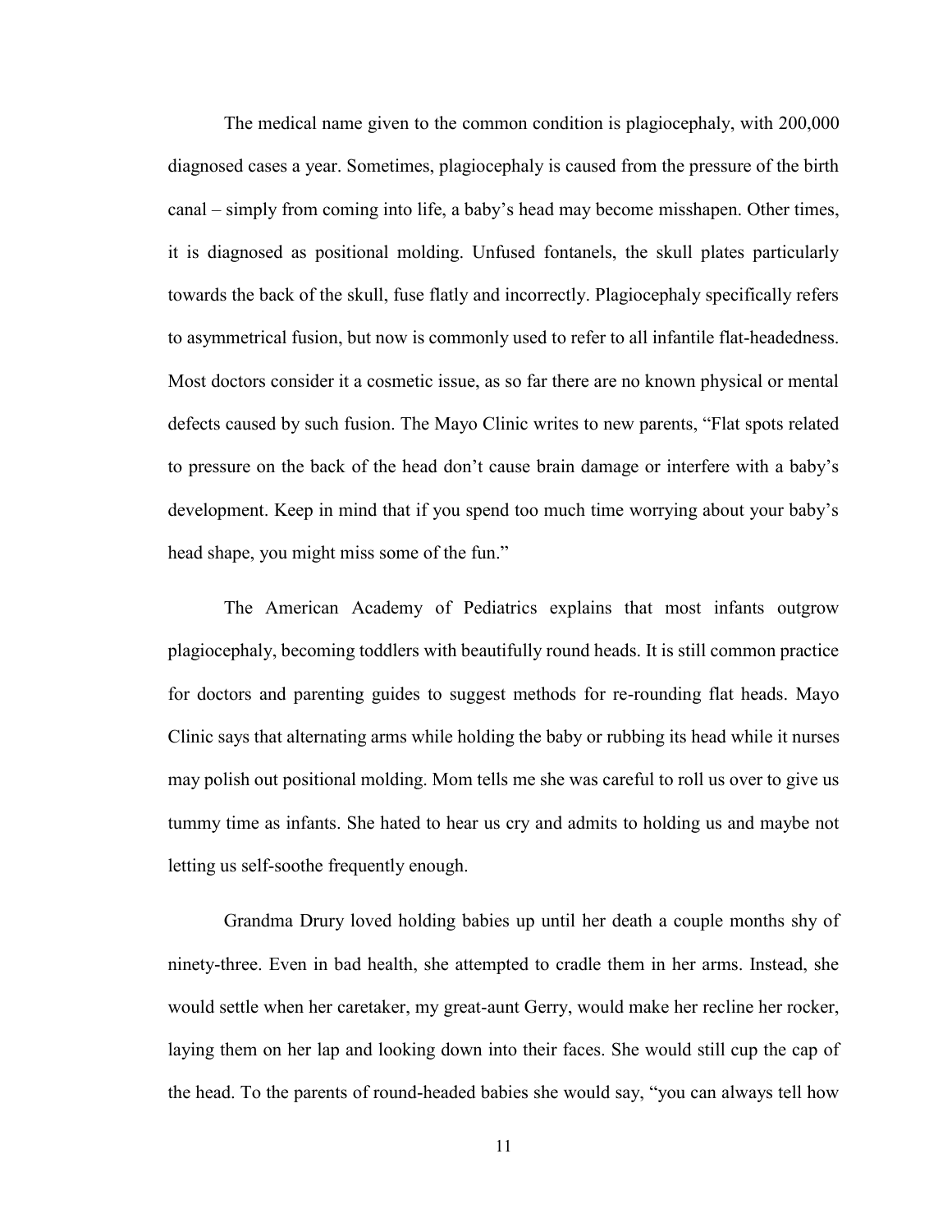The medical name given to the common condition is plagiocephaly, with 200,000 diagnosed cases a year. Sometimes, plagiocephaly is caused from the pressure of the birth canal – simply from coming into life, a baby's head may become misshapen. Other times, it is diagnosed as positional molding. Unfused fontanels, the skull plates particularly towards the back of the skull, fuse flatly and incorrectly. Plagiocephaly specifically refers to asymmetrical fusion, but now is commonly used to refer to all infantile flat-headedness. Most doctors consider it a cosmetic issue, as so far there are no known physical or mental defects caused by such fusion. The Mayo Clinic writes to new parents, "Flat spots related to pressure on the back of the head don't cause brain damage or interfere with a baby's development. Keep in mind that if you spend too much time worrying about your baby's head shape, you might miss some of the fun."

The American Academy of Pediatrics explains that most infants outgrow plagiocephaly, becoming toddlers with beautifully round heads. It is still common practice for doctors and parenting guides to suggest methods for re-rounding flat heads. Mayo Clinic says that alternating arms while holding the baby or rubbing its head while it nurses may polish out positional molding. Mom tells me she was careful to roll us over to give us tummy time as infants. She hated to hear us cry and admits to holding us and maybe not letting us self-soothe frequently enough.

Grandma Drury loved holding babies up until her death a couple months shy of ninety-three. Even in bad health, she attempted to cradle them in her arms. Instead, she would settle when her caretaker, my great-aunt Gerry, would make her recline her rocker, laying them on her lap and looking down into their faces. She would still cup the cap of the head. To the parents of round-headed babies she would say, "you can always tell how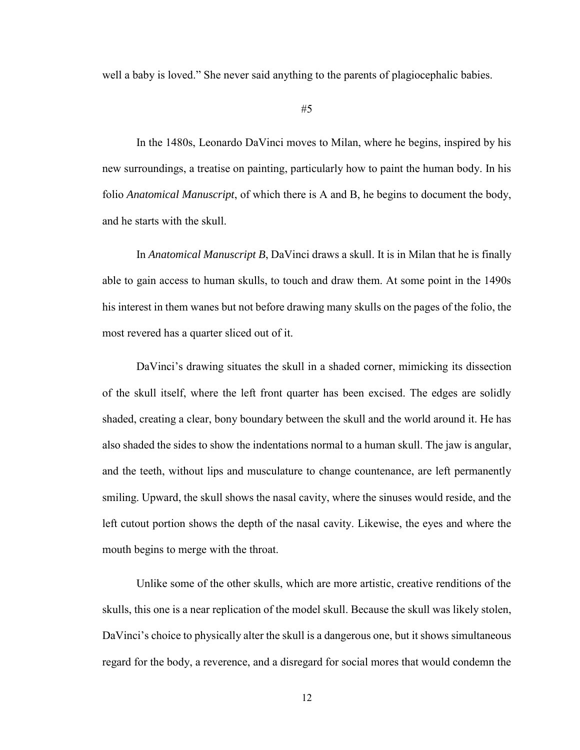well a baby is loved." She never said anything to the parents of plagiocephalic babies.

#5

In the 1480s, Leonardo DaVinci moves to Milan, where he begins, inspired by his new surroundings, a treatise on painting, particularly how to paint the human body. In his folio *Anatomical Manuscript*, of which there is A and B, he begins to document the body, and he starts with the skull.

In *Anatomical Manuscript B*, DaVinci draws a skull. It is in Milan that he is finally able to gain access to human skulls, to touch and draw them. At some point in the 1490s his interest in them wanes but not before drawing many skulls on the pages of the folio, the most revered has a quarter sliced out of it.

DaVinci's drawing situates the skull in a shaded corner, mimicking its dissection of the skull itself, where the left front quarter has been excised. The edges are solidly shaded, creating a clear, bony boundary between the skull and the world around it. He has also shaded the sides to show the indentations normal to a human skull. The jaw is angular, and the teeth, without lips and musculature to change countenance, are left permanently smiling. Upward, the skull shows the nasal cavity, where the sinuses would reside, and the left cutout portion shows the depth of the nasal cavity. Likewise, the eyes and where the mouth begins to merge with the throat.

Unlike some of the other skulls, which are more artistic, creative renditions of the skulls, this one is a near replication of the model skull. Because the skull was likely stolen, DaVinci's choice to physically alter the skull is a dangerous one, but it shows simultaneous regard for the body, a reverence, and a disregard for social mores that would condemn the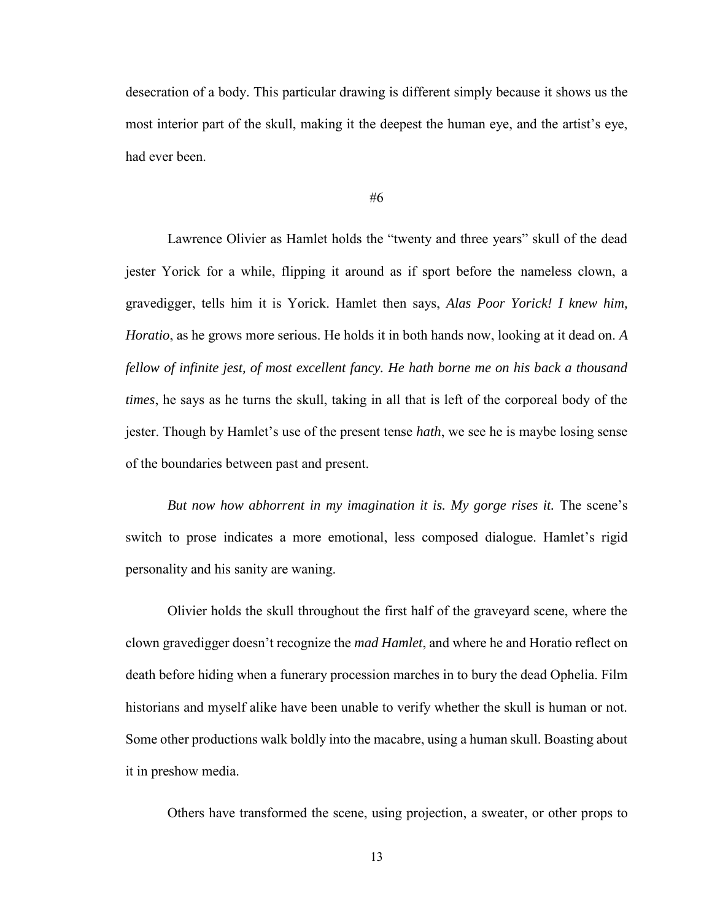desecration of a body. This particular drawing is different simply because it shows us the most interior part of the skull, making it the deepest the human eye, and the artist's eye, had ever been.

#6

Lawrence Olivier as Hamlet holds the "twenty and three years" skull of the dead jester Yorick for a while, flipping it around as if sport before the nameless clown, a gravedigger, tells him it is Yorick. Hamlet then says, *Alas Poor Yorick! I knew him, Horatio*, as he grows more serious. He holds it in both hands now, looking at it dead on. *A fellow of infinite jest, of most excellent fancy. He hath borne me on his back a thousand times*, he says as he turns the skull, taking in all that is left of the corporeal body of the jester. Though by Hamlet's use of the present tense *hath*, we see he is maybe losing sense of the boundaries between past and present.

*But now how abhorrent in my imagination it is. My gorge rises it.* The scene's switch to prose indicates a more emotional, less composed dialogue. Hamlet's rigid personality and his sanity are waning.

Olivier holds the skull throughout the first half of the graveyard scene, where the clown gravedigger doesn't recognize the *mad Hamlet*, and where he and Horatio reflect on death before hiding when a funerary procession marches in to bury the dead Ophelia. Film historians and myself alike have been unable to verify whether the skull is human or not. Some other productions walk boldly into the macabre, using a human skull. Boasting about it in preshow media.

Others have transformed the scene, using projection, a sweater, or other props to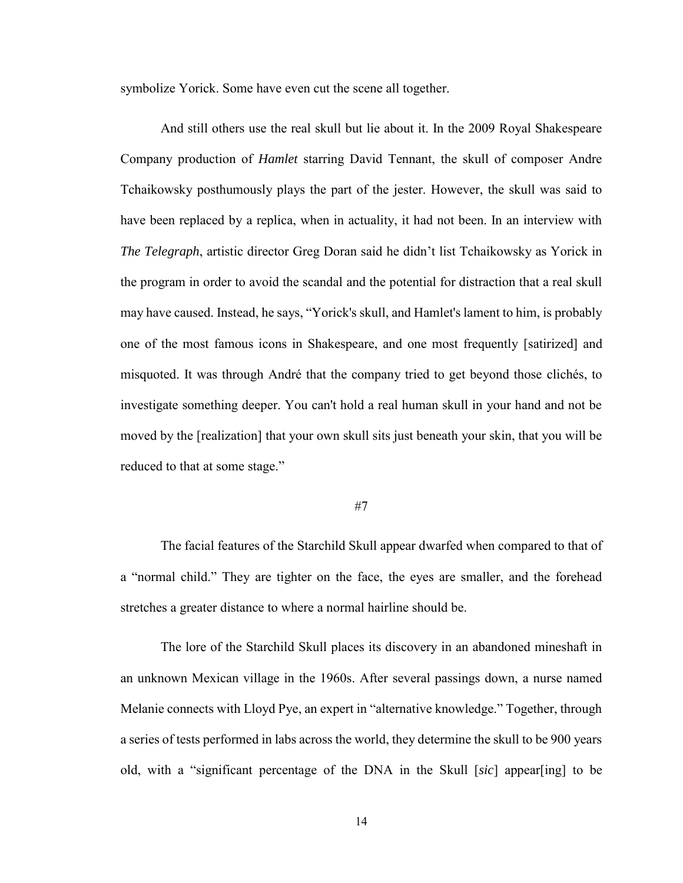symbolize Yorick. Some have even cut the scene all together.

And still others use the real skull but lie about it. In the 2009 Royal Shakespeare Company production of *Hamlet* starring David Tennant, the skull of composer Andre Tchaikowsky posthumously plays the part of the jester. However, the skull was said to have been replaced by a replica, when in actuality, it had not been. In an interview with *The Telegraph*, artistic director Greg Doran said he didn't list Tchaikowsky as Yorick in the program in order to avoid the scandal and the potential for distraction that a real skull may have caused. Instead, he says, "Yorick's skull, and Hamlet's lament to him, is probably one of the most famous icons in Shakespeare, and one most frequently [satirized] and misquoted. It was through André that the company tried to get beyond those clichés, to investigate something deeper. You can't hold a real human skull in your hand and not be moved by the [realization] that your own skull sits just beneath your skin, that you will be reduced to that at some stage."

#7

The facial features of the Starchild Skull appear dwarfed when compared to that of a "normal child." They are tighter on the face, the eyes are smaller, and the forehead stretches a greater distance to where a normal hairline should be.

The lore of the Starchild Skull places its discovery in an abandoned mineshaft in an unknown Mexican village in the 1960s. After several passings down, a nurse named Melanie connects with Lloyd Pye, an expert in "alternative knowledge." Together, through a series of tests performed in labs across the world, they determine the skull to be 900 years old, with a "significant percentage of the DNA in the Skull [*sic*] appear[ing] to be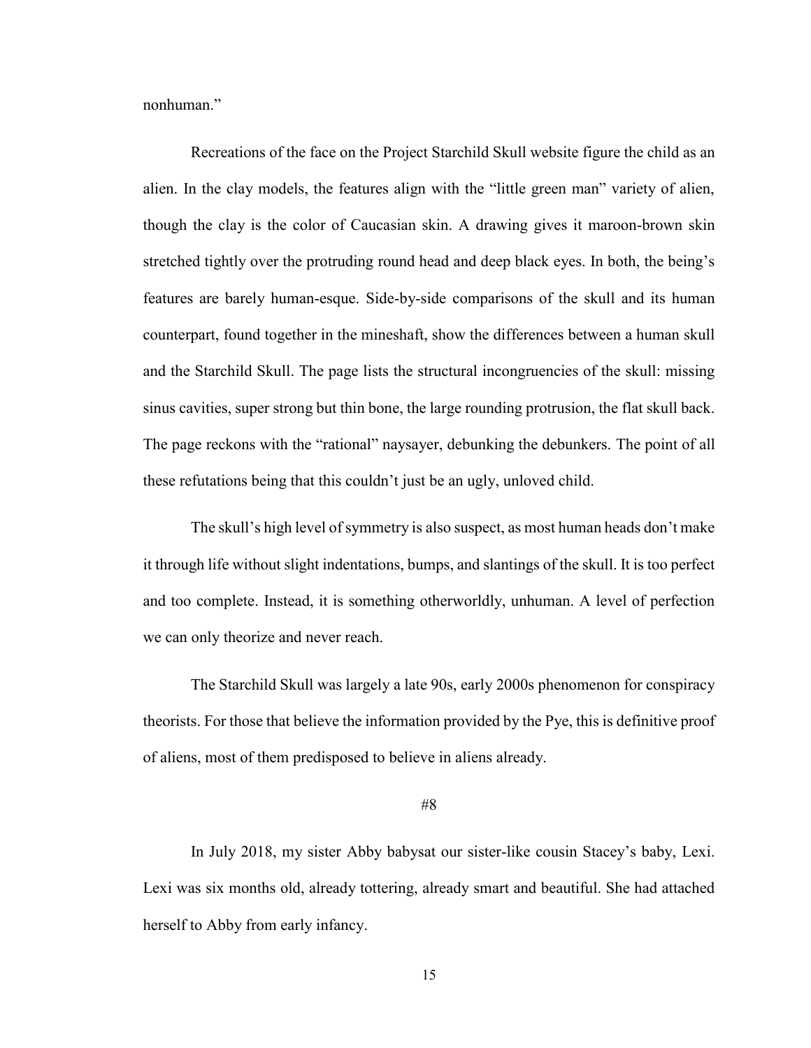nonhuman."

Recreations of the face on the Project Starchild Skull website figure the child as an alien. In the clay models, the features align with the "little green man" variety of alien, though the clay is the color of Caucasian skin. A drawing gives it maroon-brown skin stretched tightly over the protruding round head and deep black eyes. In both, the being's features are barely human-esque. Side-by-side comparisons of the skull and its human counterpart, found together in the mineshaft, show the differences between a human skull and the Starchild Skull. The page lists the structural incongruencies of the skull: missing sinus cavities, super strong but thin bone, the large rounding protrusion, the flat skull back. The page reckons with the "rational" naysayer, debunking the debunkers. The point of all these refutations being that this couldn't just be an ugly, unloved child.

The skull's high level of symmetry is also suspect, as most human heads don't make it through life without slight indentations, bumps, and slantings of the skull. It is too perfect and too complete. Instead, it is something otherworldly, unhuman. A level of perfection we can only theorize and never reach.

The Starchild Skull was largely a late 90s, early 2000s phenomenon for conspiracy theorists. For those that believe the information provided by the Pye, this is definitive proof of aliens, most of them predisposed to believe in aliens already.

#8

In July 2018, my sister Abby babysat our sister-like cousin Stacey's baby, Lexi. Lexi was six months old, already tottering, already smart and beautiful. She had attached herself to Abby from early infancy.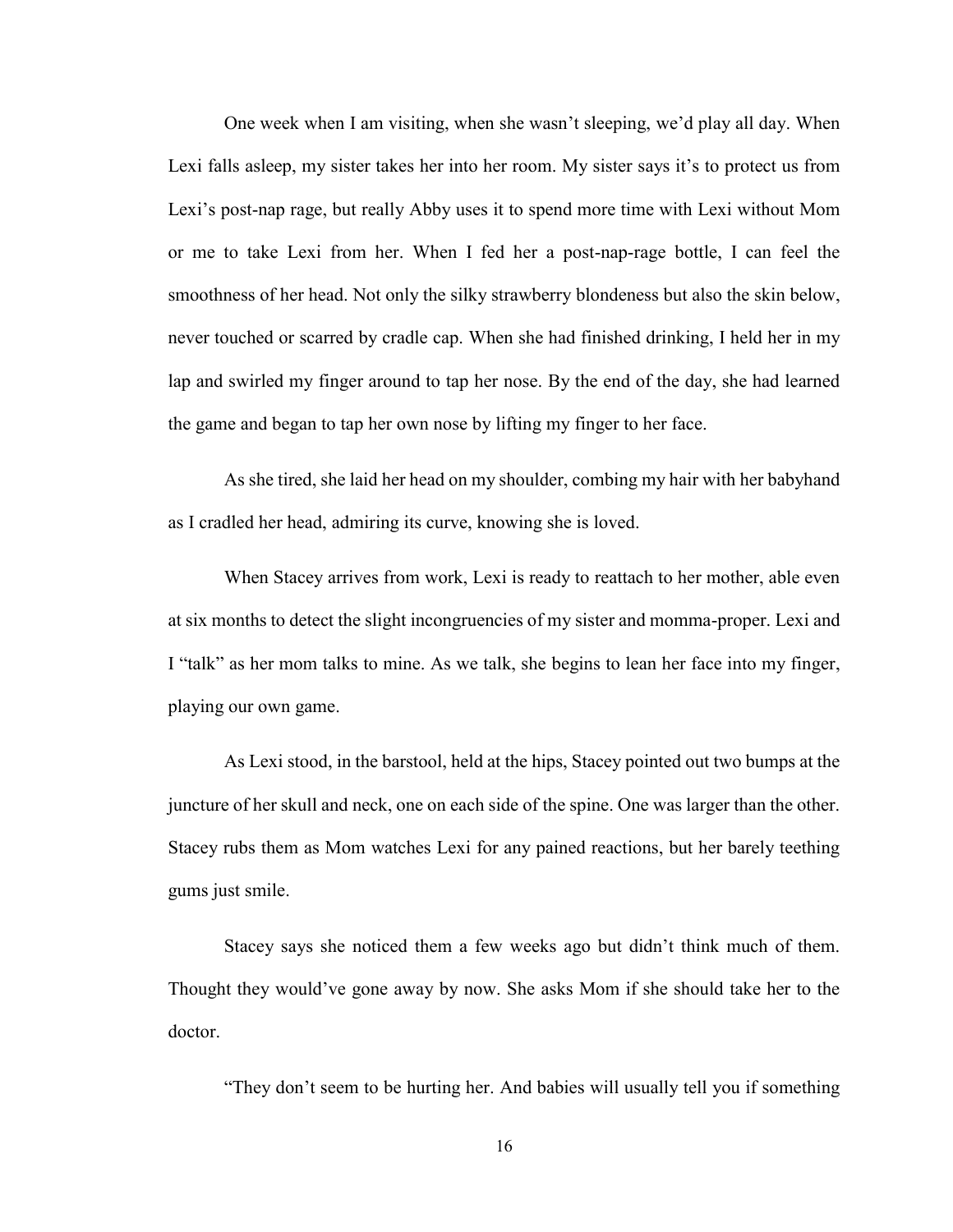One week when I am visiting, when she wasn't sleeping, we'd play all day. When Lexi falls asleep, my sister takes her into her room. My sister says it's to protect us from Lexi's post-nap rage, but really Abby uses it to spend more time with Lexi without Mom or me to take Lexi from her. When I fed her a post-nap-rage bottle, I can feel the smoothness of her head. Not only the silky strawberry blondeness but also the skin below, never touched or scarred by cradle cap. When she had finished drinking, I held her in my lap and swirled my finger around to tap her nose. By the end of the day, she had learned the game and began to tap her own nose by lifting my finger to her face.

As she tired, she laid her head on my shoulder, combing my hair with her babyhand as I cradled her head, admiring its curve, knowing she is loved.

When Stacey arrives from work, Lexi is ready to reattach to her mother, able even at six months to detect the slight incongruencies of my sister and momma-proper. Lexi and I "talk" as her mom talks to mine. As we talk, she begins to lean her face into my finger, playing our own game.

As Lexi stood, in the barstool, held at the hips, Stacey pointed out two bumps at the juncture of her skull and neck, one on each side of the spine. One was larger than the other. Stacey rubs them as Mom watches Lexi for any pained reactions, but her barely teething gums just smile.

Stacey says she noticed them a few weeks ago but didn't think much of them. Thought they would've gone away by now. She asks Mom if she should take her to the doctor.

"They don't seem to be hurting her. And babies will usually tell you if something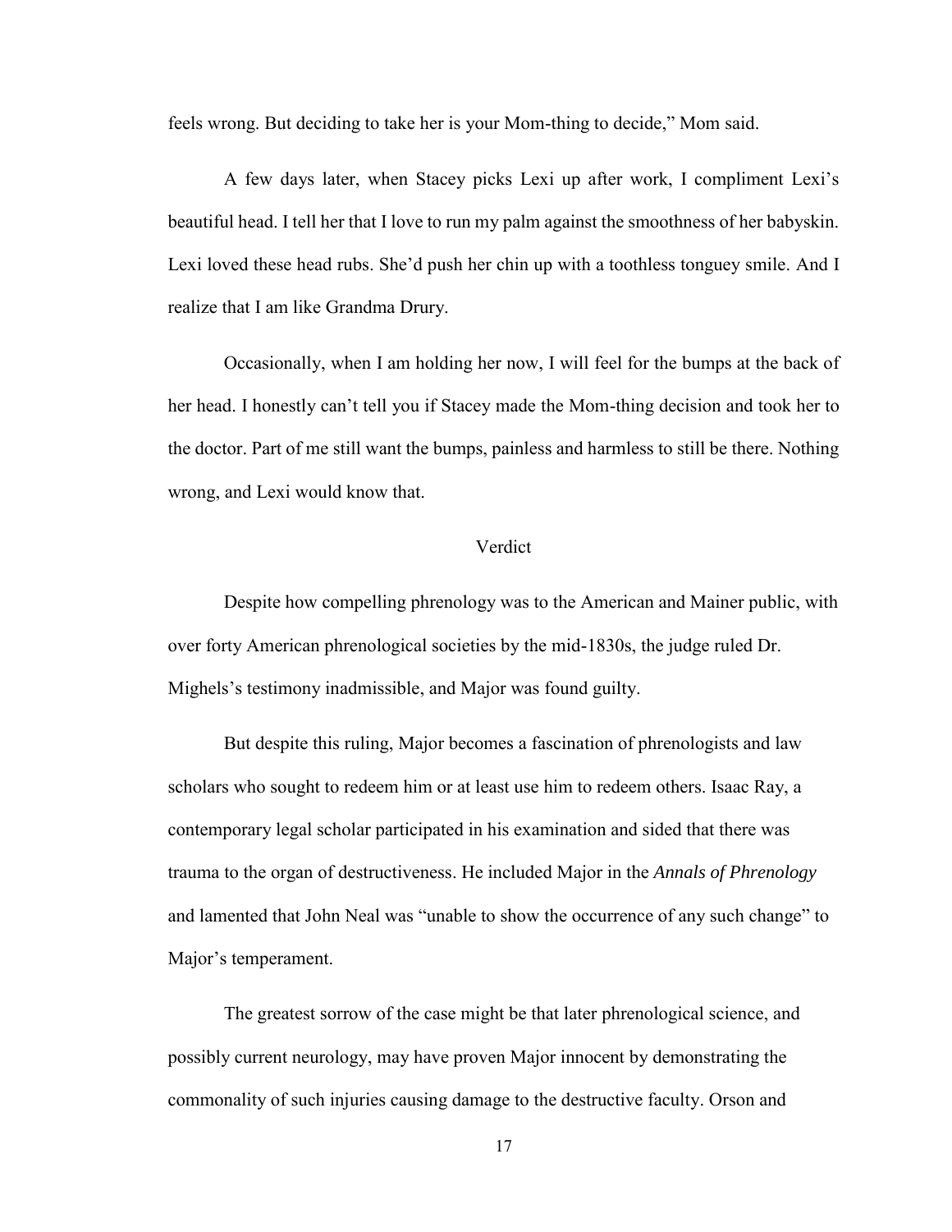feels wrong. But deciding to take her is your Mom-thing to decide," Mom said.

A few days later, when Stacey picks Lexi up after work, I compliment Lexi's beautiful head. I tell her that I love to run my palm against the smoothness of her babyskin. Lexi loved these head rubs. She'd push her chin up with a toothless tonguey smile. And I realize that I am like Grandma Drury.

Occasionally, when I am holding her now, I will feel for the bumps at the back of her head. I honestly can't tell you if Stacey made the Mom-thing decision and took her to the doctor. Part of me still want the bumps, painless and harmless to still be there. Nothing wrong, and Lexi would know that.

## Verdict

Despite how compelling phrenology was to the American and Mainer public, with over forty American phrenological societies by the mid-1830s, the judge ruled Dr. Mighels's testimony inadmissible, and Major was found guilty.

But despite this ruling, Major becomes a fascination of phrenologists and law scholars who sought to redeem him or at least use him to redeem others. Isaac Ray, a contemporary legal scholar participated in his examination and sided that there was trauma to the organ of destructiveness. He included Major in the *Annals of Phrenology* and lamented that John Neal was "unable to show the occurrence of any such change" to Major's temperament.

The greatest sorrow of the case might be that later phrenological science, and possibly current neurology, may have proven Major innocent by demonstrating the commonality of such injuries causing damage to the destructive faculty. Orson and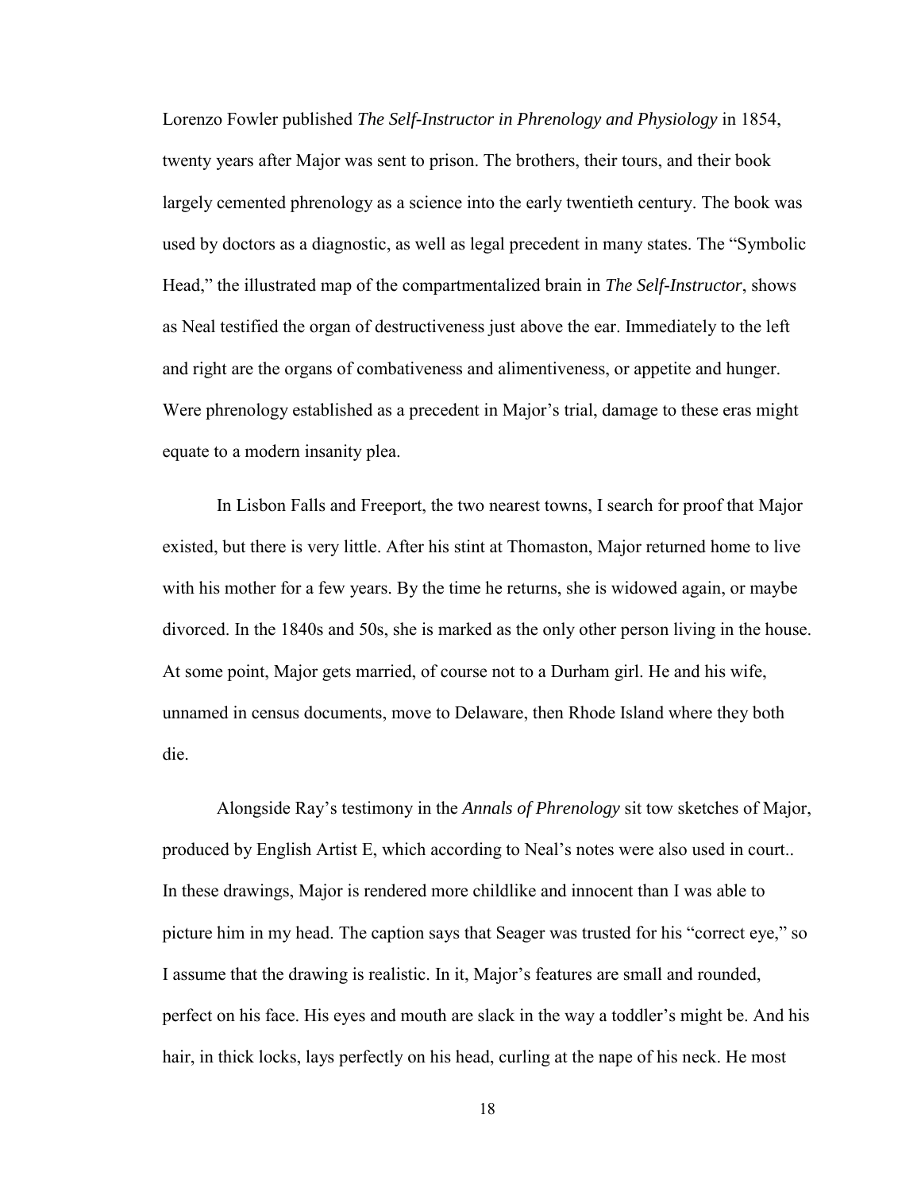Lorenzo Fowler published *The Self-Instructor in Phrenology and Physiology* in 1854, twenty years after Major was sent to prison. The brothers, their tours, and their book largely cemented phrenology as a science into the early twentieth century. The book was used by doctors as a diagnostic, as well as legal precedent in many states. The "Symbolic Head," the illustrated map of the compartmentalized brain in *The Self-Instructor*, shows as Neal testified the organ of destructiveness just above the ear. Immediately to the left and right are the organs of combativeness and alimentiveness, or appetite and hunger. Were phrenology established as a precedent in Major's trial, damage to these eras might equate to a modern insanity plea.

In Lisbon Falls and Freeport, the two nearest towns, I search for proof that Major existed, but there is very little. After his stint at Thomaston, Major returned home to live with his mother for a few years. By the time he returns, she is widowed again, or maybe divorced. In the 1840s and 50s, she is marked as the only other person living in the house. At some point, Major gets married, of course not to a Durham girl. He and his wife, unnamed in census documents, move to Delaware, then Rhode Island where they both die.

Alongside Ray's testimony in the *Annals of Phrenology* sit tow sketches of Major, produced by English Artist E, which according to Neal's notes were also used in court.. In these drawings, Major is rendered more childlike and innocent than I was able to picture him in my head. The caption says that Seager was trusted for his "correct eye," so I assume that the drawing is realistic. In it, Major's features are small and rounded, perfect on his face. His eyes and mouth are slack in the way a toddler's might be. And his hair, in thick locks, lays perfectly on his head, curling at the nape of his neck. He most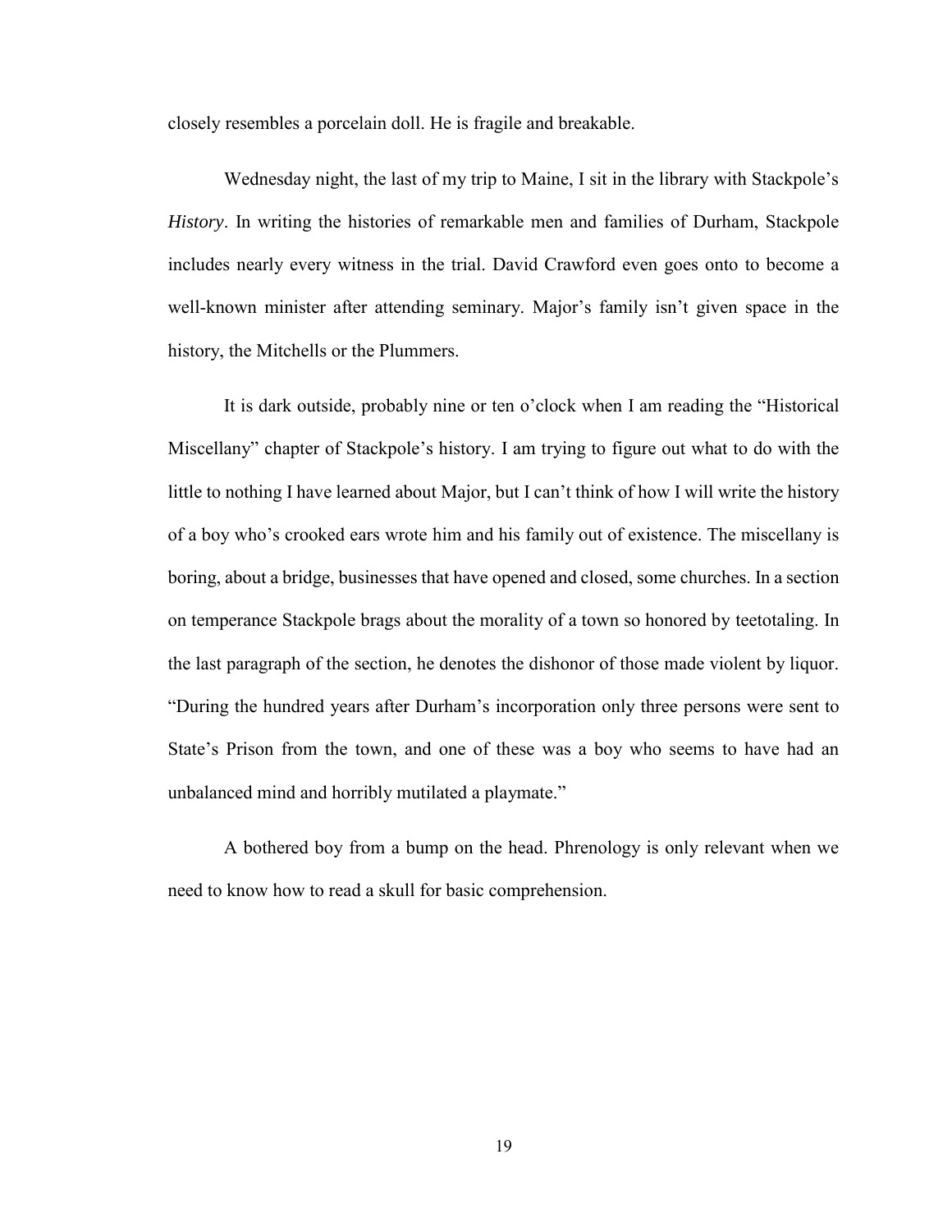closely resembles a porcelain doll. He is fragile and breakable.

Wednesday night, the last of my trip to Maine, I sit in the library with Stackpole's *History*. In writing the histories of remarkable men and families of Durham, Stackpole includes nearly every witness in the trial. David Crawford even goes onto to become a well-known minister after attending seminary. Major's family isn't given space in the history, the Mitchells or the Plummers.

It is dark outside, probably nine or ten o'clock when I am reading the "Historical Miscellany" chapter of Stackpole's history. I am trying to figure out what to do with the little to nothing I have learned about Major, but I can't think of how I will write the history of a boy who's crooked ears wrote him and his family out of existence. The miscellany is boring, about a bridge, businesses that have opened and closed, some churches. In a section on temperance Stackpole brags about the morality of a town so honored by teetotaling. In the last paragraph of the section, he denotes the dishonor of those made violent by liquor. "During the hundred years after Durham's incorporation only three persons were sent to State's Prison from the town, and one of these was a boy who seems to have had an unbalanced mind and horribly mutilated a playmate."

A bothered boy from a bump on the head. Phrenology is only relevant when we need to know how to read a skull for basic comprehension.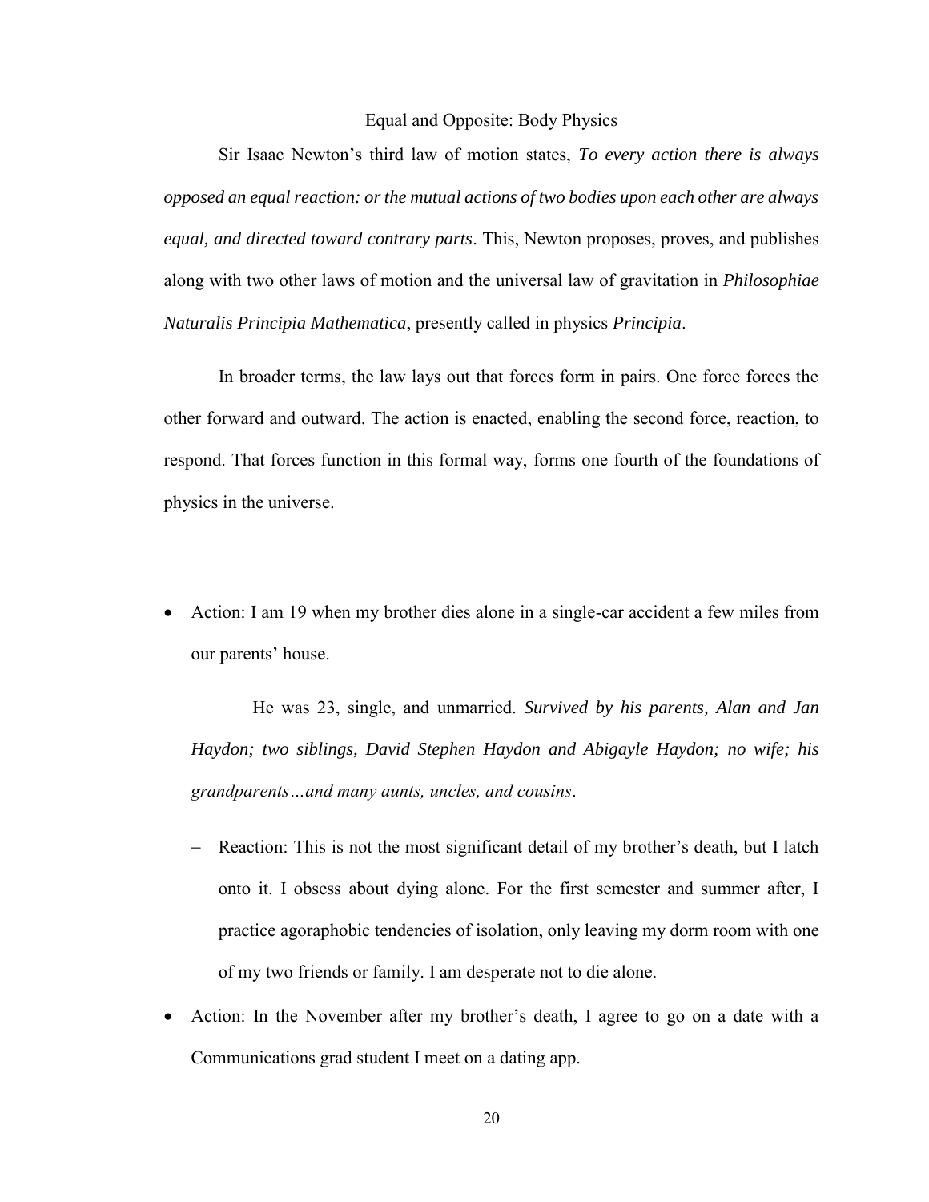## Equal and Opposite: Body Physics

Sir Isaac Newton's third law of motion states, *To every action there is always opposed an equal reaction: or the mutual actions of two bodies upon each other are always equal, and directed toward contrary parts*. This, Newton proposes, proves, and publishes along with two other laws of motion and the universal law of gravitation in *Philosophiae Naturalis Principia Mathematica*, presently called in physics *Principia*.

In broader terms, the law lays out that forces form in pairs. One force forces the other forward and outward. The action is enacted, enabling the second force, reaction, to respond. That forces function in this formal way, forms one fourth of the foundations of physics in the universe.

- Action: I am 19 when my brother dies alone in a single-car accident a few miles from our parents' house.

  He was 23, single, and unmarried. *Survived by his parents, Alan and Jan Haydon; two siblings, David Stephen Haydon and Abigayle Haydon; no wife; his grandparents…and many aunts, uncles, and cousins*.

  - Reaction: This is not the most significant detail of my brother's death, but I latch onto it. I obsess about dying alone. For the first semester and summer after, I practice agoraphobic tendencies of isolation, only leaving my dorm room with one of my two friends or family. I am desperate not to die alone.

- Action: In the November after my brother's death, I agree to go on a date with a Communications grad student I meet on a dating app.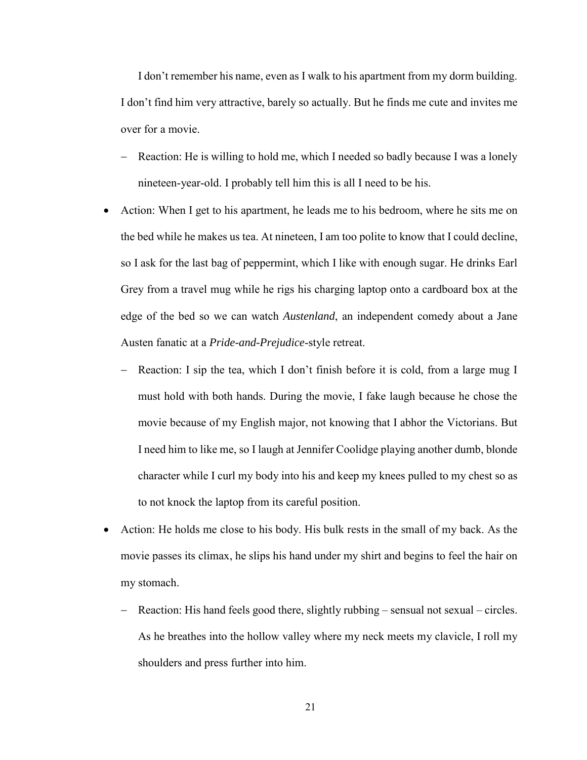I don't remember his name, even as I walk to his apartment from my dorm building. I don't find him very attractive, barely so actually. But he finds me cute and invites me over for a movie.

- Reaction: He is willing to hold me, which I needed so badly because I was a lonely nineteen-year-old. I probably tell him this is all I need to be his.

- Action: When I get to his apartment, he leads me to his bedroom, where he sits me on the bed while he makes us tea. At nineteen, I am too polite to know that I could decline, so I ask for the last bag of peppermint, which I like with enough sugar. He drinks Earl Grey from a travel mug while he rigs his charging laptop onto a cardboard box at the edge of the bed so we can watch *Austenland*, an independent comedy about a Jane Austen fanatic at a *Pride-and-Prejudice*-style retreat.
  - Reaction: I sip the tea, which I don't finish before it is cold, from a large mug I must hold with both hands. During the movie, I fake laugh because he chose the movie because of my English major, not knowing that I abhor the Victorians. But I need him to like me, so I laugh at Jennifer Coolidge playing another dumb, blonde character while I curl my body into his and keep my knees pulled to my chest so as to not knock the laptop from its careful position.

- Action: He holds me close to his body. His bulk rests in the small of my back. As the movie passes its climax, he slips his hand under my shirt and begins to feel the hair on my stomach.
  - Reaction: His hand feels good there, slightly rubbing – sensual not sexual – circles. As he breathes into the hollow valley where my neck meets my clavicle, I roll my shoulders and press further into him.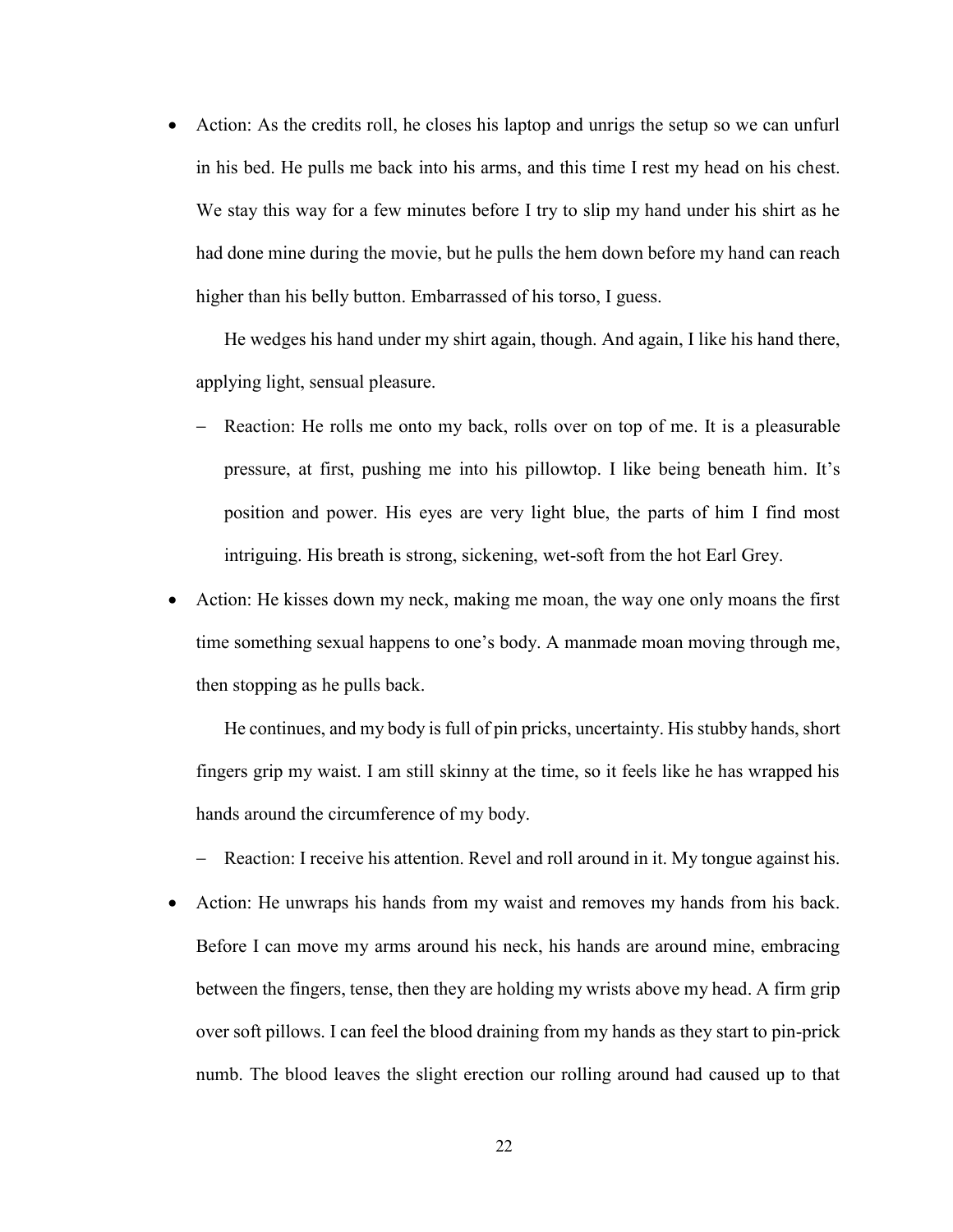- Action: As the credits roll, he closes his laptop and unrigs the setup so we can unfurl in his bed. He pulls me back into his arms, and this time I rest my head on his chest. We stay this way for a few minutes before I try to slip my hand under his shirt as he had done mine during the movie, but he pulls the hem down before my hand can reach higher than his belly button. Embarrassed of his torso, I guess.

  He wedges his hand under my shirt again, though. And again, I like his hand there, applying light, sensual pleasure.

  - Reaction: He rolls me onto my back, rolls over on top of me. It is a pleasurable pressure, at first, pushing me into his pillowtop. I like being beneath him. It's position and power. His eyes are very light blue, the parts of him I find most intriguing. His breath is strong, sickening, wet-soft from the hot Earl Grey.

- Action: He kisses down my neck, making me moan, the way one only moans the first time something sexual happens to one's body. A manmade moan moving through me, then stopping as he pulls back.

  He continues, and my body is full of pin pricks, uncertainty. His stubby hands, short fingers grip my waist. I am still skinny at the time, so it feels like he has wrapped his hands around the circumference of my body.

  - Reaction: I receive his attention. Revel and roll around in it. My tongue against his.

- Action: He unwraps his hands from my waist and removes my hands from his back. Before I can move my arms around his neck, his hands are around mine, embracing between the fingers, tense, then they are holding my wrists above my head. A firm grip over soft pillows. I can feel the blood draining from my hands as they start to pin-prick numb. The blood leaves the slight erection our rolling around had caused up to that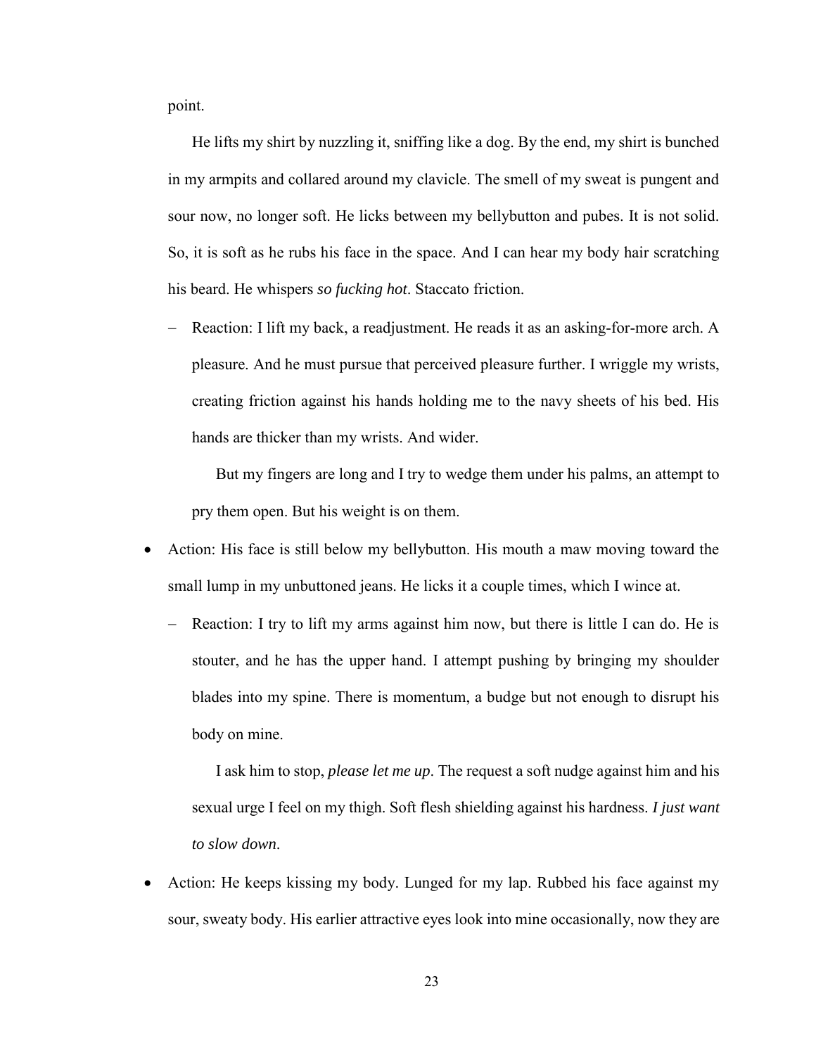point.

He lifts my shirt by nuzzling it, sniffing like a dog. By the end, my shirt is bunched in my armpits and collared around my clavicle. The smell of my sweat is pungent and sour now, no longer soft. He licks between my bellybutton and pubes. It is not solid. So, it is soft as he rubs his face in the space. And I can hear my body hair scratching his beard. He whispers *so fucking hot*. Staccato friction.

- Reaction: I lift my back, a readjustment. He reads it as an asking-for-more arch. A pleasure. And he must pursue that perceived pleasure further. I wriggle my wrists, creating friction against his hands holding me to the navy sheets of his bed. His hands are thicker than my wrists. And wider.

  But my fingers are long and I try to wedge them under his palms, an attempt to pry them open. But his weight is on them.

- Action: His face is still below my bellybutton. His mouth a maw moving toward the small lump in my unbuttoned jeans. He licks it a couple times, which I wince at.
  - Reaction: I try to lift my arms against him now, but there is little I can do. He is stouter, and he has the upper hand. I attempt pushing by bringing my shoulder blades into my spine. There is momentum, a budge but not enough to disrupt his body on mine.

    I ask him to stop, *please let me up*. The request a soft nudge against him and his sexual urge I feel on my thigh. Soft flesh shielding against his hardness. *I just want to slow down*.

- Action: He keeps kissing my body. Lunged for my lap. Rubbed his face against my sour, sweaty body. His earlier attractive eyes look into mine occasionally, now they are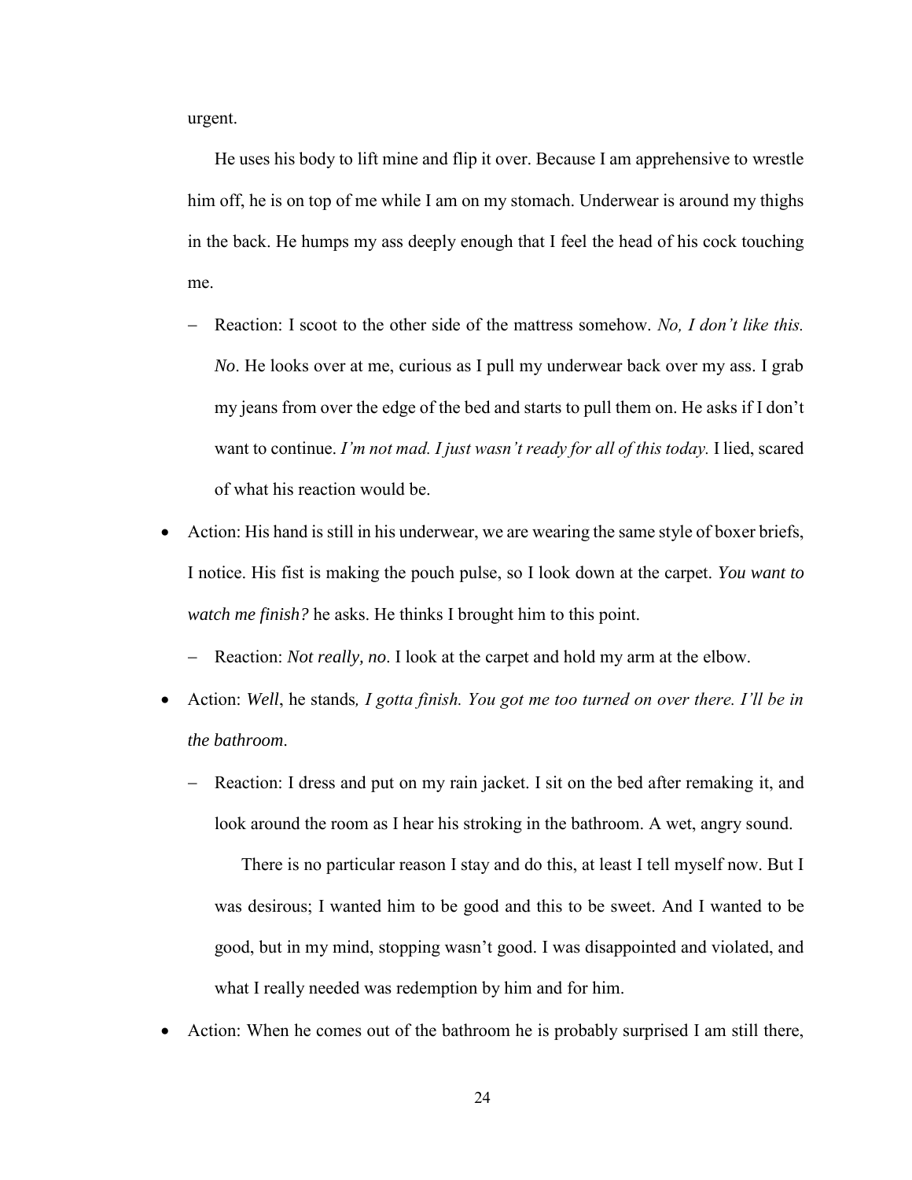urgent.

He uses his body to lift mine and flip it over. Because I am apprehensive to wrestle him off, he is on top of me while I am on my stomach. Underwear is around my thighs in the back. He humps my ass deeply enough that I feel the head of his cock touching me.

  - Reaction: I scoot to the other side of the mattress somehow. *No, I don't like this. No*. He looks over at me, curious as I pull my underwear back over my ass. I grab my jeans from over the edge of the bed and starts to pull them on. He asks if I don't want to continue. *I'm not mad. I just wasn't ready for all of this today.* I lied, scared of what his reaction would be.

- Action: His hand is still in his underwear, we are wearing the same style of boxer briefs, I notice. His fist is making the pouch pulse, so I look down at the carpet. *You want to watch me finish?* he asks. He thinks I brought him to this point.
  - Reaction: *Not really, no*. I look at the carpet and hold my arm at the elbow.
- Action: *Well*, he stands*, I gotta finish. You got me too turned on over there. I'll be in the bathroom*.
  - Reaction: I dress and put on my rain jacket. I sit on the bed after remaking it, and look around the room as I hear his stroking in the bathroom. A wet, angry sound.

    There is no particular reason I stay and do this, at least I tell myself now. But I was desirous; I wanted him to be good and this to be sweet. And I wanted to be good, but in my mind, stopping wasn't good. I was disappointed and violated, and what I really needed was redemption by him and for him.

- Action: When he comes out of the bathroom he is probably surprised I am still there,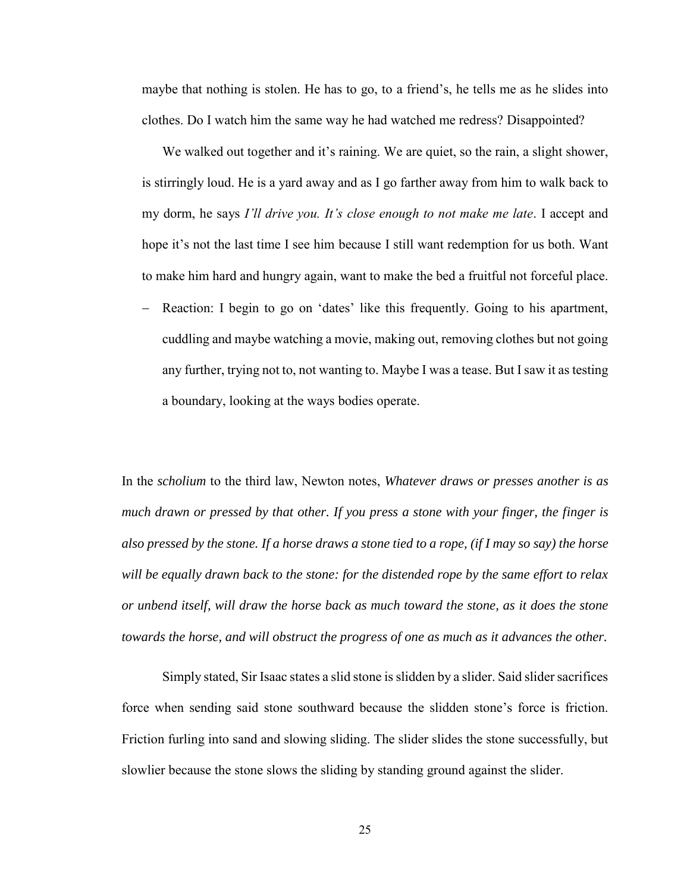maybe that nothing is stolen. He has to go, to a friend's, he tells me as he slides into clothes. Do I watch him the same way he had watched me redress? Disappointed?

We walked out together and it's raining. We are quiet, so the rain, a slight shower, is stirringly loud. He is a yard away and as I go farther away from him to walk back to my dorm, he says *I'll drive you. It's close enough to not make me late*. I accept and hope it's not the last time I see him because I still want redemption for us both. Want to make him hard and hungry again, want to make the bed a fruitful not forceful place.

- Reaction: I begin to go on 'dates' like this frequently. Going to his apartment, cuddling and maybe watching a movie, making out, removing clothes but not going any further, trying not to, not wanting to. Maybe I was a tease. But I saw it as testing a boundary, looking at the ways bodies operate.

In the *scholium* to the third law, Newton notes, *Whatever draws or presses another is as much drawn or pressed by that other. If you press a stone with your finger, the finger is also pressed by the stone. If a horse draws a stone tied to a rope, (if I may so say) the horse will be equally drawn back to the stone: for the distended rope by the same effort to relax or unbend itself, will draw the horse back as much toward the stone, as it does the stone towards the horse, and will obstruct the progress of one as much as it advances the other.*

Simply stated, Sir Isaac states a slid stone is slidden by a slider. Said slider sacrifices force when sending said stone southward because the slidden stone's force is friction. Friction furling into sand and slowing sliding. The slider slides the stone successfully, but slowlier because the stone slows the sliding by standing ground against the slider.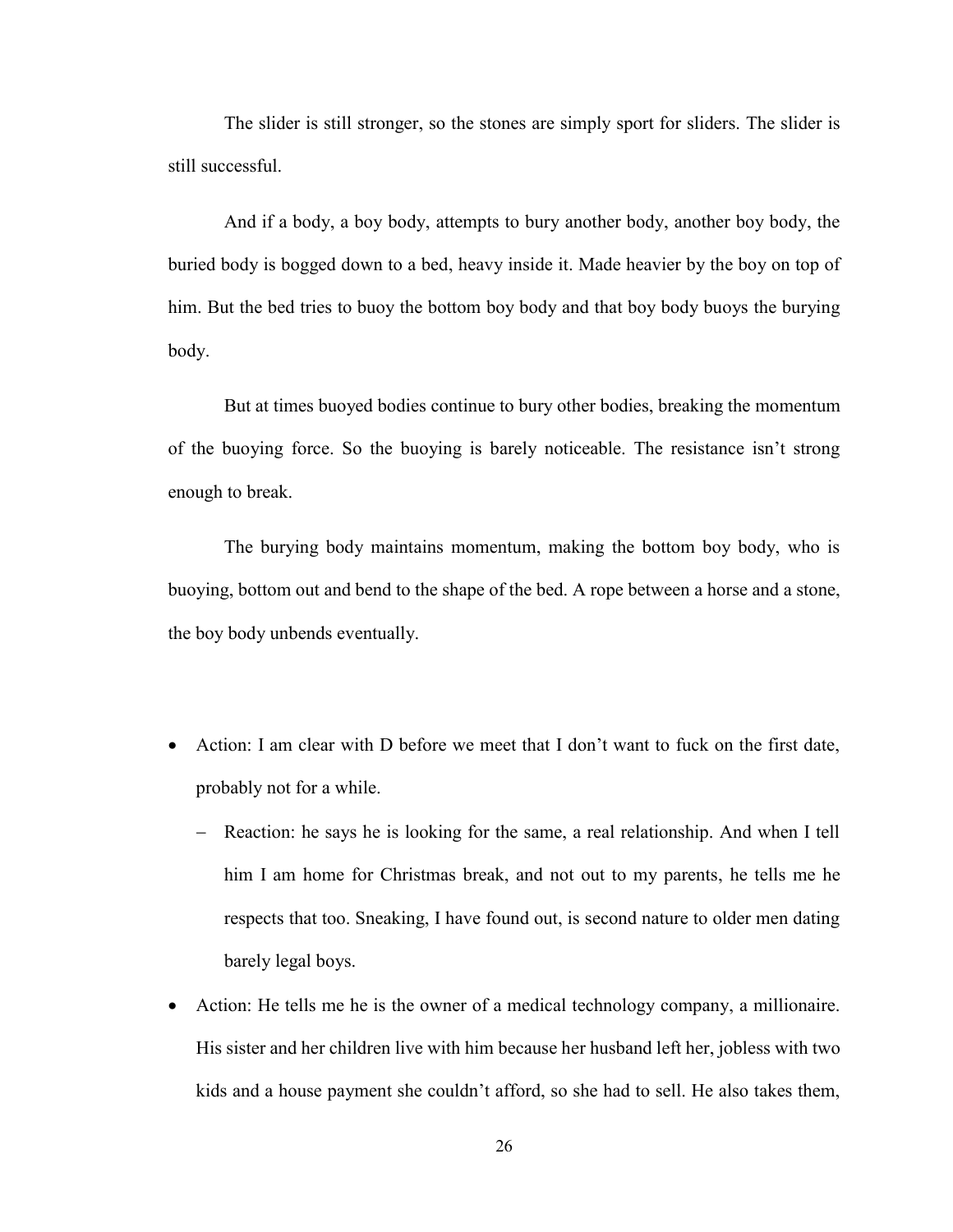The slider is still stronger, so the stones are simply sport for sliders. The slider is still successful.

And if a body, a boy body, attempts to bury another body, another boy body, the buried body is bogged down to a bed, heavy inside it. Made heavier by the boy on top of him. But the bed tries to buoy the bottom boy body and that boy body buoys the burying body.

But at times buoyed bodies continue to bury other bodies, breaking the momentum of the buoying force. So the buoying is barely noticeable. The resistance isn't strong enough to break.

The burying body maintains momentum, making the bottom boy body, who is buoying, bottom out and bend to the shape of the bed. A rope between a horse and a stone, the boy body unbends eventually.

- Action: I am clear with D before we meet that I don't want to fuck on the first date, probably not for a while.
  - Reaction: he says he is looking for the same, a real relationship. And when I tell him I am home for Christmas break, and not out to my parents, he tells me he respects that too. Sneaking, I have found out, is second nature to older men dating barely legal boys.
- Action: He tells me he is the owner of a medical technology company, a millionaire. His sister and her children live with him because her husband left her, jobless with two kids and a house payment she couldn't afford, so she had to sell. He also takes them,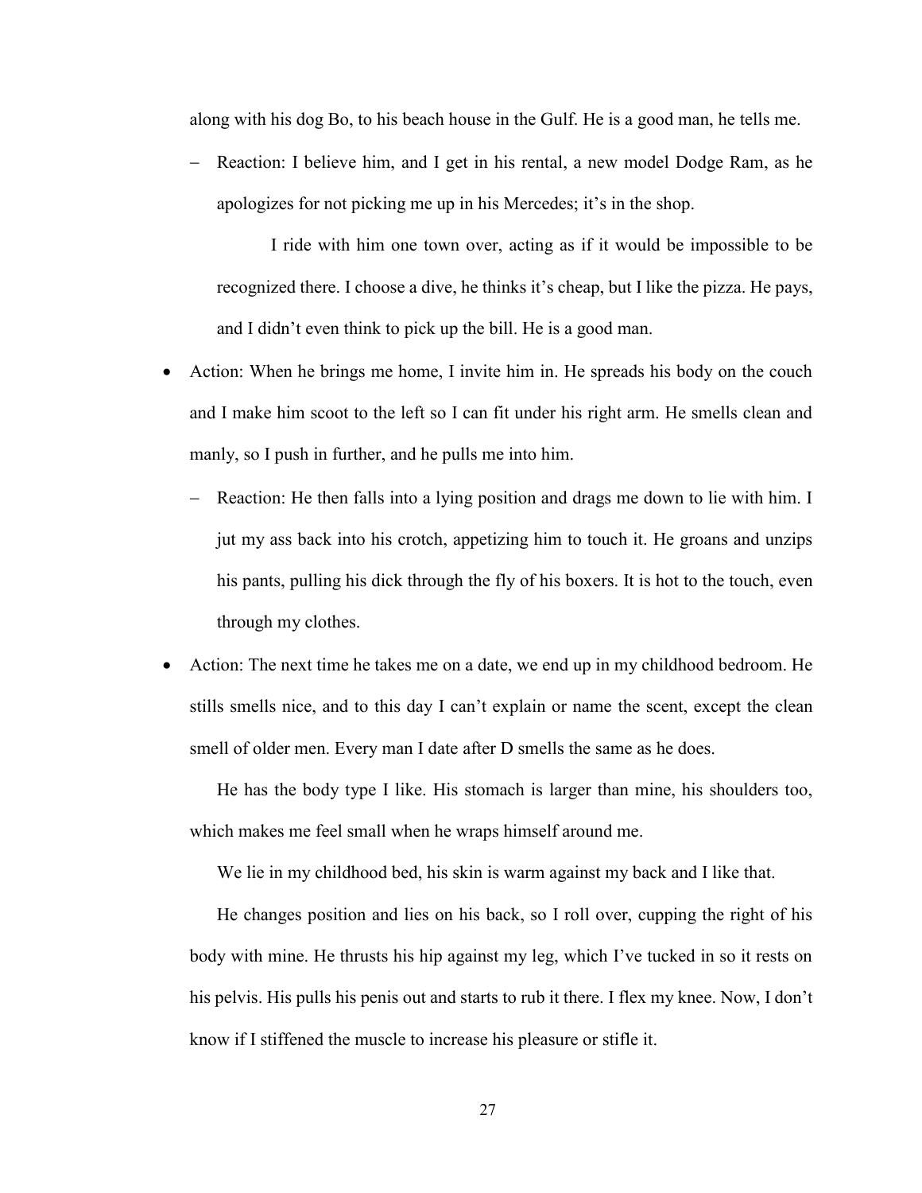along with his dog Bo, to his beach house in the Gulf. He is a good man, he tells me.

- Reaction: I believe him, and I get in his rental, a new model Dodge Ram, as he apologizes for not picking me up in his Mercedes; it's in the shop.

    I ride with him one town over, acting as if it would be impossible to be recognized there. I choose a dive, he thinks it's cheap, but I like the pizza. He pays, and I didn't even think to pick up the bill. He is a good man.

- Action: When he brings me home, I invite him in. He spreads his body on the couch and I make him scoot to the left so I can fit under his right arm. He smells clean and manly, so I push in further, and he pulls me into him.

    - Reaction: He then falls into a lying position and drags me down to lie with him. I jut my ass back into his crotch, appetizing him to touch it. He groans and unzips his pants, pulling his dick through the fly of his boxers. It is hot to the touch, even through my clothes.

- Action: The next time he takes me on a date, we end up in my childhood bedroom. He stills smells nice, and to this day I can't explain or name the scent, except the clean smell of older men. Every man I date after D smells the same as he does.

    He has the body type I like. His stomach is larger than mine, his shoulders too, which makes me feel small when he wraps himself around me.

    We lie in my childhood bed, his skin is warm against my back and I like that.

    He changes position and lies on his back, so I roll over, cupping the right of his body with mine. He thrusts his hip against my leg, which I've tucked in so it rests on his pelvis. His pulls his penis out and starts to rub it there. I flex my knee. Now, I don't know if I stiffened the muscle to increase his pleasure or stifle it.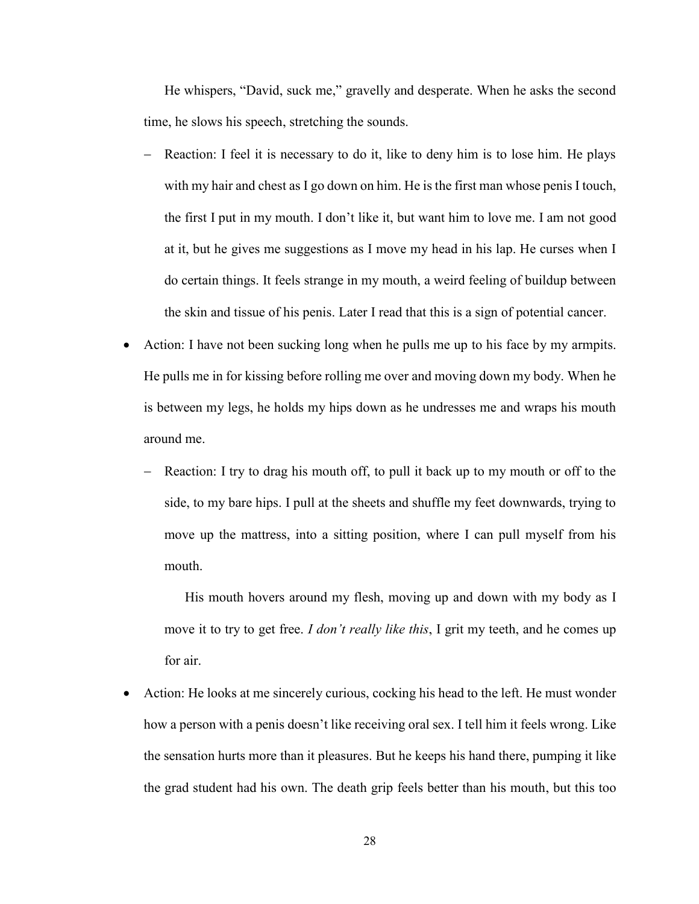He whispers, "David, suck me," gravelly and desperate. When he asks the second time, he slows his speech, stretching the sounds.

- Reaction: I feel it is necessary to do it, like to deny him is to lose him. He plays with my hair and chest as I go down on him. He is the first man whose penis I touch, the first I put in my mouth. I don't like it, but want him to love me. I am not good at it, but he gives me suggestions as I move my head in his lap. He curses when I do certain things. It feels strange in my mouth, a weird feeling of buildup between the skin and tissue of his penis. Later I read that this is a sign of potential cancer.

- Action: I have not been sucking long when he pulls me up to his face by my armpits. He pulls me in for kissing before rolling me over and moving down my body. When he is between my legs, he holds my hips down as he undresses me and wraps his mouth around me.

  - Reaction: I try to drag his mouth off, to pull it back up to my mouth or off to the side, to my bare hips. I pull at the sheets and shuffle my feet downwards, trying to move up the mattress, into a sitting position, where I can pull myself from his mouth.

    His mouth hovers around my flesh, moving up and down with my body as I move it to try to get free. *I don't really like this*, I grit my teeth, and he comes up for air.

- Action: He looks at me sincerely curious, cocking his head to the left. He must wonder how a person with a penis doesn't like receiving oral sex. I tell him it feels wrong. Like the sensation hurts more than it pleasures. But he keeps his hand there, pumping it like the grad student had his own. The death grip feels better than his mouth, but this too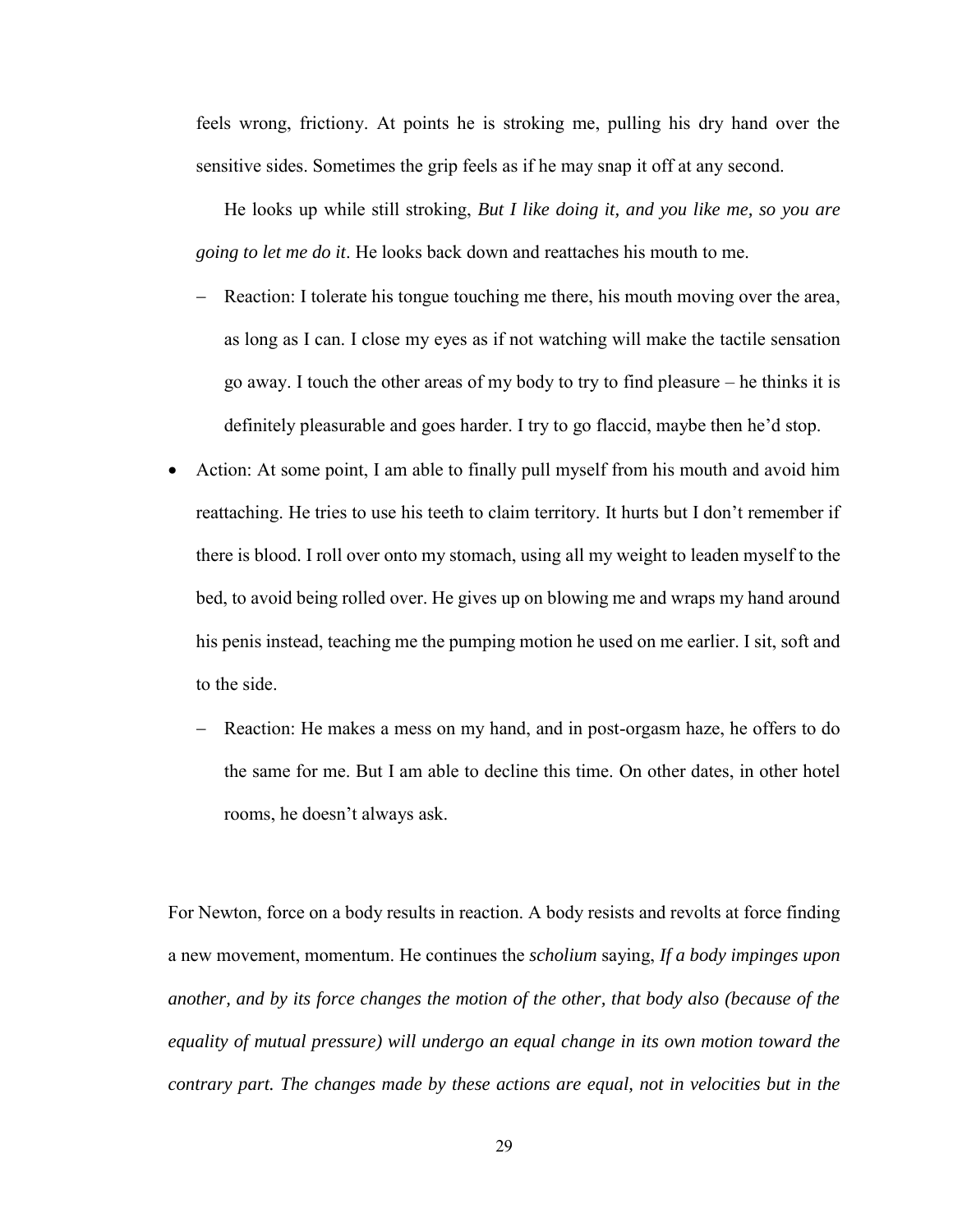feels wrong, frictiony. At points he is stroking me, pulling his dry hand over the sensitive sides. Sometimes the grip feels as if he may snap it off at any second.

He looks up while still stroking, *But I like doing it, and you like me, so you are going to let me do it*. He looks back down and reattaches his mouth to me.

  - Reaction: I tolerate his tongue touching me there, his mouth moving over the area, as long as I can. I close my eyes as if not watching will make the tactile sensation go away. I touch the other areas of my body to try to find pleasure – he thinks it is definitely pleasurable and goes harder. I try to go flaccid, maybe then he'd stop.

- Action: At some point, I am able to finally pull myself from his mouth and avoid him reattaching. He tries to use his teeth to claim territory. It hurts but I don't remember if there is blood. I roll over onto my stomach, using all my weight to leaden myself to the bed, to avoid being rolled over. He gives up on blowing me and wraps my hand around his penis instead, teaching me the pumping motion he used on me earlier. I sit, soft and to the side.
  - Reaction: He makes a mess on my hand, and in post-orgasm haze, he offers to do the same for me. But I am able to decline this time. On other dates, in other hotel rooms, he doesn't always ask.

For Newton, force on a body results in reaction. A body resists and revolts at force finding a new movement, momentum. He continues the *scholium* saying, *If a body impinges upon another, and by its force changes the motion of the other, that body also (because of the equality of mutual pressure) will undergo an equal change in its own motion toward the contrary part. The changes made by these actions are equal, not in velocities but in the*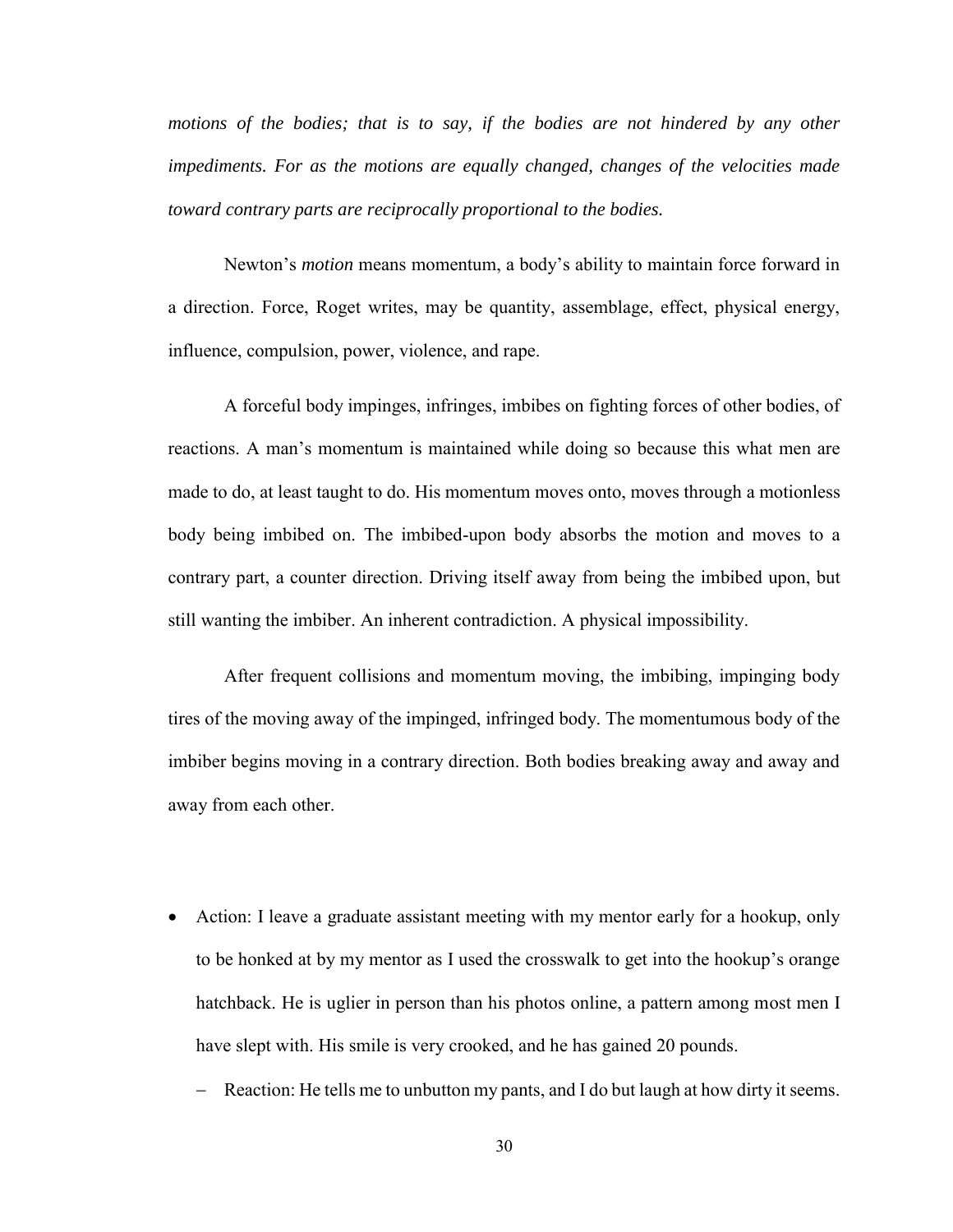*motions of the bodies; that is to say, if the bodies are not hindered by any other impediments. For as the motions are equally changed, changes of the velocities made toward contrary parts are reciprocally proportional to the bodies.*

Newton's *motion* means momentum, a body's ability to maintain force forward in a direction. Force, Roget writes, may be quantity, assemblage, effect, physical energy, influence, compulsion, power, violence, and rape.

A forceful body impinges, infringes, imbibes on fighting forces of other bodies, of reactions. A man's momentum is maintained while doing so because this what men are made to do, at least taught to do. His momentum moves onto, moves through a motionless body being imbibed on. The imbibed-upon body absorbs the motion and moves to a contrary part, a counter direction. Driving itself away from being the imbibed upon, but still wanting the imbiber. An inherent contradiction. A physical impossibility.

After frequent collisions and momentum moving, the imbibing, impinging body tires of the moving away of the impinged, infringed body. The momentumous body of the imbiber begins moving in a contrary direction. Both bodies breaking away and away and away from each other.

- Action: I leave a graduate assistant meeting with my mentor early for a hookup, only to be honked at by my mentor as I used the crosswalk to get into the hookup's orange hatchback. He is uglier in person than his photos online, a pattern among most men I have slept with. His smile is very crooked, and he has gained 20 pounds.
  - Reaction: He tells me to unbutton my pants, and I do but laugh at how dirty it seems.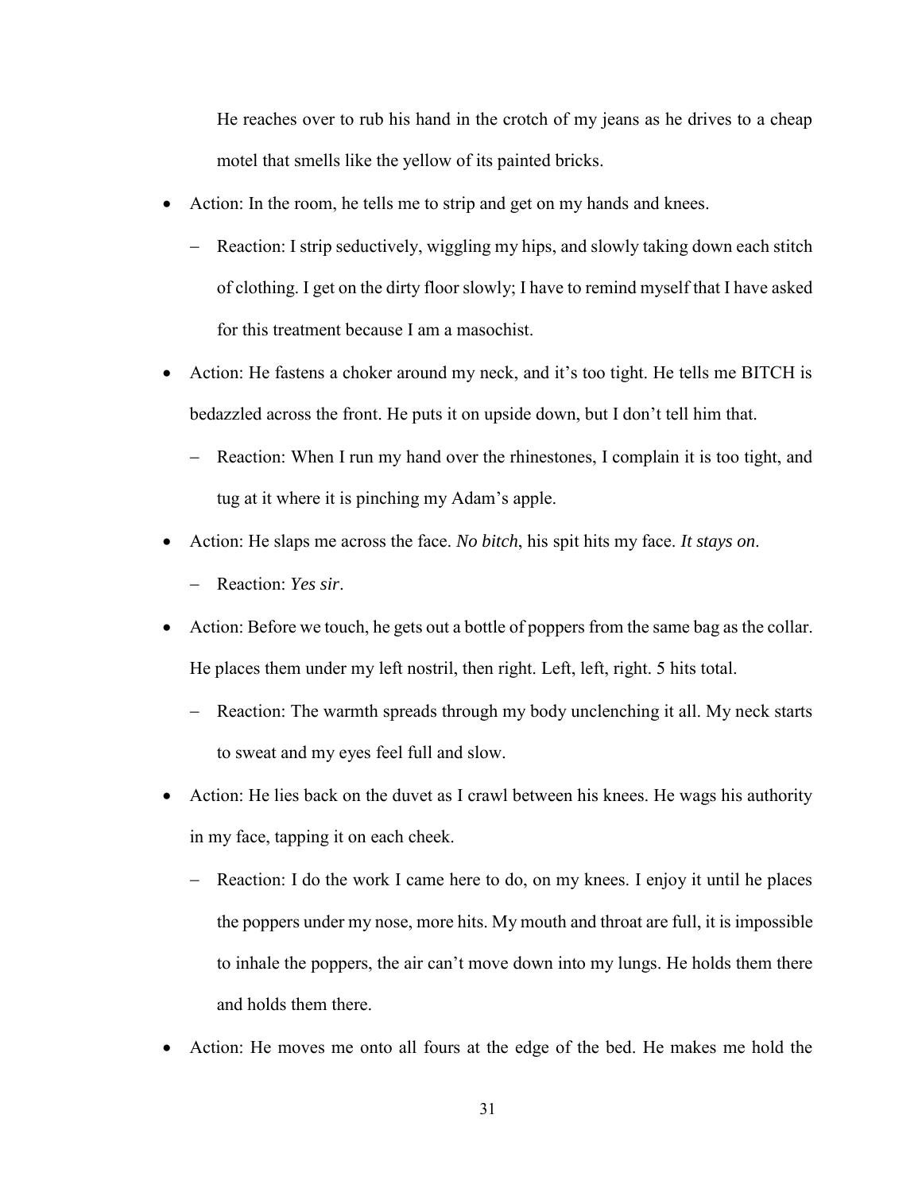He reaches over to rub his hand in the crotch of my jeans as he drives to a cheap motel that smells like the yellow of its painted bricks.

- Action: In the room, he tells me to strip and get on my hands and knees.
  - Reaction: I strip seductively, wiggling my hips, and slowly taking down each stitch of clothing. I get on the dirty floor slowly; I have to remind myself that I have asked for this treatment because I am a masochist.
- Action: He fastens a choker around my neck, and it's too tight. He tells me BITCH is bedazzled across the front. He puts it on upside down, but I don't tell him that.
  - Reaction: When I run my hand over the rhinestones, I complain it is too tight, and tug at it where it is pinching my Adam's apple.
- Action: He slaps me across the face. *No bitch*, his spit hits my face. *It stays on*.
  - Reaction: *Yes sir*.
- Action: Before we touch, he gets out a bottle of poppers from the same bag as the collar. He places them under my left nostril, then right. Left, left, right. 5 hits total.
  - Reaction: The warmth spreads through my body unclenching it all. My neck starts to sweat and my eyes feel full and slow.
- Action: He lies back on the duvet as I crawl between his knees. He wags his authority in my face, tapping it on each cheek.
  - Reaction: I do the work I came here to do, on my knees. I enjoy it until he places the poppers under my nose, more hits. My mouth and throat are full, it is impossible to inhale the poppers, the air can't move down into my lungs. He holds them there and holds them there.
- Action: He moves me onto all fours at the edge of the bed. He makes me hold the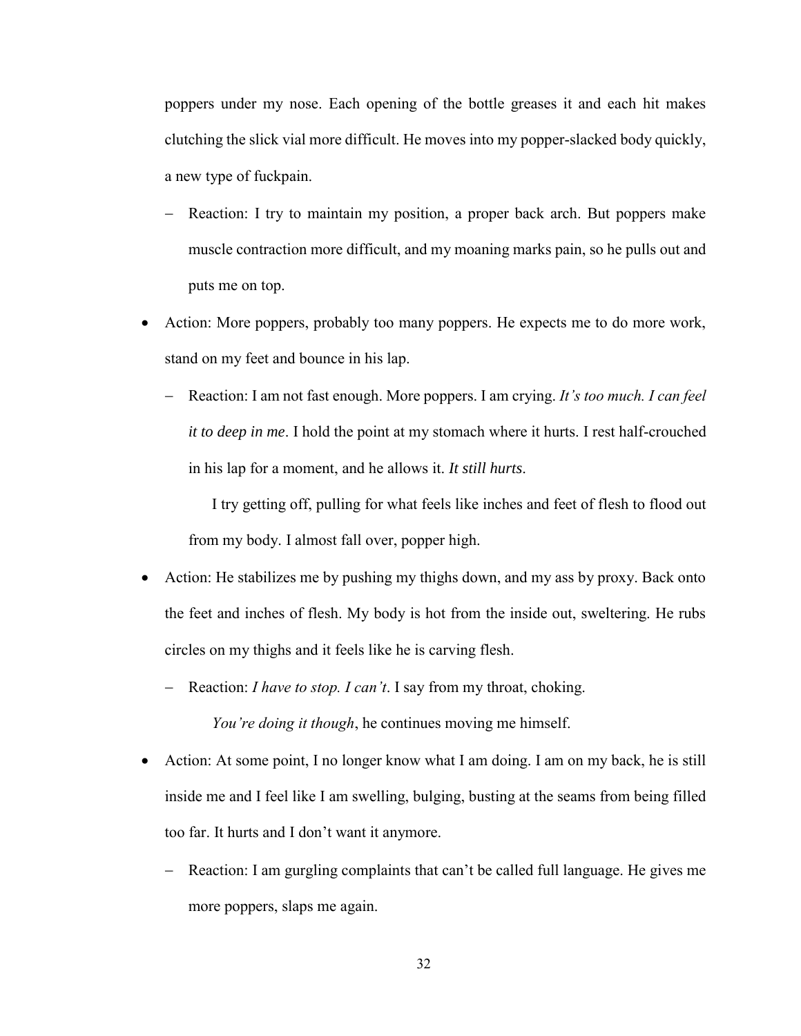poppers under my nose. Each opening of the bottle greases it and each hit makes clutching the slick vial more difficult. He moves into my popper-slacked body quickly, a new type of fuckpain.

  - Reaction: I try to maintain my position, a proper back arch. But poppers make muscle contraction more difficult, and my moaning marks pain, so he pulls out and puts me on top.

- Action: More poppers, probably too many poppers. He expects me to do more work, stand on my feet and bounce in his lap.

  - Reaction: I am not fast enough. More poppers. I am crying. *It's too much. I can feel it to deep in me*. I hold the point at my stomach where it hurts. I rest half-crouched in his lap for a moment, and he allows it. *It still hurts*.

    I try getting off, pulling for what feels like inches and feet of flesh to flood out from my body. I almost fall over, popper high.

- Action: He stabilizes me by pushing my thighs down, and my ass by proxy. Back onto the feet and inches of flesh. My body is hot from the inside out, sweltering. He rubs circles on my thighs and it feels like he is carving flesh.

  - Reaction: *I have to stop. I can't*. I say from my throat, choking.

    *You're doing it though*, he continues moving me himself.

- Action: At some point, I no longer know what I am doing. I am on my back, he is still inside me and I feel like I am swelling, bulging, busting at the seams from being filled too far. It hurts and I don't want it anymore.

  - Reaction: I am gurgling complaints that can't be called full language. He gives me more poppers, slaps me again.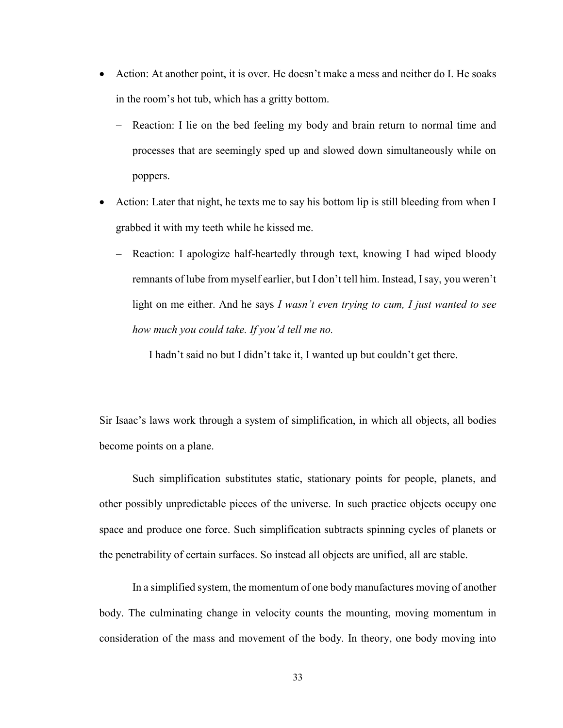- Action: At another point, it is over. He doesn't make a mess and neither do I. He soaks in the room's hot tub, which has a gritty bottom.
    - Reaction: I lie on the bed feeling my body and brain return to normal time and processes that are seemingly sped up and slowed down simultaneously while on poppers.
- Action: Later that night, he texts me to say his bottom lip is still bleeding from when I grabbed it with my teeth while he kissed me.
    - Reaction: I apologize half-heartedly through text, knowing I had wiped bloody remnants of lube from myself earlier, but I don't tell him. Instead, I say, you weren't light on me either. And he says *I wasn't even trying to cum, I just wanted to see how much you could take. If you'd tell me no.*

      I hadn't said no but I didn't take it, I wanted up but couldn't get there.

Sir Isaac's laws work through a system of simplification, in which all objects, all bodies become points on a plane.

Such simplification substitutes static, stationary points for people, planets, and other possibly unpredictable pieces of the universe. In such practice objects occupy one space and produce one force. Such simplification subtracts spinning cycles of planets or the penetrability of certain surfaces. So instead all objects are unified, all are stable.

In a simplified system, the momentum of one body manufactures moving of another body. The culminating change in velocity counts the mounting, moving momentum in consideration of the mass and movement of the body. In theory, one body moving into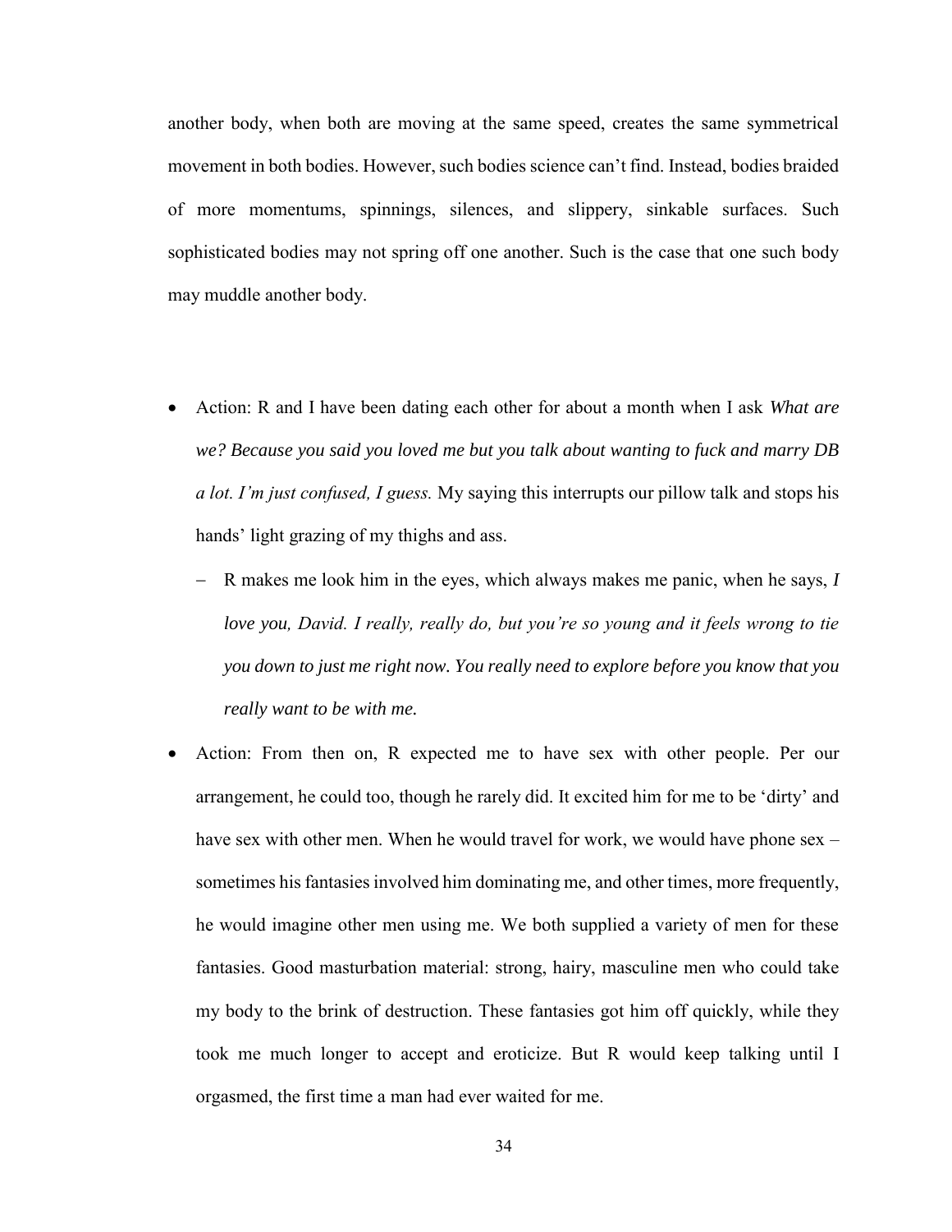another body, when both are moving at the same speed, creates the same symmetrical movement in both bodies. However, such bodies science can't find. Instead, bodies braided of more momentums, spinnings, silences, and slippery, sinkable surfaces. Such sophisticated bodies may not spring off one another. Such is the case that one such body may muddle another body.

- Action: R and I have been dating each other for about a month when I ask *What are we? Because you said you loved me but you talk about wanting to fuck and marry DB a lot. I'm just confused, I guess.* My saying this interrupts our pillow talk and stops his hands' light grazing of my thighs and ass.
  - R makes me look him in the eyes, which always makes me panic, when he says, *I love you, David. I really, really do, but you're so young and it feels wrong to tie you down to just me right now. You really need to explore before you know that you really want to be with me.*
- Action: From then on, R expected me to have sex with other people. Per our arrangement, he could too, though he rarely did. It excited him for me to be 'dirty' and have sex with other men. When he would travel for work, we would have phone sex – sometimes his fantasies involved him dominating me, and other times, more frequently, he would imagine other men using me. We both supplied a variety of men for these fantasies. Good masturbation material: strong, hairy, masculine men who could take my body to the brink of destruction. These fantasies got him off quickly, while they took me much longer to accept and eroticize. But R would keep talking until I orgasmed, the first time a man had ever waited for me.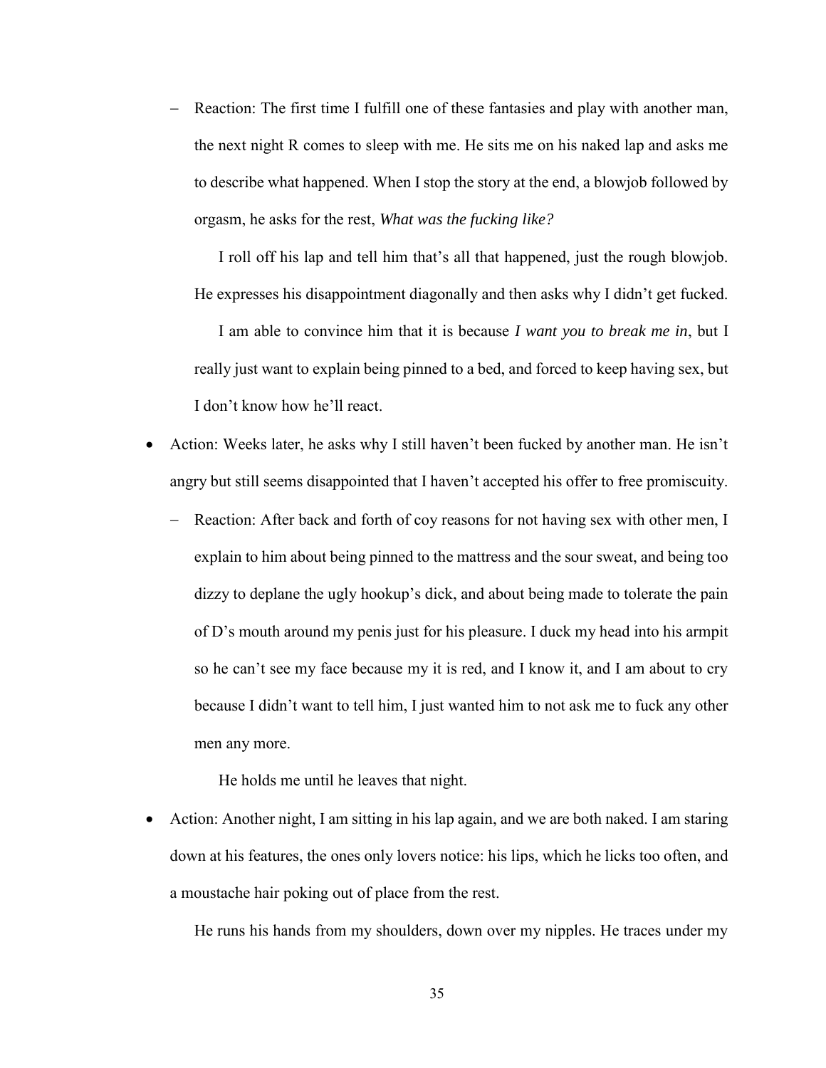- Reaction: The first time I fulfill one of these fantasies and play with another man, the next night R comes to sleep with me. He sits me on his naked lap and asks me to describe what happened. When I stop the story at the end, a blowjob followed by orgasm, he asks for the rest, *What was the fucking like?*

  I roll off his lap and tell him that's all that happened, just the rough blowjob. He expresses his disappointment diagonally and then asks why I didn't get fucked.

  I am able to convince him that it is because *I want you to break me in*, but I really just want to explain being pinned to a bed, and forced to keep having sex, but I don't know how he'll react.

- Action: Weeks later, he asks why I still haven't been fucked by another man. He isn't angry but still seems disappointed that I haven't accepted his offer to free promiscuity.
  - Reaction: After back and forth of coy reasons for not having sex with other men, I explain to him about being pinned to the mattress and the sour sweat, and being too dizzy to deplane the ugly hookup's dick, and about being made to tolerate the pain of D's mouth around my penis just for his pleasure. I duck my head into his armpit so he can't see my face because my it is red, and I know it, and I am about to cry because I didn't want to tell him, I just wanted him to not ask me to fuck any other men any more.

    He holds me until he leaves that night.

- Action: Another night, I am sitting in his lap again, and we are both naked. I am staring down at his features, the ones only lovers notice: his lips, which he licks too often, and a moustache hair poking out of place from the rest.

  He runs his hands from my shoulders, down over my nipples. He traces under my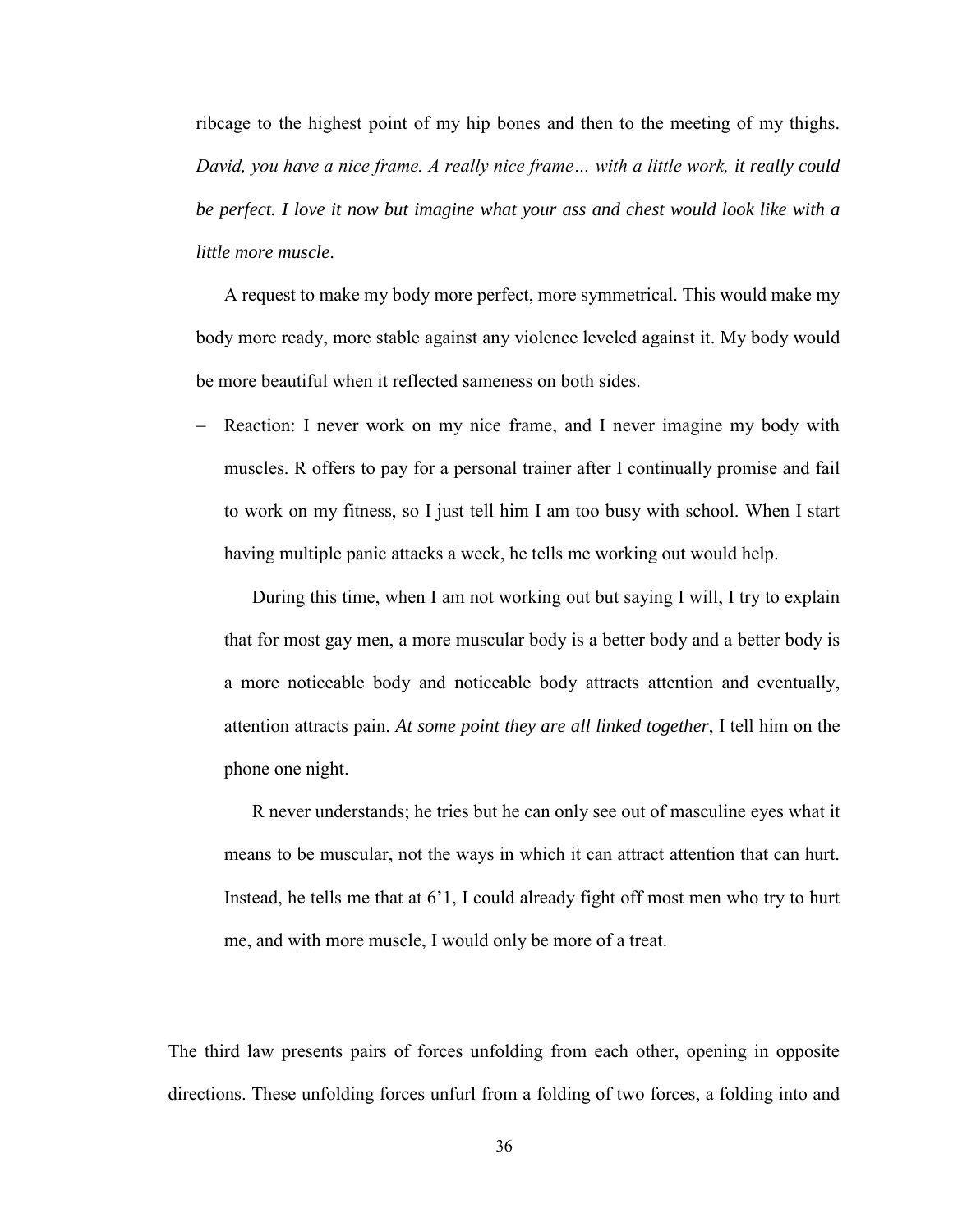ribcage to the highest point of my hip bones and then to the meeting of my thighs. *David, you have a nice frame. A really nice frame… with a little work, it really could be perfect. I love it now but imagine what your ass and chest would look like with a little more muscle*.

A request to make my body more perfect, more symmetrical. This would make my body more ready, more stable against any violence leveled against it. My body would be more beautiful when it reflected sameness on both sides.

- Reaction: I never work on my nice frame, and I never imagine my body with muscles. R offers to pay for a personal trainer after I continually promise and fail to work on my fitness, so I just tell him I am too busy with school. When I start having multiple panic attacks a week, he tells me working out would help.

  During this time, when I am not working out but saying I will, I try to explain that for most gay men, a more muscular body is a better body and a better body is a more noticeable body and noticeable body attracts attention and eventually, attention attracts pain. *At some point they are all linked together*, I tell him on the phone one night.

  R never understands; he tries but he can only see out of masculine eyes what it means to be muscular, not the ways in which it can attract attention that can hurt. Instead, he tells me that at 6'1, I could already fight off most men who try to hurt me, and with more muscle, I would only be more of a treat.

The third law presents pairs of forces unfolding from each other, opening in opposite directions. These unfolding forces unfurl from a folding of two forces, a folding into and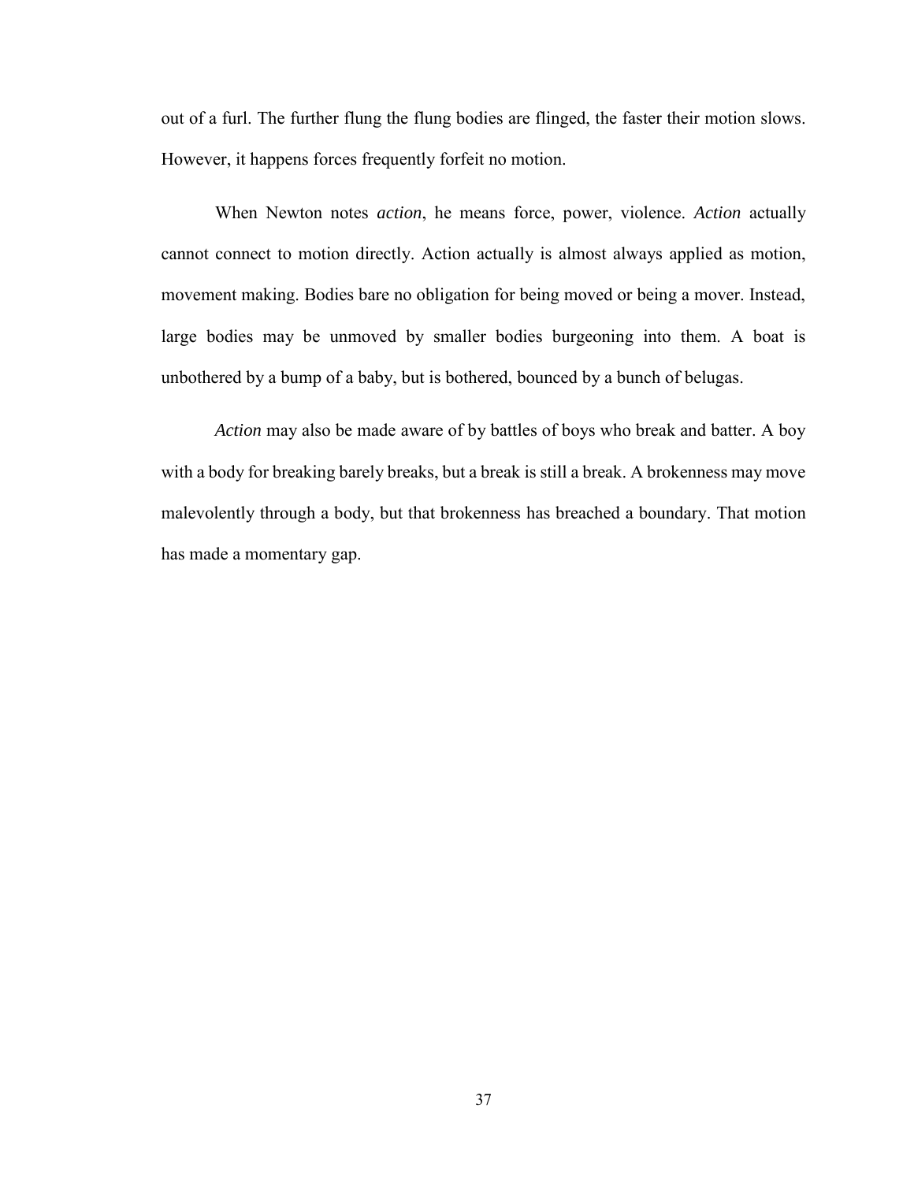out of a furl. The further flung the flung bodies are flinged, the faster their motion slows. However, it happens forces frequently forfeit no motion.

When Newton notes *action*, he means force, power, violence. *Action* actually cannot connect to motion directly. Action actually is almost always applied as motion, movement making. Bodies bare no obligation for being moved or being a mover. Instead, large bodies may be unmoved by smaller bodies burgeoning into them. A boat is unbothered by a bump of a baby, but is bothered, bounced by a bunch of belugas.

*Action* may also be made aware of by battles of boys who break and batter. A boy with a body for breaking barely breaks, but a break is still a break. A brokenness may move malevolently through a body, but that brokenness has breached a boundary. That motion has made a momentary gap.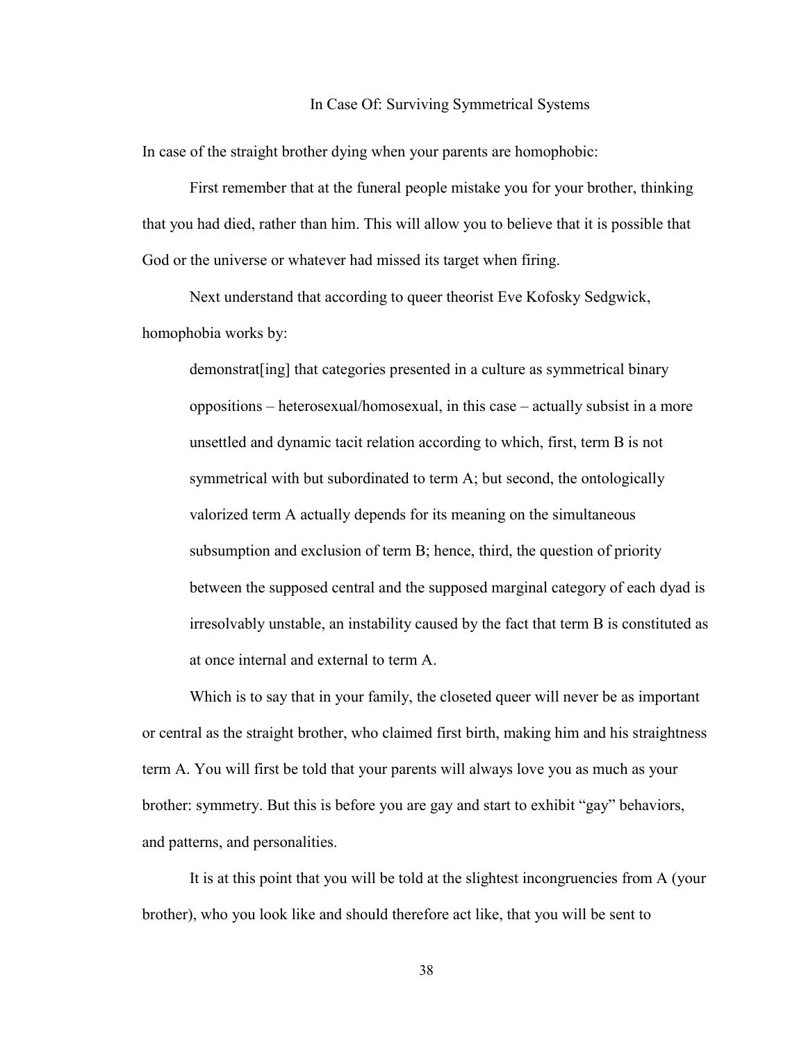## In Case Of: Surviving Symmetrical Systems

In case of the straight brother dying when your parents are homophobic:

First remember that at the funeral people mistake you for your brother, thinking that you had died, rather than him. This will allow you to believe that it is possible that God or the universe or whatever had missed its target when firing.

Next understand that according to queer theorist Eve Kofosky Sedgwick, homophobia works by:

> demonstrat[ing] that categories presented in a culture as symmetrical binary oppositions – heterosexual/homosexual, in this case – actually subsist in a more unsettled and dynamic tacit relation according to which, first, term B is not symmetrical with but subordinated to term A; but second, the ontologically valorized term A actually depends for its meaning on the simultaneous subsumption and exclusion of term B; hence, third, the question of priority between the supposed central and the supposed marginal category of each dyad is irresolvably unstable, an instability caused by the fact that term B is constituted as at once internal and external to term A.

Which is to say that in your family, the closeted queer will never be as important or central as the straight brother, who claimed first birth, making him and his straightness term A. You will first be told that your parents will always love you as much as your brother: symmetry. But this is before you are gay and start to exhibit "gay" behaviors, and patterns, and personalities.

It is at this point that you will be told at the slightest incongruencies from A (your brother), who you look like and should therefore act like, that you will be sent to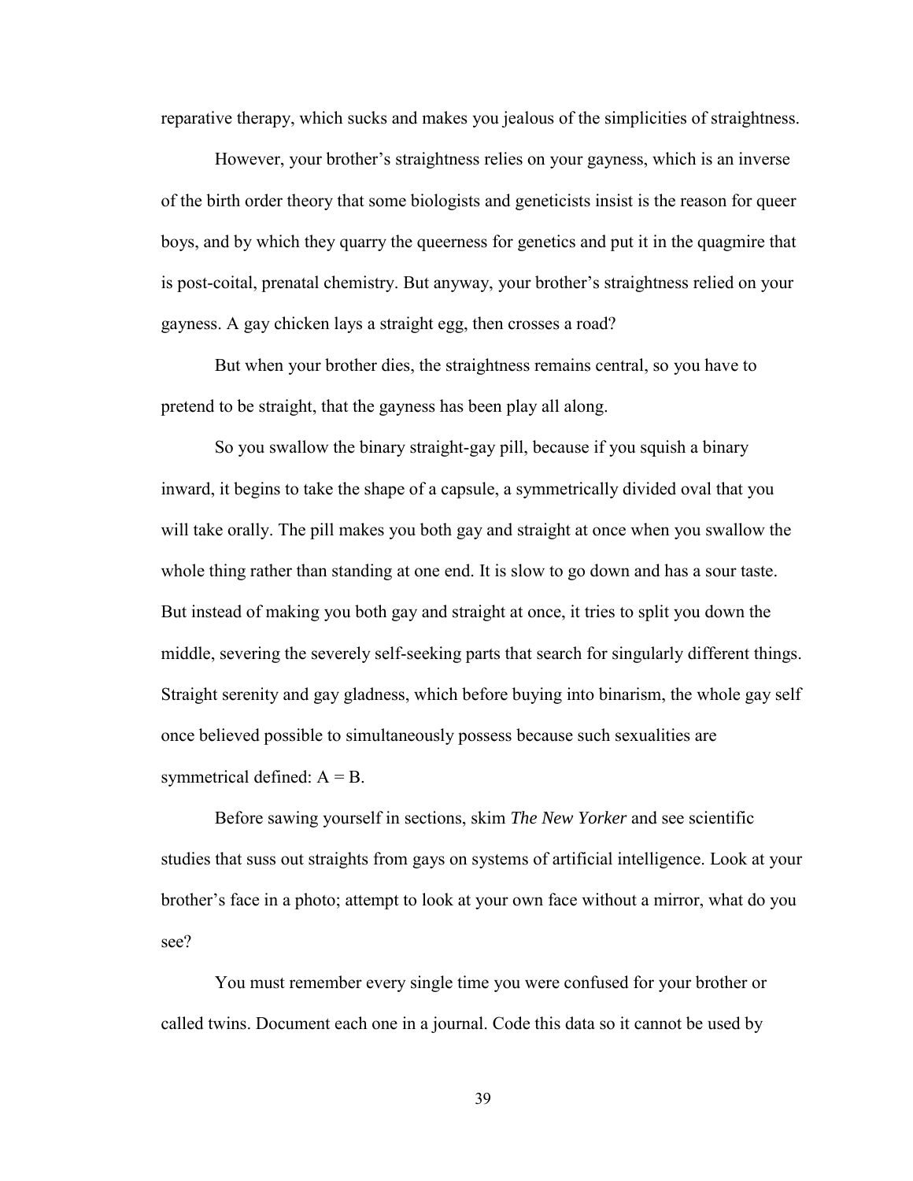reparative therapy, which sucks and makes you jealous of the simplicities of straightness.

However, your brother's straightness relies on your gayness, which is an inverse of the birth order theory that some biologists and geneticists insist is the reason for queer boys, and by which they quarry the queerness for genetics and put it in the quagmire that is post-coital, prenatal chemistry. But anyway, your brother's straightness relied on your gayness. A gay chicken lays a straight egg, then crosses a road?

But when your brother dies, the straightness remains central, so you have to pretend to be straight, that the gayness has been play all along.

So you swallow the binary straight-gay pill, because if you squish a binary inward, it begins to take the shape of a capsule, a symmetrically divided oval that you will take orally. The pill makes you both gay and straight at once when you swallow the whole thing rather than standing at one end. It is slow to go down and has a sour taste. But instead of making you both gay and straight at once, it tries to split you down the middle, severing the severely self-seeking parts that search for singularly different things. Straight serenity and gay gladness, which before buying into binarism, the whole gay self once believed possible to simultaneously possess because such sexualities are symmetrical defined: A = B.

Before sawing yourself in sections, skim *The New Yorker* and see scientific studies that suss out straights from gays on systems of artificial intelligence. Look at your brother's face in a photo; attempt to look at your own face without a mirror, what do you see?

You must remember every single time you were confused for your brother or called twins. Document each one in a journal. Code this data so it cannot be used by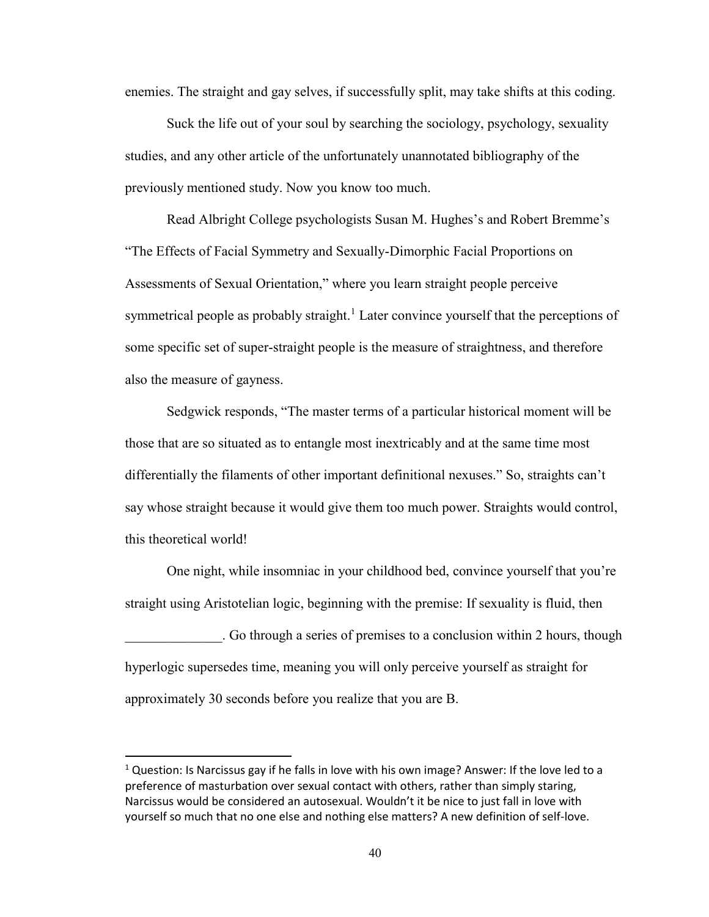enemies. The straight and gay selves, if successfully split, may take shifts at this coding.

Suck the life out of your soul by searching the sociology, psychology, sexuality studies, and any other article of the unfortunately unannotated bibliography of the previously mentioned study. Now you know too much.

Read Albright College psychologists Susan M. Hughes's and Robert Bremme's "The Effects of Facial Symmetry and Sexually-Dimorphic Facial Proportions on Assessments of Sexual Orientation," where you learn straight people perceive symmetrical people as probably straight.[1] Later convince yourself that the perceptions of some specific set of super-straight people is the measure of straightness, and therefore also the measure of gayness.

Sedgwick responds, "The master terms of a particular historical moment will be those that are so situated as to entangle most inextricably and at the same time most differentially the filaments of other important definitional nexuses." So, straights can't say whose straight because it would give them too much power. Straights would control, this theoretical world!

One night, while insomniac in your childhood bed, convince yourself that you're straight using Aristotelian logic, beginning with the premise: If sexuality is fluid, then ______________. Go through a series of premises to a conclusion within 2 hours, though hyperlogic supersedes time, meaning you will only perceive yourself as straight for approximately 30 seconds before you realize that you are B.

---

[1] Question: Is Narcissus gay if he falls in love with his own image? Answer: If the love led to a preference of masturbation over sexual contact with others, rather than simply staring, Narcissus would be considered an autosexual. Wouldn't it be nice to just fall in love with yourself so much that no one else and nothing else matters? A new definition of self-love.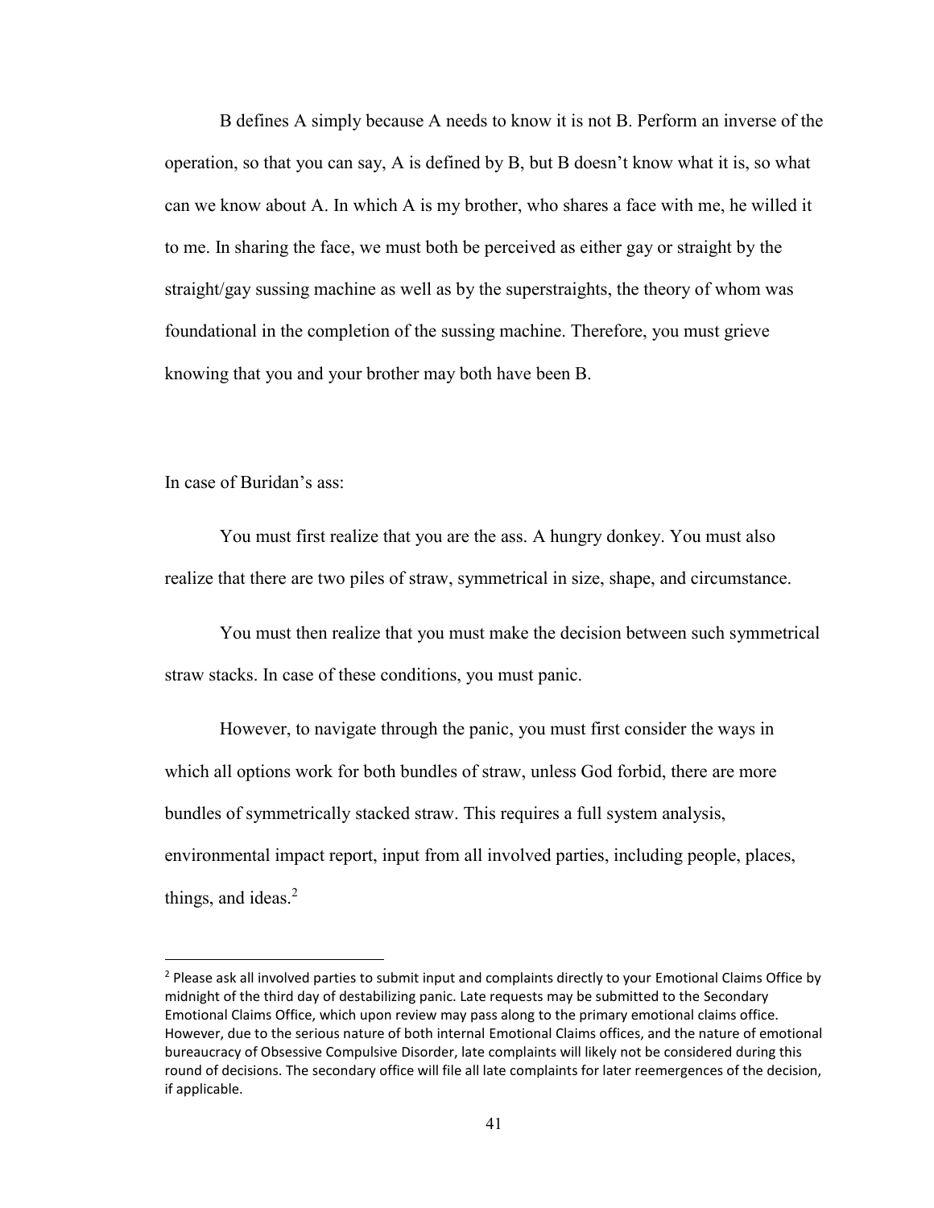B defines A simply because A needs to know it is not B. Perform an inverse of the operation, so that you can say, A is defined by B, but B doesn't know what it is, so what can we know about A. In which A is my brother, who shares a face with me, he willed it to me. In sharing the face, we must both be perceived as either gay or straight by the straight/gay sussing machine as well as by the superstraights, the theory of whom was foundational in the completion of the sussing machine. Therefore, you must grieve knowing that you and your brother may both have been B.

In case of Buridan's ass:

You must first realize that you are the ass. A hungry donkey. You must also realize that there are two piles of straw, symmetrical in size, shape, and circumstance.

You must then realize that you must make the decision between such symmetrical straw stacks. In case of these conditions, you must panic.

However, to navigate through the panic, you must first consider the ways in which all options work for both bundles of straw, unless God forbid, there are more bundles of symmetrically stacked straw. This requires a full system analysis, environmental impact report, input from all involved parties, including people, places, things, and ideas.[2]

[2] Please ask all involved parties to submit input and complaints directly to your Emotional Claims Office by midnight of the third day of destabilizing panic. Late requests may be submitted to the Secondary Emotional Claims Office, which upon review may pass along to the primary emotional claims office. However, due to the serious nature of both internal Emotional Claims offices, and the nature of emotional bureaucracy of Obsessive Compulsive Disorder, late complaints will likely not be considered during this round of decisions. The secondary office will file all late complaints for later reemergences of the decision, if applicable.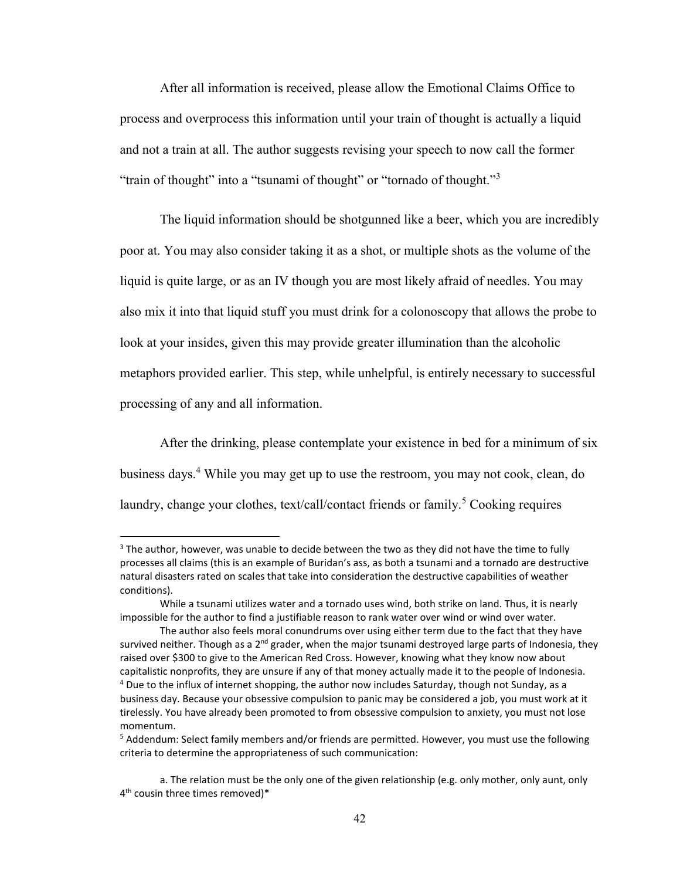After all information is received, please allow the Emotional Claims Office to process and overprocess this information until your train of thought is actually a liquid and not a train at all. The author suggests revising your speech to now call the former "train of thought" into a "tsunami of thought" or "tornado of thought."[3]

The liquid information should be shotgunned like a beer, which you are incredibly poor at. You may also consider taking it as a shot, or multiple shots as the volume of the liquid is quite large, or as an IV though you are most likely afraid of needles. You may also mix it into that liquid stuff you must drink for a colonoscopy that allows the probe to look at your insides, given this may provide greater illumination than the alcoholic metaphors provided earlier. This step, while unhelpful, is entirely necessary to successful processing of any and all information.

After the drinking, please contemplate your existence in bed for a minimum of six business days.[4] While you may get up to use the restroom, you may not cook, clean, do laundry, change your clothes, text/call/contact friends or family.[5] Cooking requires

---

[3] The author, however, was unable to decide between the two as they did not have the time to fully processes all claims (this is an example of Buridan's ass, as both a tsunami and a tornado are destructive natural disasters rated on scales that take into consideration the destructive capabilities of weather conditions).

While a tsunami utilizes water and a tornado uses wind, both strike on land. Thus, it is nearly impossible for the author to find a justifiable reason to rank water over wind or wind over water.

The author also feels moral conundrums over using either term due to the fact that they have survived neither. Though as a 2nd grader, when the major tsunami destroyed large parts of Indonesia, they raised over $300 to give to the American Red Cross. However, knowing what they know now about capitalistic nonprofits, they are unsure if any of that money actually made it to the people of Indonesia.

[4] Due to the influx of internet shopping, the author now includes Saturday, though not Sunday, as a business day. Because your obsessive compulsion to panic may be considered a job, you must work at it tirelessly. You have already been promoted to from obsessive compulsion to anxiety, you must not lose momentum.

[5] Addendum: Select family members and/or friends are permitted. However, you must use the following criteria to determine the appropriateness of such communication:

a. The relation must be the only one of the given relationship (e.g. only mother, only aunt, only 4th cousin three times removed)*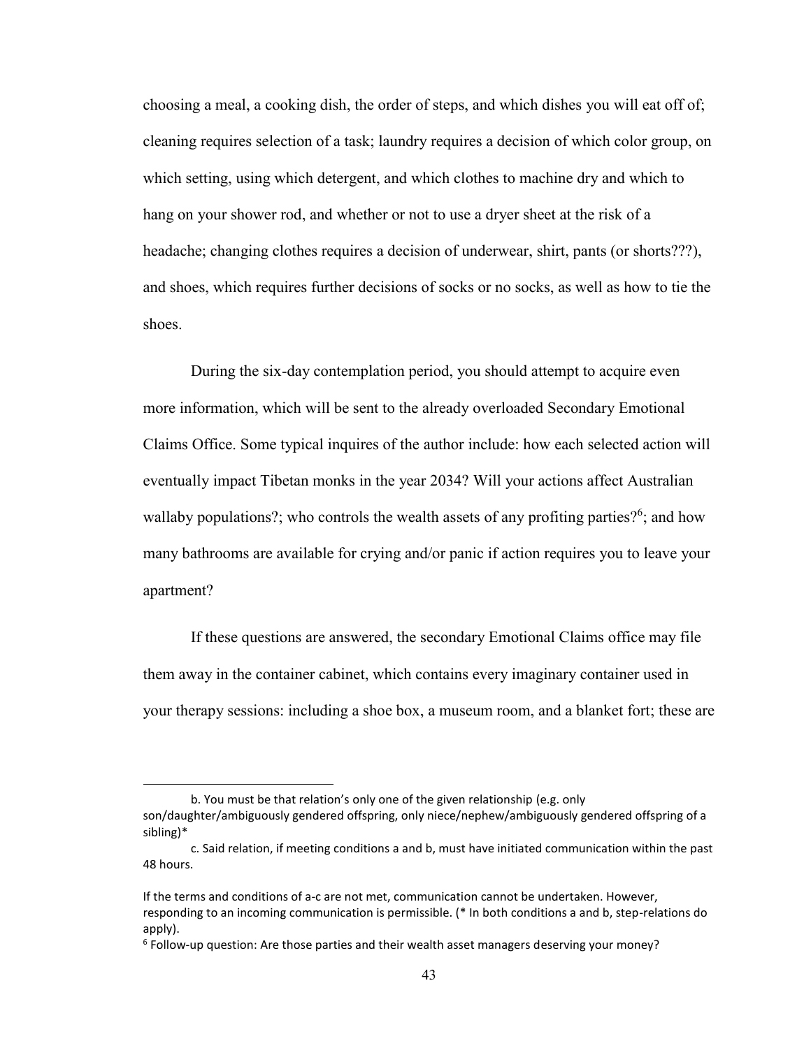choosing a meal, a cooking dish, the order of steps, and which dishes you will eat off of; cleaning requires selection of a task; laundry requires a decision of which color group, on which setting, using which detergent, and which clothes to machine dry and which to hang on your shower rod, and whether or not to use a dryer sheet at the risk of a headache; changing clothes requires a decision of underwear, shirt, pants (or shorts???), and shoes, which requires further decisions of socks or no socks, as well as how to tie the shoes.

During the six-day contemplation period, you should attempt to acquire even more information, which will be sent to the already overloaded Secondary Emotional Claims Office. Some typical inquires of the author include: how each selected action will eventually impact Tibetan monks in the year 2034? Will your actions affect Australian wallaby populations?; who controls the wealth assets of any profiting parties?[6]; and how many bathrooms are available for crying and/or panic if action requires you to leave your apartment?

If these questions are answered, the secondary Emotional Claims office may file them away in the container cabinet, which contains every imaginary container used in your therapy sessions: including a shoe box, a museum room, and a blanket fort; these are

---

b. You must be that relation's only one of the given relationship (e.g. only son/daughter/ambiguously gendered offspring, only niece/nephew/ambiguously gendered offspring of a sibling)*

c. Said relation, if meeting conditions a and b, must have initiated communication within the past 48 hours.

If the terms and conditions of a-c are not met, communication cannot be undertaken. However, responding to an incoming communication is permissible. (* In both conditions a and b, step-relations do apply).

[6] Follow-up question: Are those parties and their wealth asset managers deserving your money?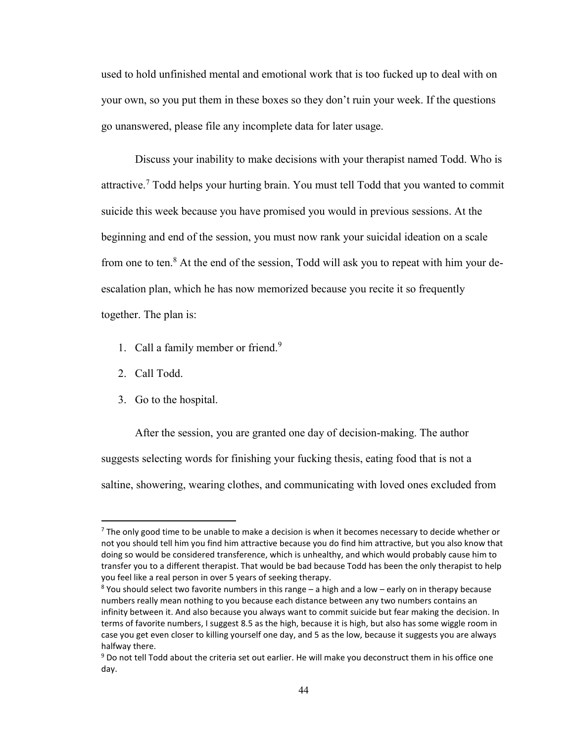used to hold unfinished mental and emotional work that is too fucked up to deal with on your own, so you put them in these boxes so they don't ruin your week. If the questions go unanswered, please file any incomplete data for later usage.

Discuss your inability to make decisions with your therapist named Todd. Who is attractive.[7] Todd helps your hurting brain. You must tell Todd that you wanted to commit suicide this week because you have promised you would in previous sessions. At the beginning and end of the session, you must now rank your suicidal ideation on a scale from one to ten.[8] At the end of the session, Todd will ask you to repeat with him your de-escalation plan, which he has now memorized because you recite it so frequently together. The plan is:

1. Call a family member or friend.[9]
2. Call Todd.
3. Go to the hospital.

After the session, you are granted one day of decision-making. The author suggests selecting words for finishing your fucking thesis, eating food that is not a saltine, showering, wearing clothes, and communicating with loved ones excluded from

---

[7] The only good time to be unable to make a decision is when it becomes necessary to decide whether or not you should tell him you find him attractive because you do find him attractive, but you also know that doing so would be considered transference, which is unhealthy, and which would probably cause him to transfer you to a different therapist. That would be bad because Todd has been the only therapist to help you feel like a real person in over 5 years of seeking therapy.

[8] You should select two favorite numbers in this range – a high and a low – early on in therapy because numbers really mean nothing to you because each distance between any two numbers contains an infinity between it. And also because you always want to commit suicide but fear making the decision. In terms of favorite numbers, I suggest 8.5 as the high, because it is high, but also has some wiggle room in case you get even closer to killing yourself one day, and 5 as the low, because it suggests you are always halfway there.

[9] Do not tell Todd about the criteria set out earlier. He will make you deconstruct them in his office one day.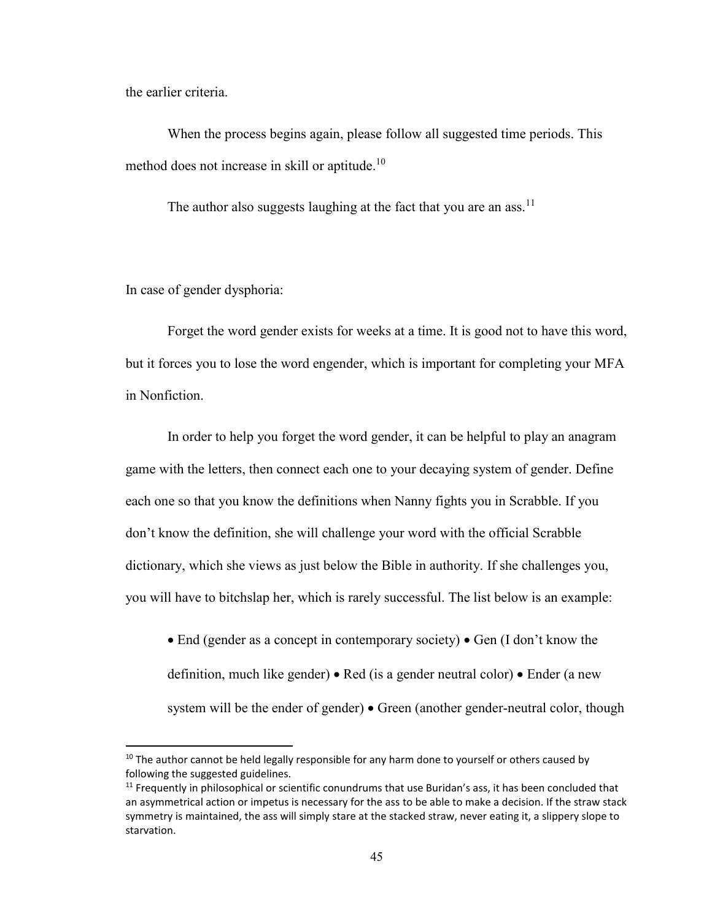the earlier criteria.

When the process begins again, please follow all suggested time periods. This method does not increase in skill or aptitude.[10]

The author also suggests laughing at the fact that you are an ass.[11]

In case of gender dysphoria:

Forget the word gender exists for weeks at a time. It is good not to have this word, but it forces you to lose the word engender, which is important for completing your MFA in Nonfiction.

In order to help you forget the word gender, it can be helpful to play an anagram game with the letters, then connect each one to your decaying system of gender. Define each one so that you know the definitions when Nanny fights you in Scrabble. If you don't know the definition, she will challenge your word with the official Scrabble dictionary, which she views as just below the Bible in authority. If she challenges you, you will have to bitchslap her, which is rarely successful. The list below is an example:

• End (gender as a concept in contemporary society) • Gen (I don't know the definition, much like gender) • Red (is a gender neutral color) • Ender (a new system will be the ender of gender) • Green (another gender-neutral color, though

[10] The author cannot be held legally responsible for any harm done to yourself or others caused by following the suggested guidelines.

[11] Frequently in philosophical or scientific conundrums that use Buridan's ass, it has been concluded that an asymmetrical action or impetus is necessary for the ass to be able to make a decision. If the straw stack symmetry is maintained, the ass will simply stare at the stacked straw, never eating it, a slippery slope to starvation.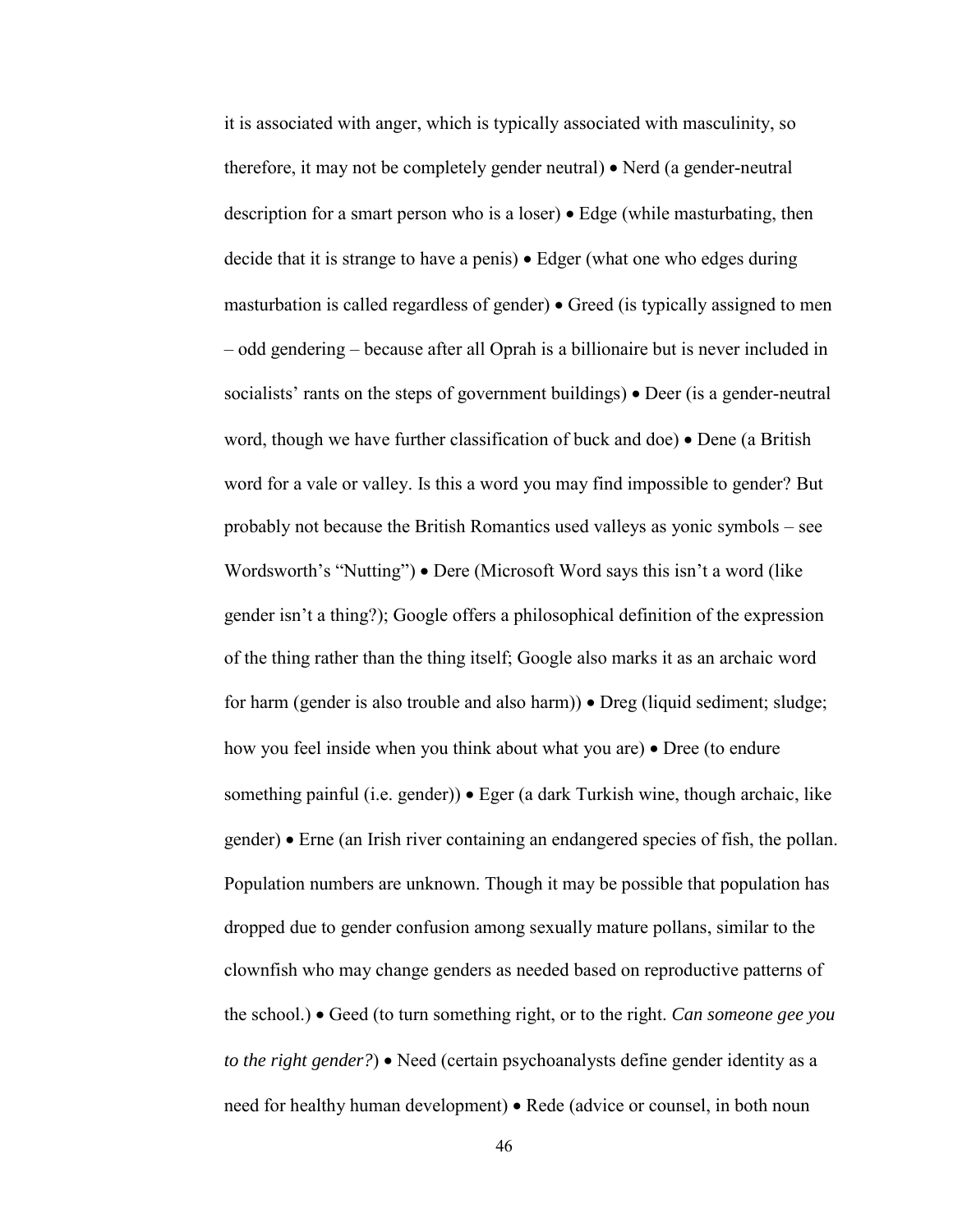it is associated with anger, which is typically associated with masculinity, so therefore, it may not be completely gender neutral) • Nerd (a gender-neutral description for a smart person who is a loser) • Edge (while masturbating, then decide that it is strange to have a penis) • Edger (what one who edges during masturbation is called regardless of gender) • Greed (is typically assigned to men – odd gendering – because after all Oprah is a billionaire but is never included in socialists' rants on the steps of government buildings) • Deer (is a gender-neutral word, though we have further classification of buck and doe) • Dene (a British word for a vale or valley. Is this a word you may find impossible to gender? But probably not because the British Romantics used valleys as yonic symbols – see Wordsworth's "Nutting") • Dere (Microsoft Word says this isn't a word (like gender isn't a thing?); Google offers a philosophical definition of the expression of the thing rather than the thing itself; Google also marks it as an archaic word for harm (gender is also trouble and also harm)) • Dreg (liquid sediment; sludge; how you feel inside when you think about what you are) • Dree (to endure something painful (i.e. gender)) • Eger (a dark Turkish wine, though archaic, like gender) • Erne (an Irish river containing an endangered species of fish, the pollan. Population numbers are unknown. Though it may be possible that population has dropped due to gender confusion among sexually mature pollans, similar to the clownfish who may change genders as needed based on reproductive patterns of the school.) • Geed (to turn something right, or to the right. *Can someone gee you to the right gender?*) • Need (certain psychoanalysts define gender identity as a need for healthy human development) • Rede (advice or counsel, in both noun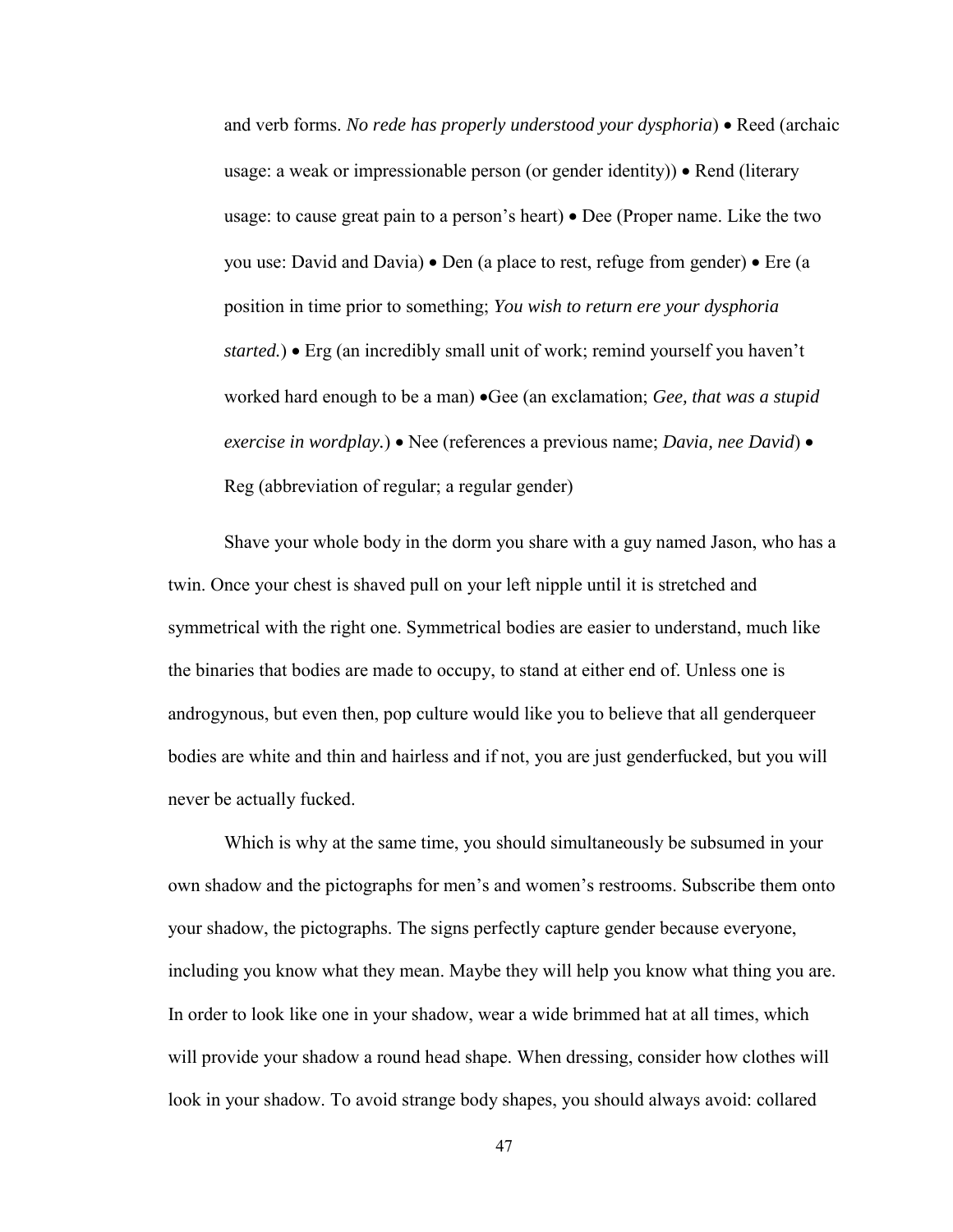and verb forms. *No rede has properly understood your dysphoria*) • Reed (archaic usage: a weak or impressionable person (or gender identity)) • Rend (literary usage: to cause great pain to a person's heart) • Dee (Proper name. Like the two you use: David and Davia) • Den (a place to rest, refuge from gender) • Ere (a position in time prior to something; *You wish to return ere your dysphoria started.*) • Erg (an incredibly small unit of work; remind yourself you haven't worked hard enough to be a man) •Gee (an exclamation; *Gee, that was a stupid exercise in wordplay.*) • Nee (references a previous name; *Davia, nee David*) • Reg (abbreviation of regular; a regular gender)

Shave your whole body in the dorm you share with a guy named Jason, who has a twin. Once your chest is shaved pull on your left nipple until it is stretched and symmetrical with the right one. Symmetrical bodies are easier to understand, much like the binaries that bodies are made to occupy, to stand at either end of. Unless one is androgynous, but even then, pop culture would like you to believe that all genderqueer bodies are white and thin and hairless and if not, you are just genderfucked, but you will never be actually fucked.

Which is why at the same time, you should simultaneously be subsumed in your own shadow and the pictographs for men's and women's restrooms. Subscribe them onto your shadow, the pictographs. The signs perfectly capture gender because everyone, including you know what they mean. Maybe they will help you know what thing you are. In order to look like one in your shadow, wear a wide brimmed hat at all times, which will provide your shadow a round head shape. When dressing, consider how clothes will look in your shadow. To avoid strange body shapes, you should always avoid: collared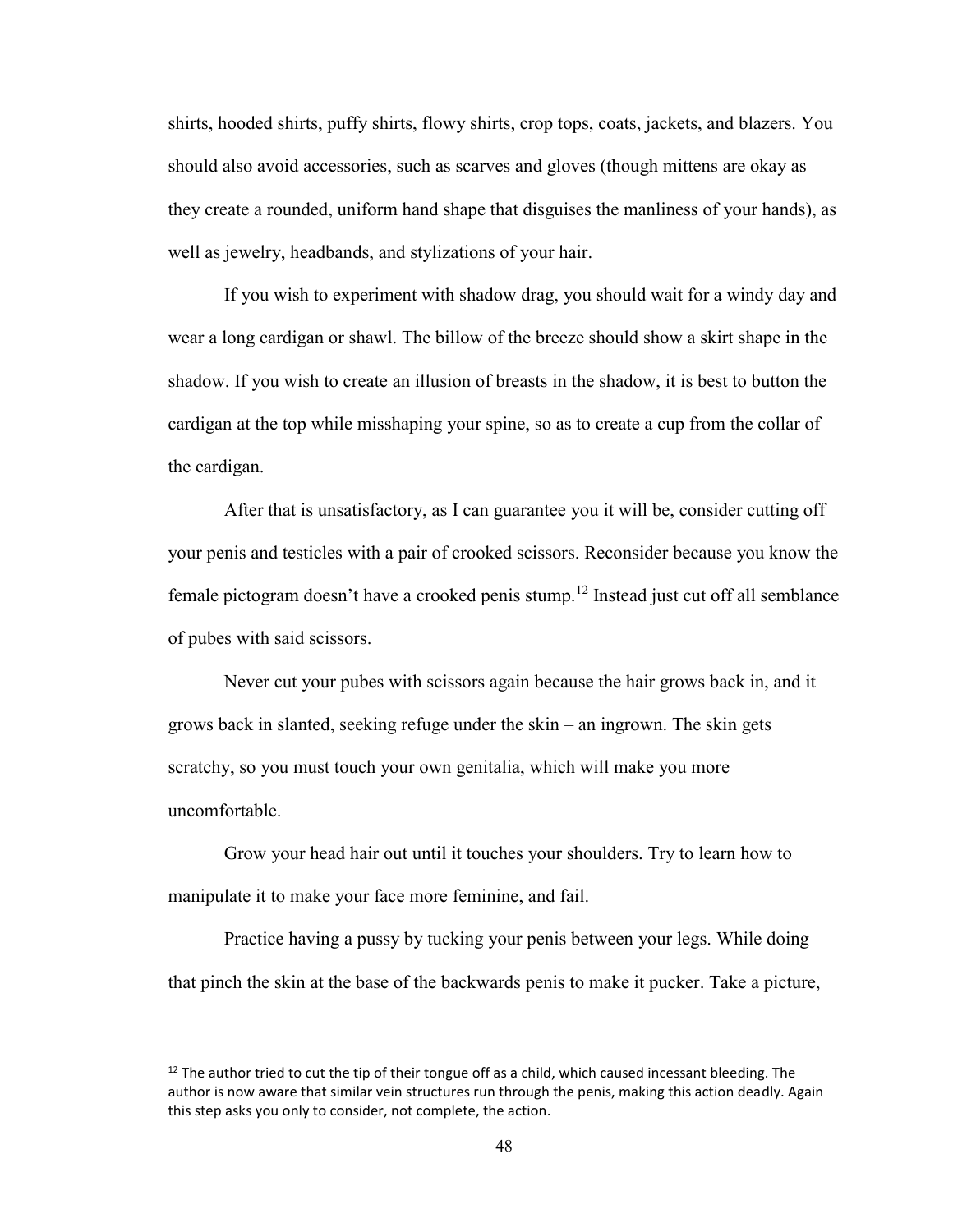shirts, hooded shirts, puffy shirts, flowy shirts, crop tops, coats, jackets, and blazers. You should also avoid accessories, such as scarves and gloves (though mittens are okay as they create a rounded, uniform hand shape that disguises the manliness of your hands), as well as jewelry, headbands, and stylizations of your hair.

If you wish to experiment with shadow drag, you should wait for a windy day and wear a long cardigan or shawl. The billow of the breeze should show a skirt shape in the shadow. If you wish to create an illusion of breasts in the shadow, it is best to button the cardigan at the top while misshaping your spine, so as to create a cup from the collar of the cardigan.

After that is unsatisfactory, as I can guarantee you it will be, consider cutting off your penis and testicles with a pair of crooked scissors. Reconsider because you know the female pictogram doesn't have a crooked penis stump.[12] Instead just cut off all semblance of pubes with said scissors.

Never cut your pubes with scissors again because the hair grows back in, and it grows back in slanted, seeking refuge under the skin – an ingrown. The skin gets scratchy, so you must touch your own genitalia, which will make you more uncomfortable.

Grow your head hair out until it touches your shoulders. Try to learn how to manipulate it to make your face more feminine, and fail.

Practice having a pussy by tucking your penis between your legs. While doing that pinch the skin at the base of the backwards penis to make it pucker. Take a picture,

---

[12] The author tried to cut the tip of their tongue off as a child, which caused incessant bleeding. The author is now aware that similar vein structures run through the penis, making this action deadly. Again this step asks you only to consider, not complete, the action.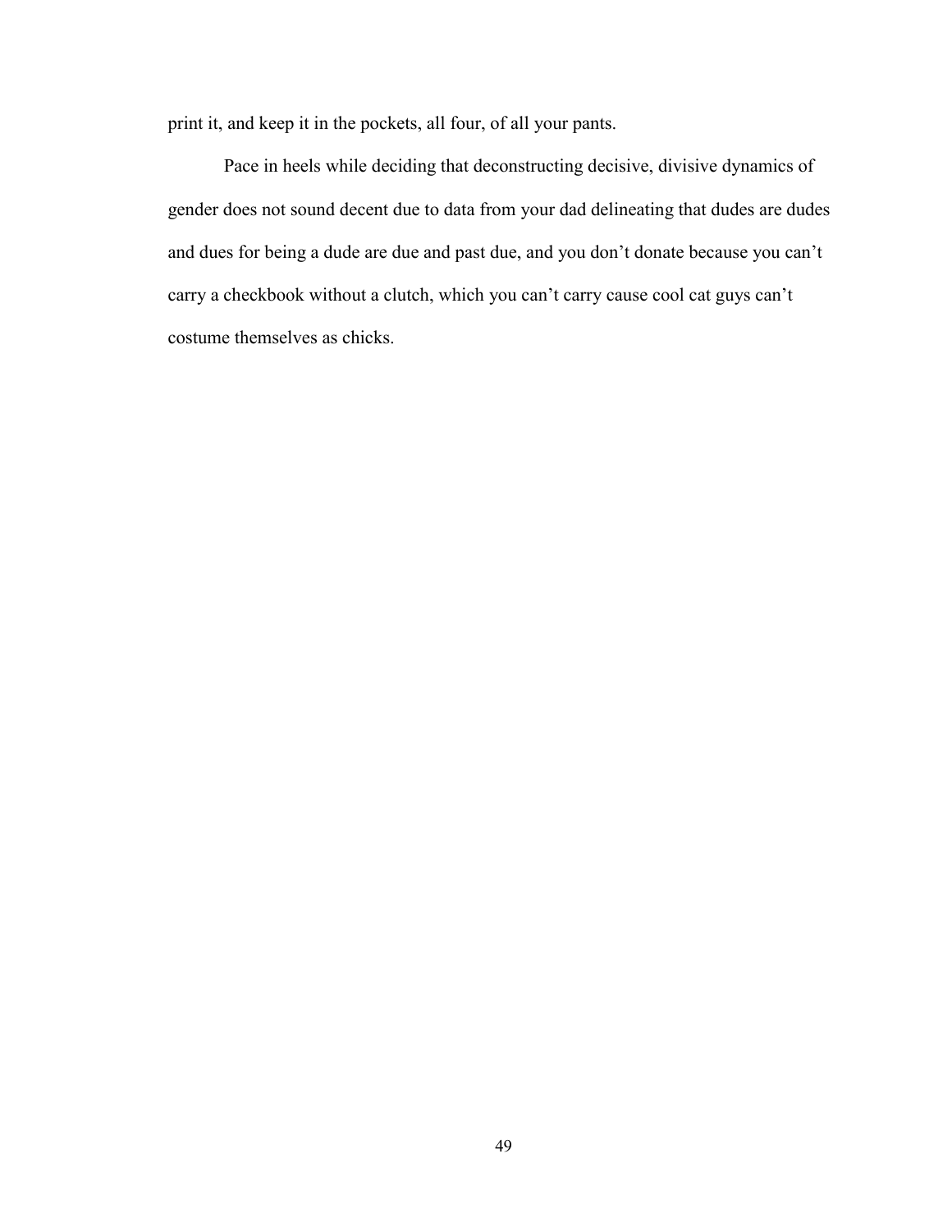print it, and keep it in the pockets, all four, of all your pants.

Pace in heels while deciding that deconstructing decisive, divisive dynamics of gender does not sound decent due to data from your dad delineating that dudes are dudes and dues for being a dude are due and past due, and you don't donate because you can't carry a checkbook without a clutch, which you can't carry cause cool cat guys can't costume themselves as chicks.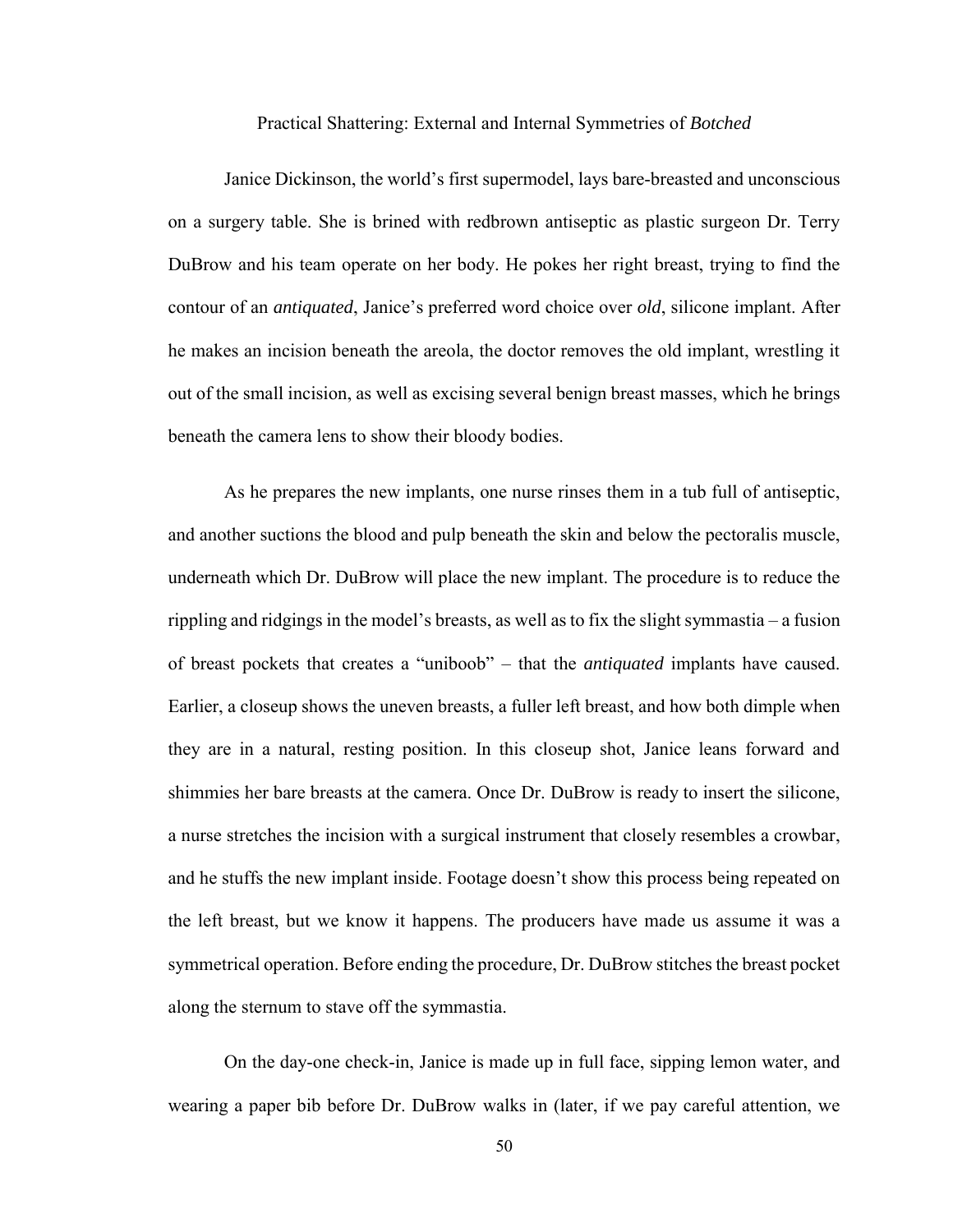## Practical Shattering: External and Internal Symmetries of *Botched*

Janice Dickinson, the world's first supermodel, lays bare-breasted and unconscious on a surgery table. She is brined with redbrown antiseptic as plastic surgeon Dr. Terry DuBrow and his team operate on her body. He pokes her right breast, trying to find the contour of an *antiquated*, Janice's preferred word choice over *old*, silicone implant. After he makes an incision beneath the areola, the doctor removes the old implant, wrestling it out of the small incision, as well as excising several benign breast masses, which he brings beneath the camera lens to show their bloody bodies.

As he prepares the new implants, one nurse rinses them in a tub full of antiseptic, and another suctions the blood and pulp beneath the skin and below the pectoralis muscle, underneath which Dr. DuBrow will place the new implant. The procedure is to reduce the rippling and ridgings in the model's breasts, as well as to fix the slight symmastia – a fusion of breast pockets that creates a "uniboob" – that the *antiquated* implants have caused. Earlier, a closeup shows the uneven breasts, a fuller left breast, and how both dimple when they are in a natural, resting position. In this closeup shot, Janice leans forward and shimmies her bare breasts at the camera. Once Dr. DuBrow is ready to insert the silicone, a nurse stretches the incision with a surgical instrument that closely resembles a crowbar, and he stuffs the new implant inside. Footage doesn't show this process being repeated on the left breast, but we know it happens. The producers have made us assume it was a symmetrical operation. Before ending the procedure, Dr. DuBrow stitches the breast pocket along the sternum to stave off the symmastia.

On the day-one check-in, Janice is made up in full face, sipping lemon water, and wearing a paper bib before Dr. DuBrow walks in (later, if we pay careful attention, we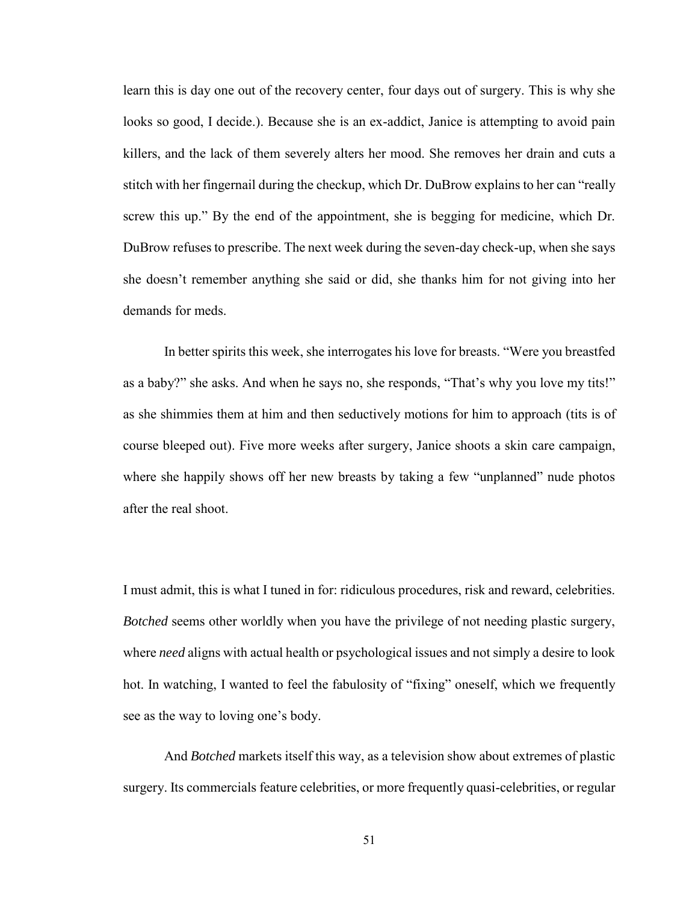learn this is day one out of the recovery center, four days out of surgery. This is why she looks so good, I decide.). Because she is an ex-addict, Janice is attempting to avoid pain killers, and the lack of them severely alters her mood. She removes her drain and cuts a stitch with her fingernail during the checkup, which Dr. DuBrow explains to her can "really screw this up." By the end of the appointment, she is begging for medicine, which Dr. DuBrow refuses to prescribe. The next week during the seven-day check-up, when she says she doesn't remember anything she said or did, she thanks him for not giving into her demands for meds.

In better spirits this week, she interrogates his love for breasts. "Were you breastfed as a baby?" she asks. And when he says no, she responds, "That's why you love my tits!" as she shimmies them at him and then seductively motions for him to approach (tits is of course bleeped out). Five more weeks after surgery, Janice shoots a skin care campaign, where she happily shows off her new breasts by taking a few "unplanned" nude photos after the real shoot.

I must admit, this is what I tuned in for: ridiculous procedures, risk and reward, celebrities. *Botched* seems other worldly when you have the privilege of not needing plastic surgery, where *need* aligns with actual health or psychological issues and not simply a desire to look hot. In watching, I wanted to feel the fabulosity of "fixing" oneself, which we frequently see as the way to loving one's body.

And *Botched* markets itself this way, as a television show about extremes of plastic surgery. Its commercials feature celebrities, or more frequently quasi-celebrities, or regular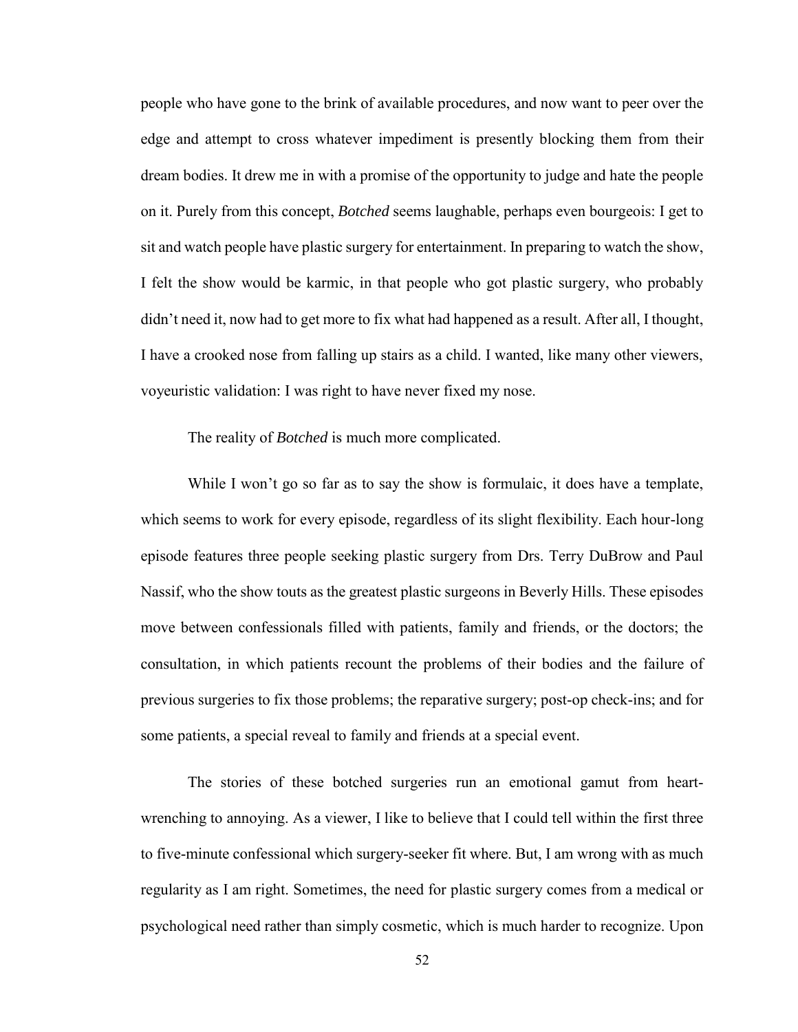people who have gone to the brink of available procedures, and now want to peer over the edge and attempt to cross whatever impediment is presently blocking them from their dream bodies. It drew me in with a promise of the opportunity to judge and hate the people on it. Purely from this concept, *Botched* seems laughable, perhaps even bourgeois: I get to sit and watch people have plastic surgery for entertainment. In preparing to watch the show, I felt the show would be karmic, in that people who got plastic surgery, who probably didn't need it, now had to get more to fix what had happened as a result. After all, I thought, I have a crooked nose from falling up stairs as a child. I wanted, like many other viewers, voyeuristic validation: I was right to have never fixed my nose.

The reality of *Botched* is much more complicated.

While I won't go so far as to say the show is formulaic, it does have a template, which seems to work for every episode, regardless of its slight flexibility. Each hour-long episode features three people seeking plastic surgery from Drs. Terry DuBrow and Paul Nassif, who the show touts as the greatest plastic surgeons in Beverly Hills. These episodes move between confessionals filled with patients, family and friends, or the doctors; the consultation, in which patients recount the problems of their bodies and the failure of previous surgeries to fix those problems; the reparative surgery; post-op check-ins; and for some patients, a special reveal to family and friends at a special event.

The stories of these botched surgeries run an emotional gamut from heart-wrenching to annoying. As a viewer, I like to believe that I could tell within the first three to five-minute confessional which surgery-seeker fit where. But, I am wrong with as much regularity as I am right. Sometimes, the need for plastic surgery comes from a medical or psychological need rather than simply cosmetic, which is much harder to recognize. Upon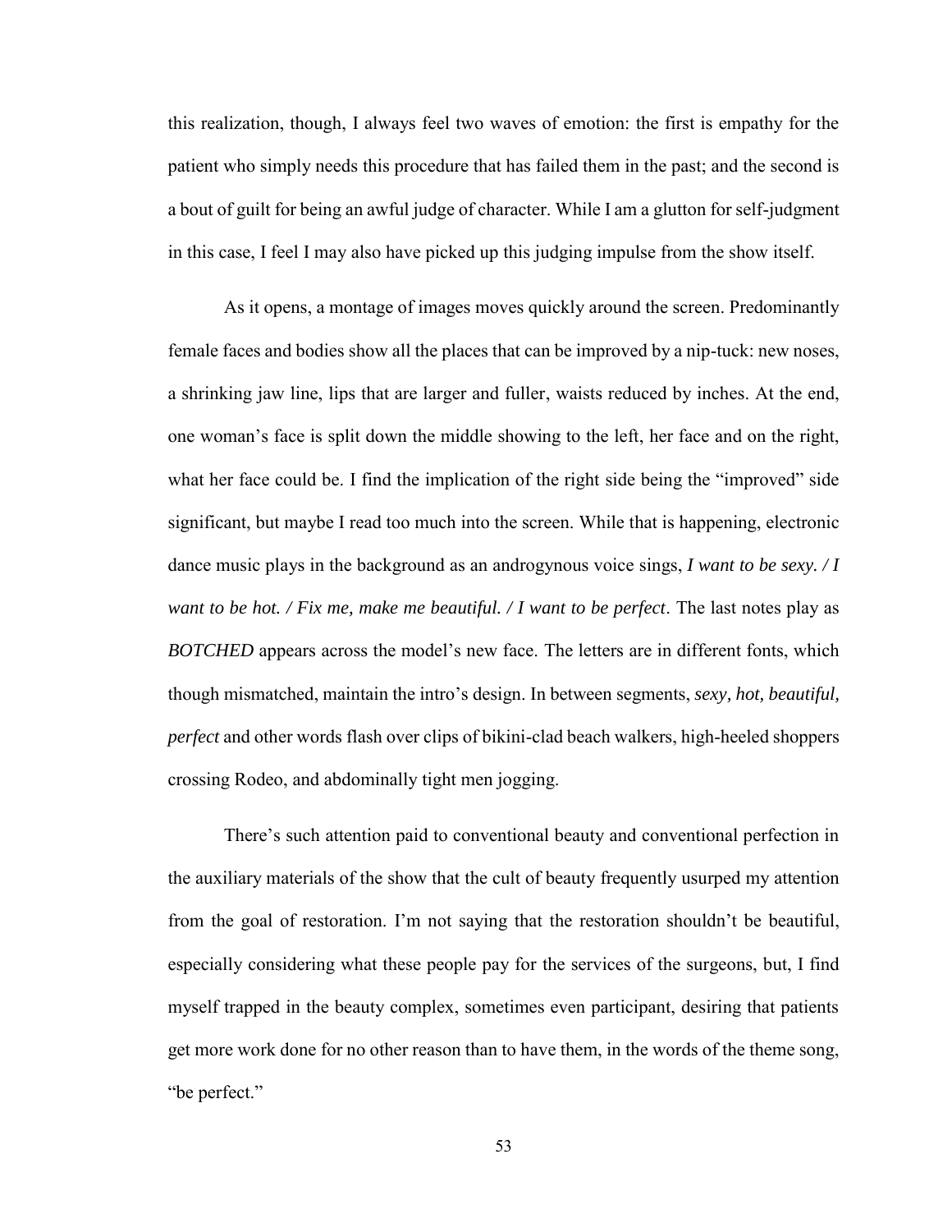this realization, though, I always feel two waves of emotion: the first is empathy for the patient who simply needs this procedure that has failed them in the past; and the second is a bout of guilt for being an awful judge of character. While I am a glutton for self-judgment in this case, I feel I may also have picked up this judging impulse from the show itself.

As it opens, a montage of images moves quickly around the screen. Predominantly female faces and bodies show all the places that can be improved by a nip-tuck: new noses, a shrinking jaw line, lips that are larger and fuller, waists reduced by inches. At the end, one woman's face is split down the middle showing to the left, her face and on the right, what her face could be. I find the implication of the right side being the "improved" side significant, but maybe I read too much into the screen. While that is happening, electronic dance music plays in the background as an androgynous voice sings, *I want to be sexy. / I want to be hot. / Fix me, make me beautiful. / I want to be perfect*. The last notes play as *BOTCHED* appears across the model's new face. The letters are in different fonts, which though mismatched, maintain the intro's design. In between segments, *sexy, hot, beautiful, perfect* and other words flash over clips of bikini-clad beach walkers, high-heeled shoppers crossing Rodeo, and abdominally tight men jogging.

There's such attention paid to conventional beauty and conventional perfection in the auxiliary materials of the show that the cult of beauty frequently usurped my attention from the goal of restoration. I'm not saying that the restoration shouldn't be beautiful, especially considering what these people pay for the services of the surgeons, but, I find myself trapped in the beauty complex, sometimes even participant, desiring that patients get more work done for no other reason than to have them, in the words of the theme song, "be perfect."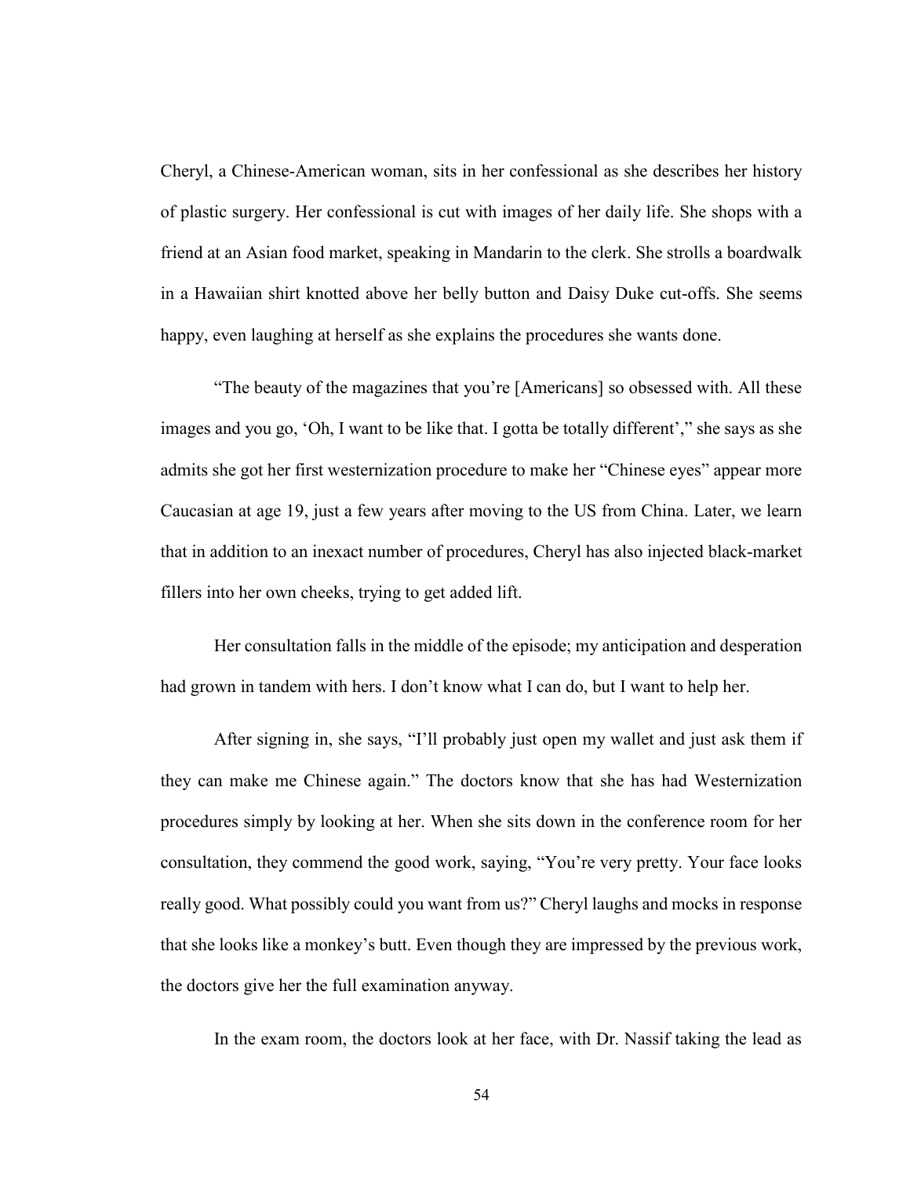Cheryl, a Chinese-American woman, sits in her confessional as she describes her history of plastic surgery. Her confessional is cut with images of her daily life. She shops with a friend at an Asian food market, speaking in Mandarin to the clerk. She strolls a boardwalk in a Hawaiian shirt knotted above her belly button and Daisy Duke cut-offs. She seems happy, even laughing at herself as she explains the procedures she wants done.

"The beauty of the magazines that you're [Americans] so obsessed with. All these images and you go, 'Oh, I want to be like that. I gotta be totally different'," she says as she admits she got her first westernization procedure to make her "Chinese eyes" appear more Caucasian at age 19, just a few years after moving to the US from China. Later, we learn that in addition to an inexact number of procedures, Cheryl has also injected black-market fillers into her own cheeks, trying to get added lift.

Her consultation falls in the middle of the episode; my anticipation and desperation had grown in tandem with hers. I don't know what I can do, but I want to help her.

After signing in, she says, "I'll probably just open my wallet and just ask them if they can make me Chinese again." The doctors know that she has had Westernization procedures simply by looking at her. When she sits down in the conference room for her consultation, they commend the good work, saying, "You're very pretty. Your face looks really good. What possibly could you want from us?" Cheryl laughs and mocks in response that she looks like a monkey's butt. Even though they are impressed by the previous work, the doctors give her the full examination anyway.

In the exam room, the doctors look at her face, with Dr. Nassif taking the lead as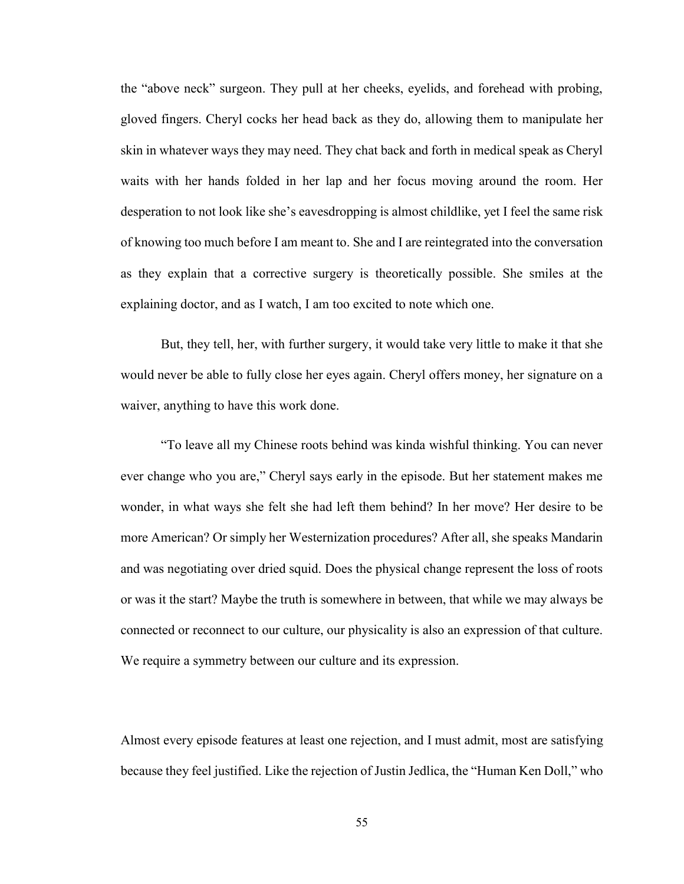the "above neck" surgeon. They pull at her cheeks, eyelids, and forehead with probing, gloved fingers. Cheryl cocks her head back as they do, allowing them to manipulate her skin in whatever ways they may need. They chat back and forth in medical speak as Cheryl waits with her hands folded in her lap and her focus moving around the room. Her desperation to not look like she's eavesdropping is almost childlike, yet I feel the same risk of knowing too much before I am meant to. She and I are reintegrated into the conversation as they explain that a corrective surgery is theoretically possible. She smiles at the explaining doctor, and as I watch, I am too excited to note which one.

But, they tell, her, with further surgery, it would take very little to make it that she would never be able to fully close her eyes again. Cheryl offers money, her signature on a waiver, anything to have this work done.

"To leave all my Chinese roots behind was kinda wishful thinking. You can never ever change who you are," Cheryl says early in the episode. But her statement makes me wonder, in what ways she felt she had left them behind? In her move? Her desire to be more American? Or simply her Westernization procedures? After all, she speaks Mandarin and was negotiating over dried squid. Does the physical change represent the loss of roots or was it the start? Maybe the truth is somewhere in between, that while we may always be connected or reconnect to our culture, our physicality is also an expression of that culture. We require a symmetry between our culture and its expression.

Almost every episode features at least one rejection, and I must admit, most are satisfying because they feel justified. Like the rejection of Justin Jedlica, the "Human Ken Doll," who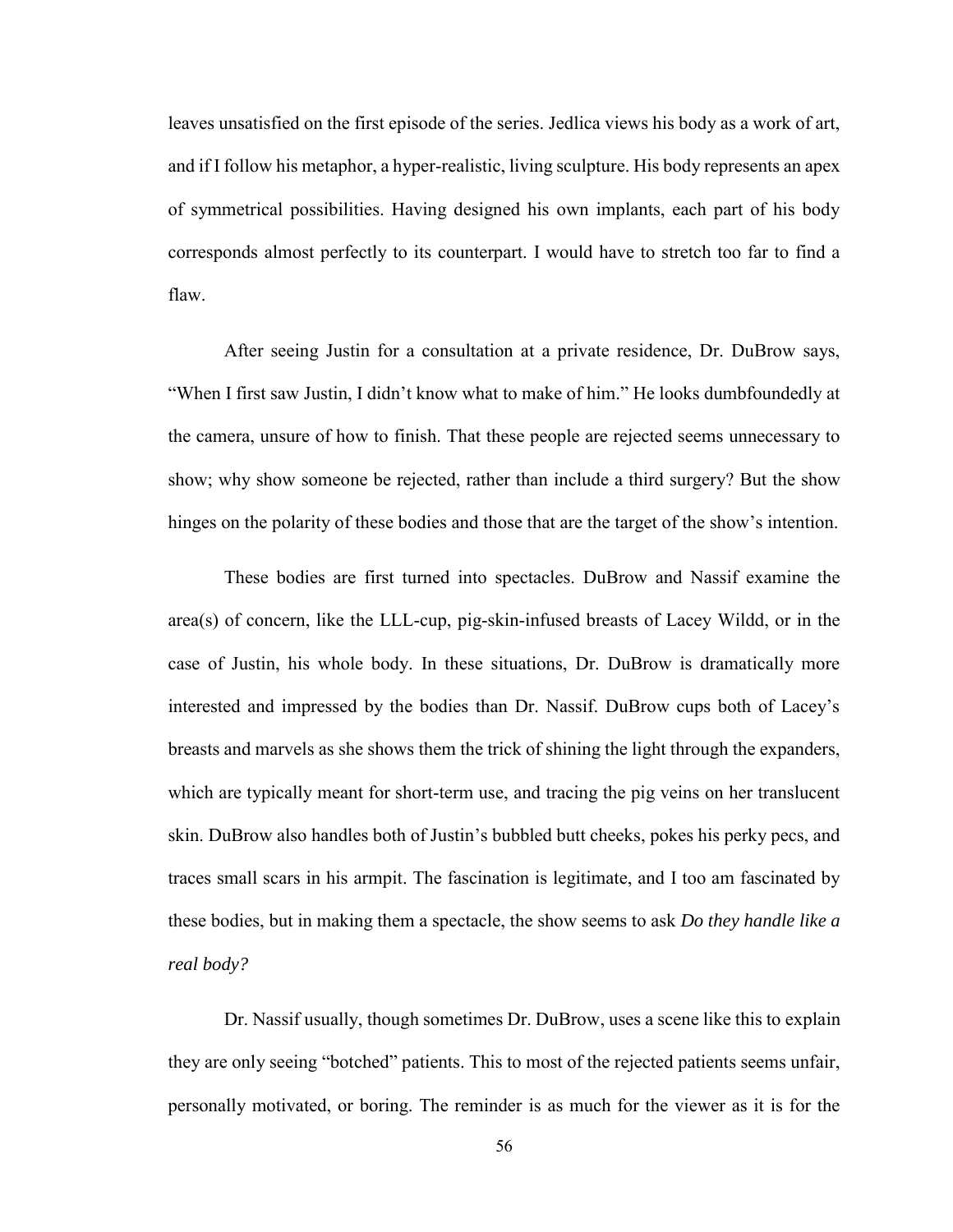leaves unsatisfied on the first episode of the series. Jedlica views his body as a work of art, and if I follow his metaphor, a hyper-realistic, living sculpture. His body represents an apex of symmetrical possibilities. Having designed his own implants, each part of his body corresponds almost perfectly to its counterpart. I would have to stretch too far to find a flaw.

After seeing Justin for a consultation at a private residence, Dr. DuBrow says, "When I first saw Justin, I didn't know what to make of him." He looks dumbfoundedly at the camera, unsure of how to finish. That these people are rejected seems unnecessary to show; why show someone be rejected, rather than include a third surgery? But the show hinges on the polarity of these bodies and those that are the target of the show's intention.

These bodies are first turned into spectacles. DuBrow and Nassif examine the area(s) of concern, like the LLL-cup, pig-skin-infused breasts of Lacey Wildd, or in the case of Justin, his whole body. In these situations, Dr. DuBrow is dramatically more interested and impressed by the bodies than Dr. Nassif. DuBrow cups both of Lacey's breasts and marvels as she shows them the trick of shining the light through the expanders, which are typically meant for short-term use, and tracing the pig veins on her translucent skin. DuBrow also handles both of Justin's bubbled butt cheeks, pokes his perky pecs, and traces small scars in his armpit. The fascination is legitimate, and I too am fascinated by these bodies, but in making them a spectacle, the show seems to ask *Do they handle like a real body?*

Dr. Nassif usually, though sometimes Dr. DuBrow, uses a scene like this to explain they are only seeing "botched" patients. This to most of the rejected patients seems unfair, personally motivated, or boring. The reminder is as much for the viewer as it is for the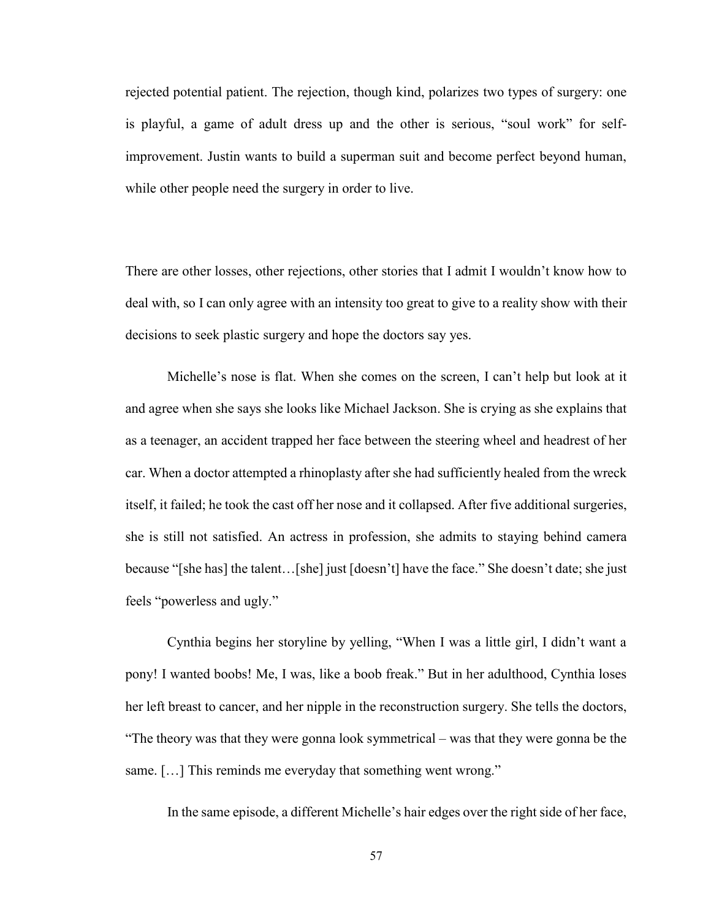rejected potential patient. The rejection, though kind, polarizes two types of surgery: one is playful, a game of adult dress up and the other is serious, "soul work" for self-improvement. Justin wants to build a superman suit and become perfect beyond human, while other people need the surgery in order to live.

There are other losses, other rejections, other stories that I admit I wouldn't know how to deal with, so I can only agree with an intensity too great to give to a reality show with their decisions to seek plastic surgery and hope the doctors say yes.

Michelle's nose is flat. When she comes on the screen, I can't help but look at it and agree when she says she looks like Michael Jackson. She is crying as she explains that as a teenager, an accident trapped her face between the steering wheel and headrest of her car. When a doctor attempted a rhinoplasty after she had sufficiently healed from the wreck itself, it failed; he took the cast off her nose and it collapsed. After five additional surgeries, she is still not satisfied. An actress in profession, she admits to staying behind camera because "[she has] the talent…[she] just [doesn't] have the face." She doesn't date; she just feels "powerless and ugly."

Cynthia begins her storyline by yelling, "When I was a little girl, I didn't want a pony! I wanted boobs! Me, I was, like a boob freak." But in her adulthood, Cynthia loses her left breast to cancer, and her nipple in the reconstruction surgery. She tells the doctors, "The theory was that they were gonna look symmetrical – was that they were gonna be the same. […] This reminds me everyday that something went wrong."

In the same episode, a different Michelle's hair edges over the right side of her face,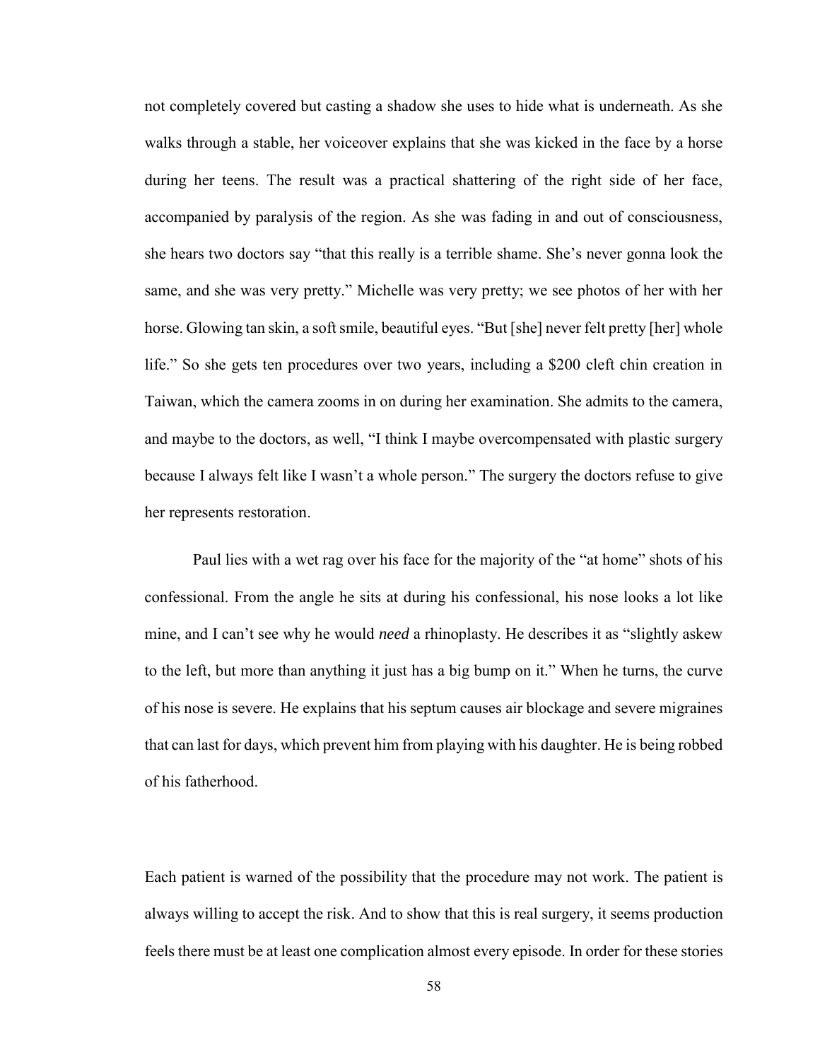not completely covered but casting a shadow she uses to hide what is underneath. As she walks through a stable, her voiceover explains that she was kicked in the face by a horse during her teens. The result was a practical shattering of the right side of her face, accompanied by paralysis of the region. As she was fading in and out of consciousness, she hears two doctors say "that this really is a terrible shame. She's never gonna look the same, and she was very pretty." Michelle was very pretty; we see photos of her with her horse. Glowing tan skin, a soft smile, beautiful eyes. "But [she] never felt pretty [her] whole life." So she gets ten procedures over two years, including a $200 cleft chin creation in Taiwan, which the camera zooms in on during her examination. She admits to the camera, and maybe to the doctors, as well, "I think I maybe overcompensated with plastic surgery because I always felt like I wasn't a whole person." The surgery the doctors refuse to give her represents restoration.

Paul lies with a wet rag over his face for the majority of the "at home" shots of his confessional. From the angle he sits at during his confessional, his nose looks a lot like mine, and I can't see why he would *need* a rhinoplasty. He describes it as "slightly askew to the left, but more than anything it just has a big bump on it." When he turns, the curve of his nose is severe. He explains that his septum causes air blockage and severe migraines that can last for days, which prevent him from playing with his daughter. He is being robbed of his fatherhood.

Each patient is warned of the possibility that the procedure may not work. The patient is always willing to accept the risk. And to show that this is real surgery, it seems production feels there must be at least one complication almost every episode. In order for these stories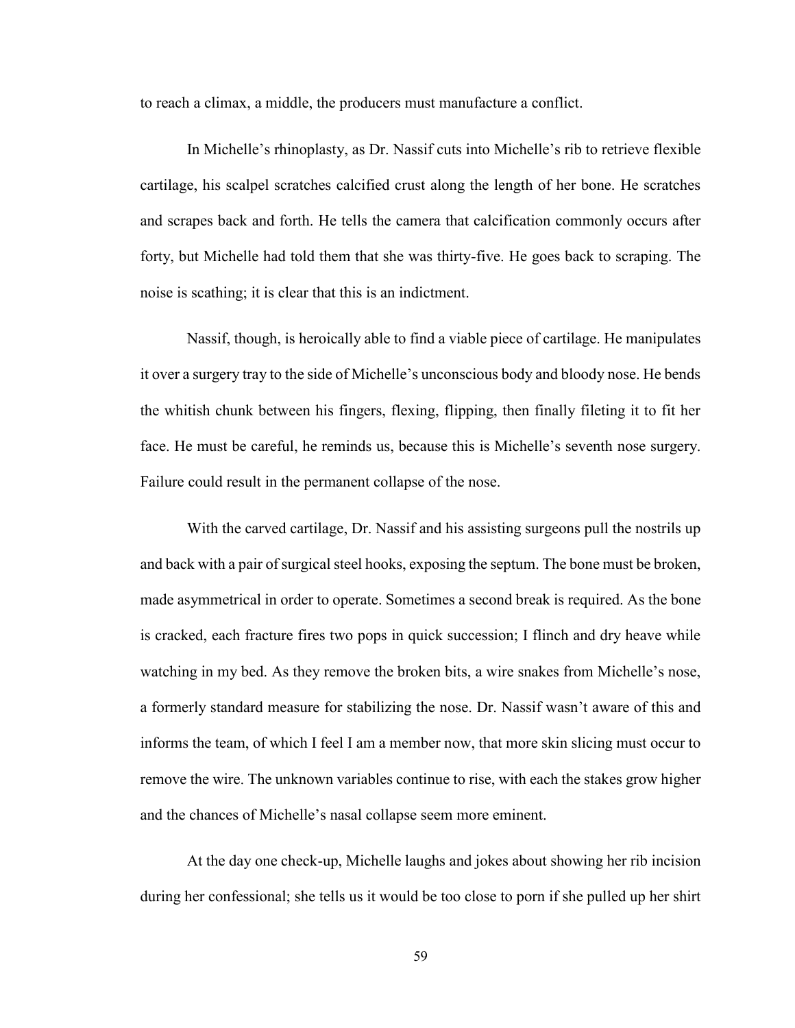to reach a climax, a middle, the producers must manufacture a conflict.

In Michelle's rhinoplasty, as Dr. Nassif cuts into Michelle's rib to retrieve flexible cartilage, his scalpel scratches calcified crust along the length of her bone. He scratches and scrapes back and forth. He tells the camera that calcification commonly occurs after forty, but Michelle had told them that she was thirty-five. He goes back to scraping. The noise is scathing; it is clear that this is an indictment.

Nassif, though, is heroically able to find a viable piece of cartilage. He manipulates it over a surgery tray to the side of Michelle's unconscious body and bloody nose. He bends the whitish chunk between his fingers, flexing, flipping, then finally fileting it to fit her face. He must be careful, he reminds us, because this is Michelle's seventh nose surgery. Failure could result in the permanent collapse of the nose.

With the carved cartilage, Dr. Nassif and his assisting surgeons pull the nostrils up and back with a pair of surgical steel hooks, exposing the septum. The bone must be broken, made asymmetrical in order to operate. Sometimes a second break is required. As the bone is cracked, each fracture fires two pops in quick succession; I flinch and dry heave while watching in my bed. As they remove the broken bits, a wire snakes from Michelle's nose, a formerly standard measure for stabilizing the nose. Dr. Nassif wasn't aware of this and informs the team, of which I feel I am a member now, that more skin slicing must occur to remove the wire. The unknown variables continue to rise, with each the stakes grow higher and the chances of Michelle's nasal collapse seem more eminent.

At the day one check-up, Michelle laughs and jokes about showing her rib incision during her confessional; she tells us it would be too close to porn if she pulled up her shirt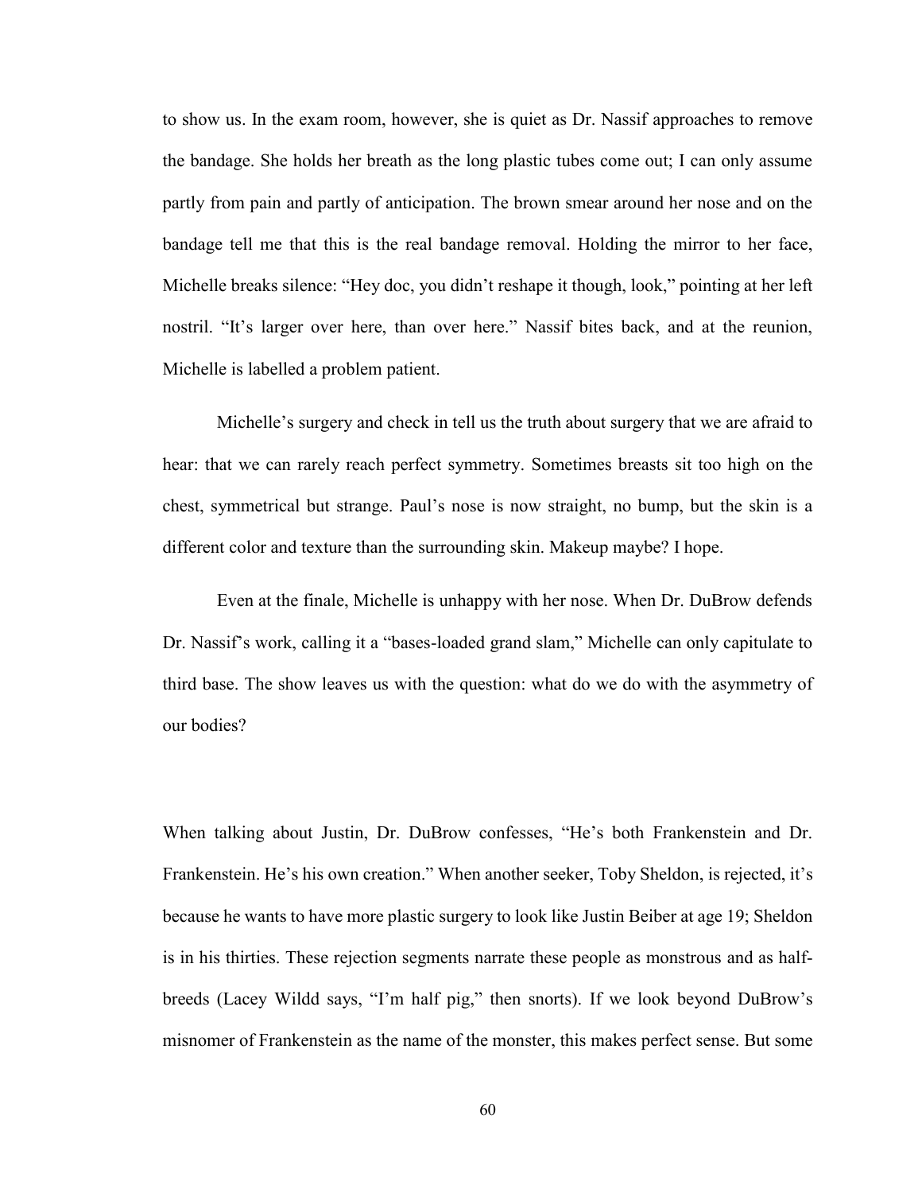to show us. In the exam room, however, she is quiet as Dr. Nassif approaches to remove the bandage. She holds her breath as the long plastic tubes come out; I can only assume partly from pain and partly of anticipation. The brown smear around her nose and on the bandage tell me that this is the real bandage removal. Holding the mirror to her face, Michelle breaks silence: "Hey doc, you didn't reshape it though, look," pointing at her left nostril. "It's larger over here, than over here." Nassif bites back, and at the reunion, Michelle is labelled a problem patient.

Michelle's surgery and check in tell us the truth about surgery that we are afraid to hear: that we can rarely reach perfect symmetry. Sometimes breasts sit too high on the chest, symmetrical but strange. Paul's nose is now straight, no bump, but the skin is a different color and texture than the surrounding skin. Makeup maybe? I hope.

Even at the finale, Michelle is unhappy with her nose. When Dr. DuBrow defends Dr. Nassif's work, calling it a "bases-loaded grand slam," Michelle can only capitulate to third base. The show leaves us with the question: what do we do with the asymmetry of our bodies?

When talking about Justin, Dr. DuBrow confesses, "He's both Frankenstein and Dr. Frankenstein. He's his own creation." When another seeker, Toby Sheldon, is rejected, it's because he wants to have more plastic surgery to look like Justin Beiber at age 19; Sheldon is in his thirties. These rejection segments narrate these people as monstrous and as half-breeds (Lacey Wildd says, "I'm half pig," then snorts). If we look beyond DuBrow's misnomer of Frankenstein as the name of the monster, this makes perfect sense. But some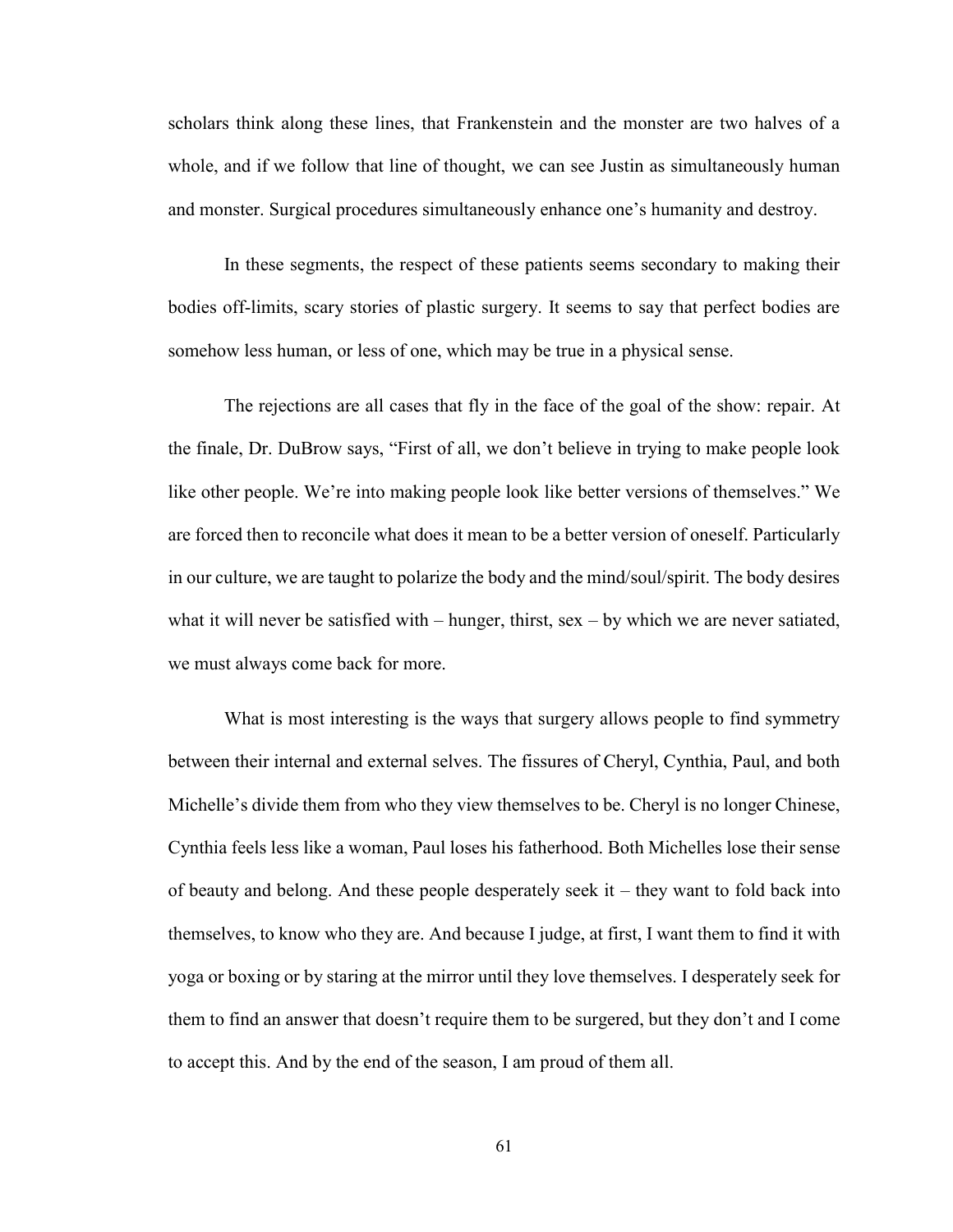scholars think along these lines, that Frankenstein and the monster are two halves of a whole, and if we follow that line of thought, we can see Justin as simultaneously human and monster. Surgical procedures simultaneously enhance one's humanity and destroy.

In these segments, the respect of these patients seems secondary to making their bodies off-limits, scary stories of plastic surgery. It seems to say that perfect bodies are somehow less human, or less of one, which may be true in a physical sense.

The rejections are all cases that fly in the face of the goal of the show: repair. At the finale, Dr. DuBrow says, "First of all, we don't believe in trying to make people look like other people. We're into making people look like better versions of themselves." We are forced then to reconcile what does it mean to be a better version of oneself. Particularly in our culture, we are taught to polarize the body and the mind/soul/spirit. The body desires what it will never be satisfied with – hunger, thirst, sex – by which we are never satiated, we must always come back for more.

What is most interesting is the ways that surgery allows people to find symmetry between their internal and external selves. The fissures of Cheryl, Cynthia, Paul, and both Michelle's divide them from who they view themselves to be. Cheryl is no longer Chinese, Cynthia feels less like a woman, Paul loses his fatherhood. Both Michelles lose their sense of beauty and belong. And these people desperately seek it – they want to fold back into themselves, to know who they are. And because I judge, at first, I want them to find it with yoga or boxing or by staring at the mirror until they love themselves. I desperately seek for them to find an answer that doesn't require them to be surgered, but they don't and I come to accept this. And by the end of the season, I am proud of them all.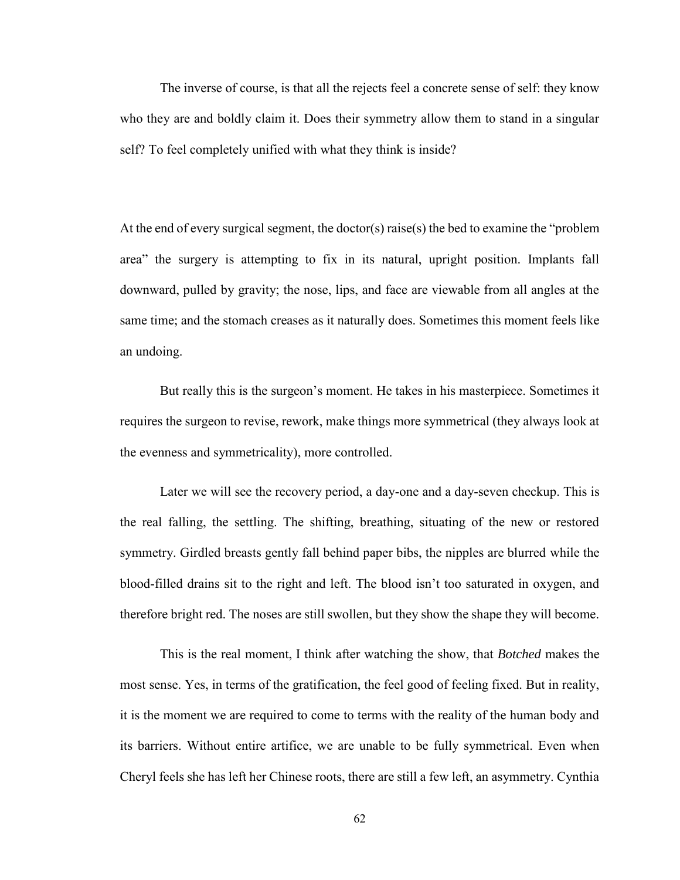The inverse of course, is that all the rejects feel a concrete sense of self: they know who they are and boldly claim it. Does their symmetry allow them to stand in a singular self? To feel completely unified with what they think is inside?

At the end of every surgical segment, the doctor(s) raise(s) the bed to examine the "problem area" the surgery is attempting to fix in its natural, upright position. Implants fall downward, pulled by gravity; the nose, lips, and face are viewable from all angles at the same time; and the stomach creases as it naturally does. Sometimes this moment feels like an undoing.

But really this is the surgeon's moment. He takes in his masterpiece. Sometimes it requires the surgeon to revise, rework, make things more symmetrical (they always look at the evenness and symmetricality), more controlled.

Later we will see the recovery period, a day-one and a day-seven checkup. This is the real falling, the settling. The shifting, breathing, situating of the new or restored symmetry. Girdled breasts gently fall behind paper bibs, the nipples are blurred while the blood-filled drains sit to the right and left. The blood isn't too saturated in oxygen, and therefore bright red. The noses are still swollen, but they show the shape they will become.

This is the real moment, I think after watching the show, that *Botched* makes the most sense. Yes, in terms of the gratification, the feel good of feeling fixed. But in reality, it is the moment we are required to come to terms with the reality of the human body and its barriers. Without entire artifice, we are unable to be fully symmetrical. Even when Cheryl feels she has left her Chinese roots, there are still a few left, an asymmetry. Cynthia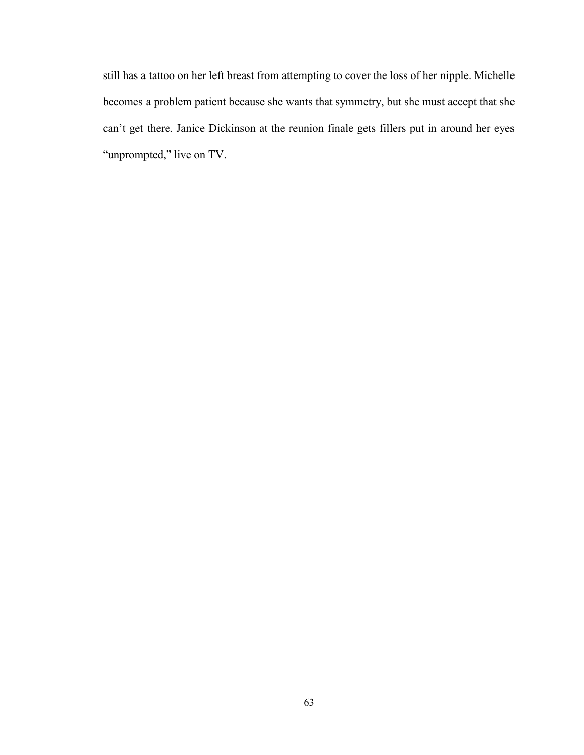still has a tattoo on her left breast from attempting to cover the loss of her nipple. Michelle becomes a problem patient because she wants that symmetry, but she must accept that she can't get there. Janice Dickinson at the reunion finale gets fillers put in around her eyes "unprompted," live on TV.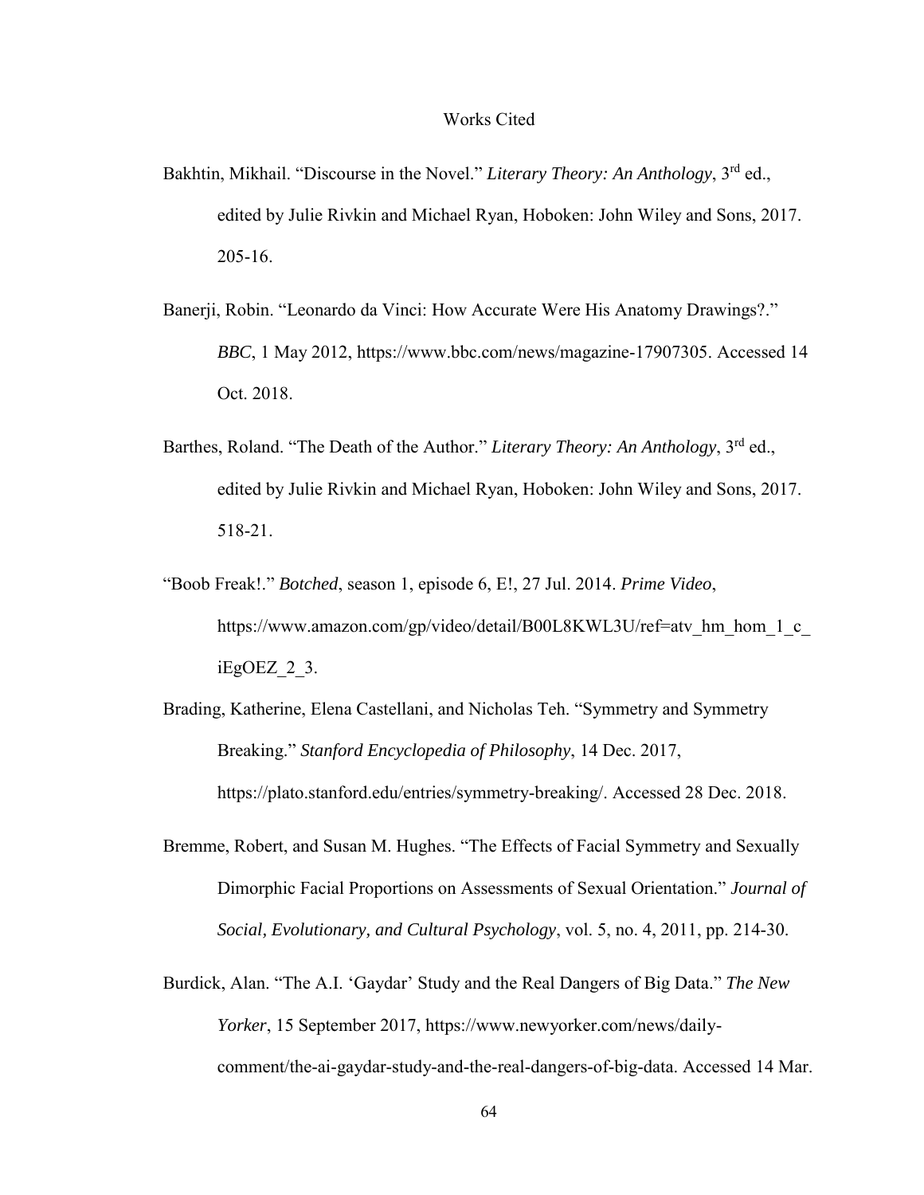# Works Cited

Bakhtin, Mikhail. "Discourse in the Novel." *Literary Theory: An Anthology*, 3rd ed., edited by Julie Rivkin and Michael Ryan, Hoboken: John Wiley and Sons, 2017. 205-16.

Banerji, Robin. "Leonardo da Vinci: How Accurate Were His Anatomy Drawings?." *BBC*, 1 May 2012, https://www.bbc.com/news/magazine-17907305. Accessed 14 Oct. 2018.

Barthes, Roland. "The Death of the Author." *Literary Theory: An Anthology*, 3rd ed., edited by Julie Rivkin and Michael Ryan, Hoboken: John Wiley and Sons, 2017. 518-21.

"Boob Freak!." *Botched*, season 1, episode 6, E!, 27 Jul. 2014. *Prime Video*, https://www.amazon.com/gp/video/detail/B00L8KWL3U/ref=atv_hm_hom_1_c_iEgOEZ_2_3.

Brading, Katherine, Elena Castellani, and Nicholas Teh. "Symmetry and Symmetry Breaking." *Stanford Encyclopedia of Philosophy*, 14 Dec. 2017, https://plato.stanford.edu/entries/symmetry-breaking/. Accessed 28 Dec. 2018.

Bremme, Robert, and Susan M. Hughes. "The Effects of Facial Symmetry and Sexually Dimorphic Facial Proportions on Assessments of Sexual Orientation." *Journal of Social, Evolutionary, and Cultural Psychology*, vol. 5, no. 4, 2011, pp. 214-30.

Burdick, Alan. "The A.I. 'Gaydar' Study and the Real Dangers of Big Data." *The New Yorker*, 15 September 2017, https://www.newyorker.com/news/daily-comment/the-ai-gaydar-study-and-the-real-dangers-of-big-data. Accessed 14 Mar.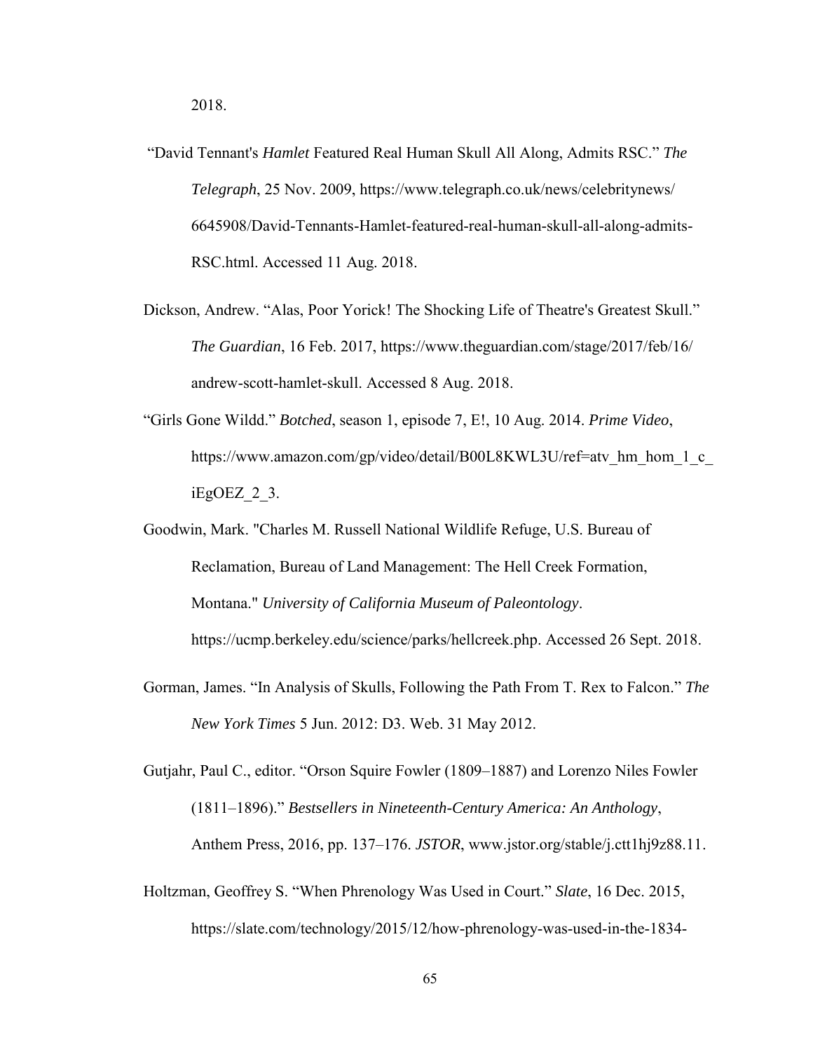2018.

"David Tennant's *Hamlet* Featured Real Human Skull All Along, Admits RSC." *The Telegraph*, 25 Nov. 2009, https://www.telegraph.co.uk/news/celebritynews/6645908/David-Tennants-Hamlet-featured-real-human-skull-all-along-admits-RSC.html. Accessed 11 Aug. 2018.

Dickson, Andrew. "Alas, Poor Yorick! The Shocking Life of Theatre's Greatest Skull." *The Guardian*, 16 Feb. 2017, https://www.theguardian.com/stage/2017/feb/16/andrew-scott-hamlet-skull. Accessed 8 Aug. 2018.

"Girls Gone Wildd." *Botched*, season 1, episode 7, E!, 10 Aug. 2014. *Prime Video*, https://www.amazon.com/gp/video/detail/B00L8KWL3U/ref=atv_hm_hom_1_c_iEgOEZ_2_3.

Goodwin, Mark. "Charles M. Russell National Wildlife Refuge, U.S. Bureau of Reclamation, Bureau of Land Management: The Hell Creek Formation, Montana." *University of California Museum of Paleontology*. https://ucmp.berkeley.edu/science/parks/hellcreek.php. Accessed 26 Sept. 2018.

Gorman, James. "In Analysis of Skulls, Following the Path From T. Rex to Falcon." *The New York Times* 5 Jun. 2012: D3. Web. 31 May 2012.

Gutjahr, Paul C., editor. "Orson Squire Fowler (1809–1887) and Lorenzo Niles Fowler (1811–1896)." *Bestsellers in Nineteenth-Century America: An Anthology*, Anthem Press, 2016, pp. 137–176. *JSTOR*, www.jstor.org/stable/j.ctt1hj9z88.11.

Holtzman, Geoffrey S. "When Phrenology Was Used in Court." *Slate*, 16 Dec. 2015, https://slate.com/technology/2015/12/how-phrenology-was-used-in-the-1834-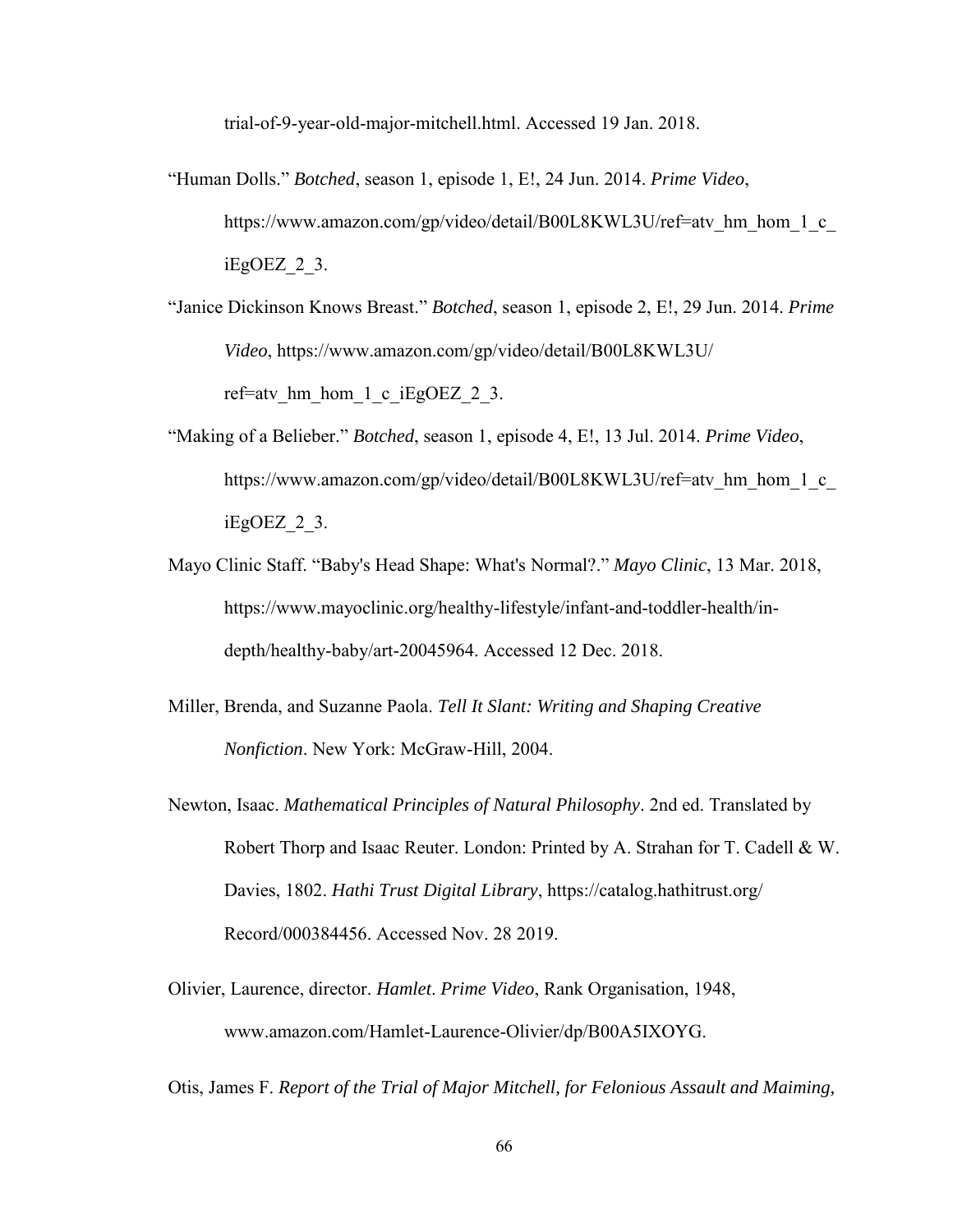trial-of-9-year-old-major-mitchell.html. Accessed 19 Jan. 2018.

"Human Dolls." *Botched*, season 1, episode 1, E!, 24 Jun. 2014. *Prime Video*, https://www.amazon.com/gp/video/detail/B00L8KWL3U/ref=atv_hm_hom_1_c_iEgOEZ_2_3.

"Janice Dickinson Knows Breast." *Botched*, season 1, episode 2, E!, 29 Jun. 2014. *Prime Video*, https://www.amazon.com/gp/video/detail/B00L8KWL3U/ref=atv_hm_hom_1_c_iEgOEZ_2_3.

"Making of a Belieber." *Botched*, season 1, episode 4, E!, 13 Jul. 2014. *Prime Video*, https://www.amazon.com/gp/video/detail/B00L8KWL3U/ref=atv_hm_hom_1_c_iEgOEZ_2_3.

Mayo Clinic Staff. "Baby's Head Shape: What's Normal?." *Mayo Clinic*, 13 Mar. 2018, https://www.mayoclinic.org/healthy-lifestyle/infant-and-toddler-health/in-depth/healthy-baby/art-20045964. Accessed 12 Dec. 2018.

Miller, Brenda, and Suzanne Paola. *Tell It Slant: Writing and Shaping Creative Nonfiction*. New York: McGraw-Hill, 2004.

Newton, Isaac. *Mathematical Principles of Natural Philosophy*. 2nd ed. Translated by Robert Thorp and Isaac Reuter. London: Printed by A. Strahan for T. Cadell & W. Davies, 1802. *Hathi Trust Digital Library*, https://catalog.hathitrust.org/Record/000384456. Accessed Nov. 28 2019.

Olivier, Laurence, director. *Hamlet*. *Prime Video*, Rank Organisation, 1948, www.amazon.com/Hamlet-Laurence-Olivier/dp/B00A5IXOYG.

Otis, James F. *Report of the Trial of Major Mitchell, for Felonious Assault and Maiming,*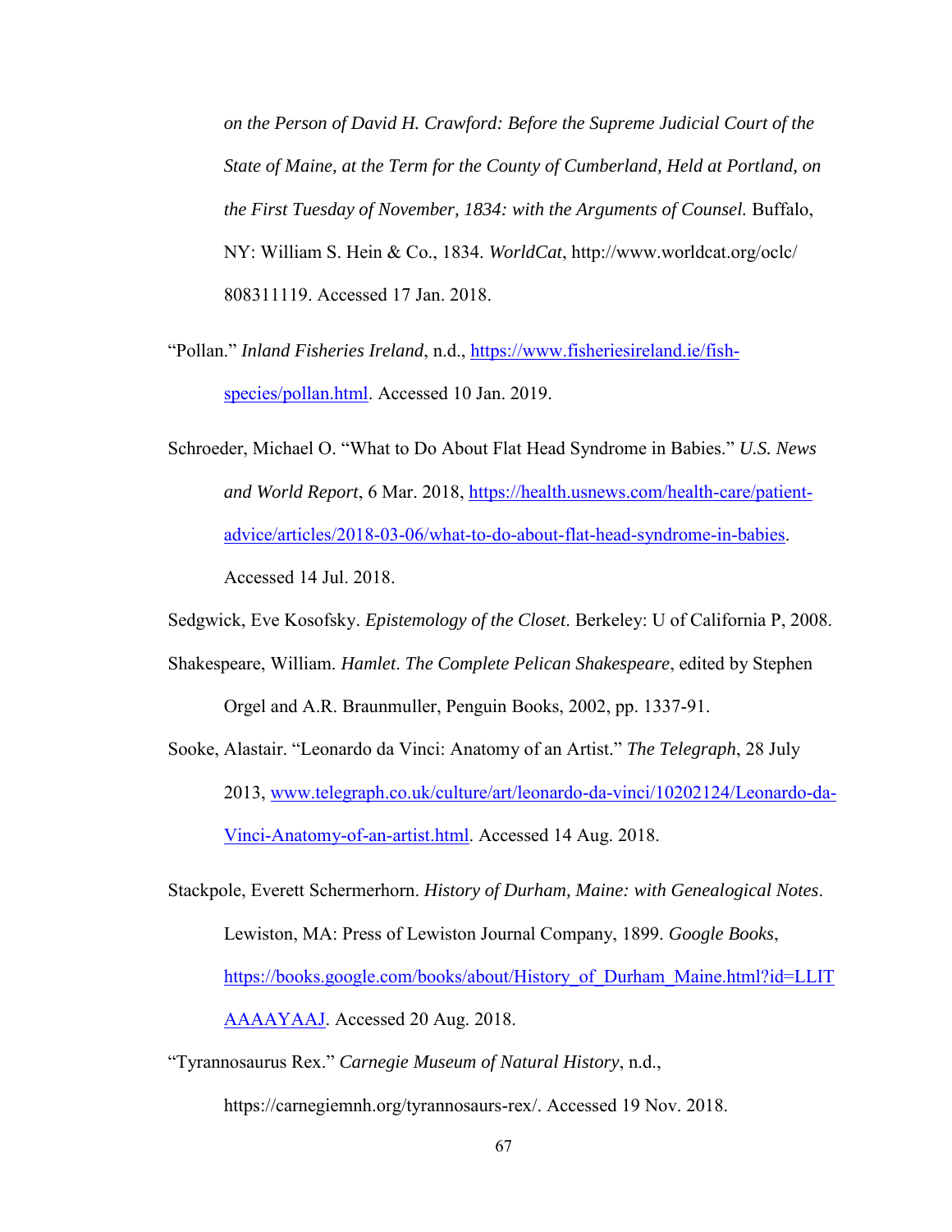*on the Person of David H. Crawford: Before the Supreme Judicial Court of the State of Maine, at the Term for the County of Cumberland, Held at Portland, on the First Tuesday of November, 1834: with the Arguments of Counsel.* Buffalo, NY: William S. Hein & Co., 1834. *WorldCat*, http://www.worldcat.org/oclc/808311119. Accessed 17 Jan. 2018.

"Pollan." *Inland Fisheries Ireland*, n.d., https://www.fisheriesireland.ie/fish-species/pollan.html. Accessed 10 Jan. 2019.

Schroeder, Michael O. "What to Do About Flat Head Syndrome in Babies." *U.S. News and World Report*, 6 Mar. 2018, https://health.usnews.com/health-care/patient-advice/articles/2018-03-06/what-to-do-about-flat-head-syndrome-in-babies. Accessed 14 Jul. 2018.

Sedgwick, Eve Kosofsky. *Epistemology of the Closet*. Berkeley: U of California P, 2008.

Shakespeare, William. *Hamlet*. *The Complete Pelican Shakespeare*, edited by Stephen Orgel and A.R. Braunmuller, Penguin Books, 2002, pp. 1337-91.

Sooke, Alastair. "Leonardo da Vinci: Anatomy of an Artist." *The Telegraph*, 28 July 2013, www.telegraph.co.uk/culture/art/leonardo-da-vinci/10202124/Leonardo-da-Vinci-Anatomy-of-an-artist.html. Accessed 14 Aug. 2018.

Stackpole, Everett Schermerhorn. *History of Durham, Maine: with Genealogical Notes*. Lewiston, MA: Press of Lewiston Journal Company, 1899. *Google Books*, https://books.google.com/books/about/History_of_Durham_Maine.html?id=LLITAAAAYAAJ. Accessed 20 Aug. 2018.

"Tyrannosaurus Rex." *Carnegie Museum of Natural History*, n.d., https://carnegiemnh.org/tyrannosaurs-rex/. Accessed 19 Nov. 2018.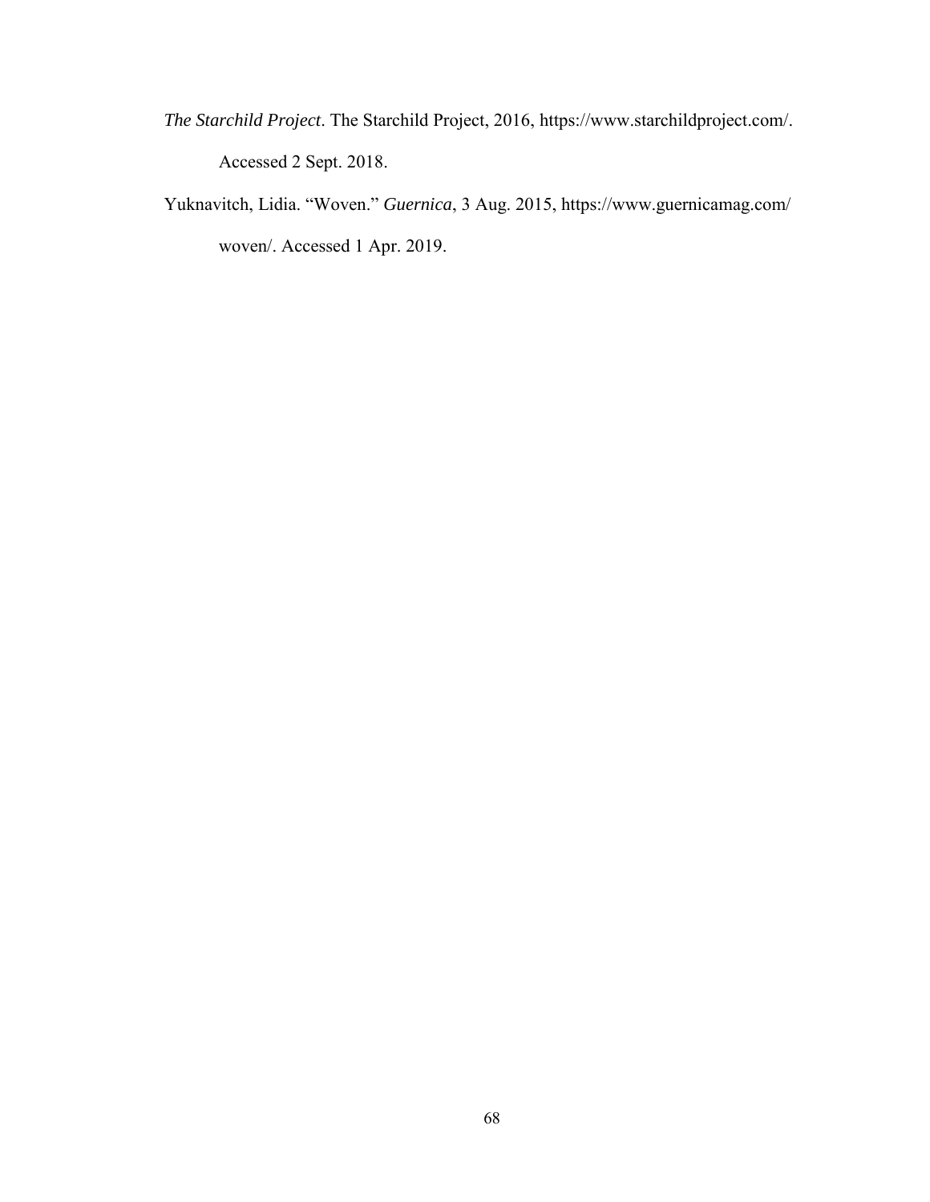*The Starchild Project*. The Starchild Project, 2016, https://www.starchildproject.com/. Accessed 2 Sept. 2018.

Yuknavitch, Lidia. "Woven." *Guernica*, 3 Aug. 2015, https://www.guernicamag.com/woven/. Accessed 1 Apr. 2019.